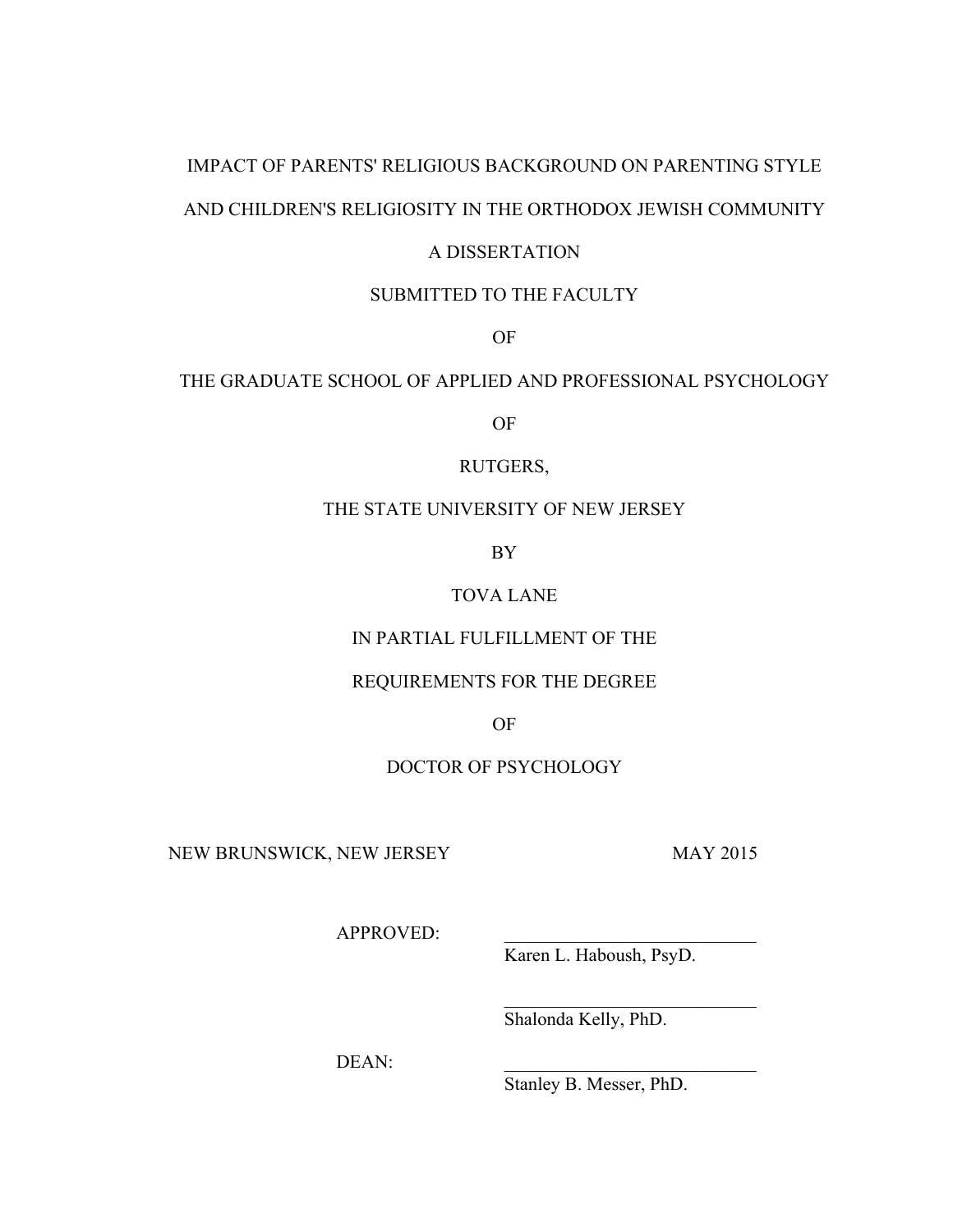# IMPACT OF PARENTS' RELIGIOUS BACKGROUND ON PARENTING STYLE AND CHILDREN'S RELIGIOSITY IN THE ORTHODOX JEWISH COMMUNITY

A DISSERTATION

SUBMITTED TO THE FACULTY

OF

THE GRADUATE SCHOOL OF APPLIED AND PROFESSIONAL PSYCHOLOGY

OF

RUTGERS,

THE STATE UNIVERSITY OF NEW JERSEY

BY

TOVA LANE

IN PARTIAL FULFILLMENT OF THE

REQUIREMENTS FOR THE DEGREE

OF

DOCTOR OF PSYCHOLOGY

NEW BRUNSWICK, NEW JERSEY MAY 2015

APPROVED: ___________________________
Karen L. Haboush, PsyD.

___________________________
Shalonda Kelly, PhD.

DEAN: ___________________________
Stanley B. Messer, PhD.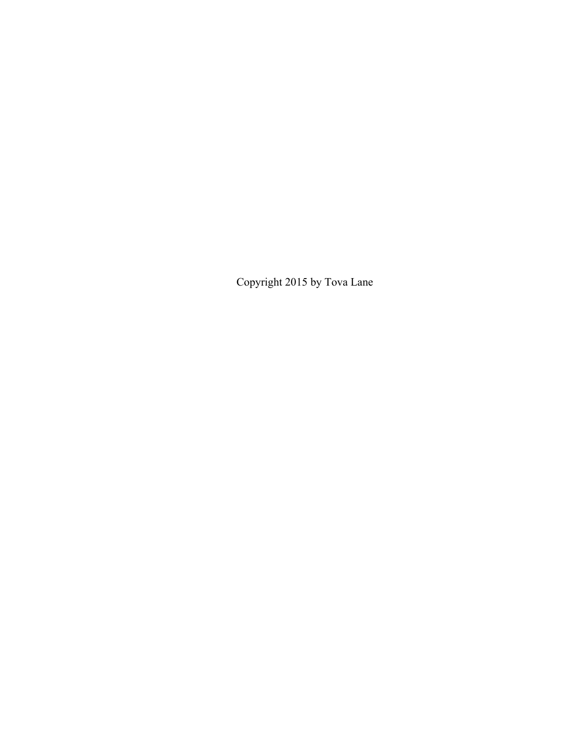Copyright 2015 by Tova Lane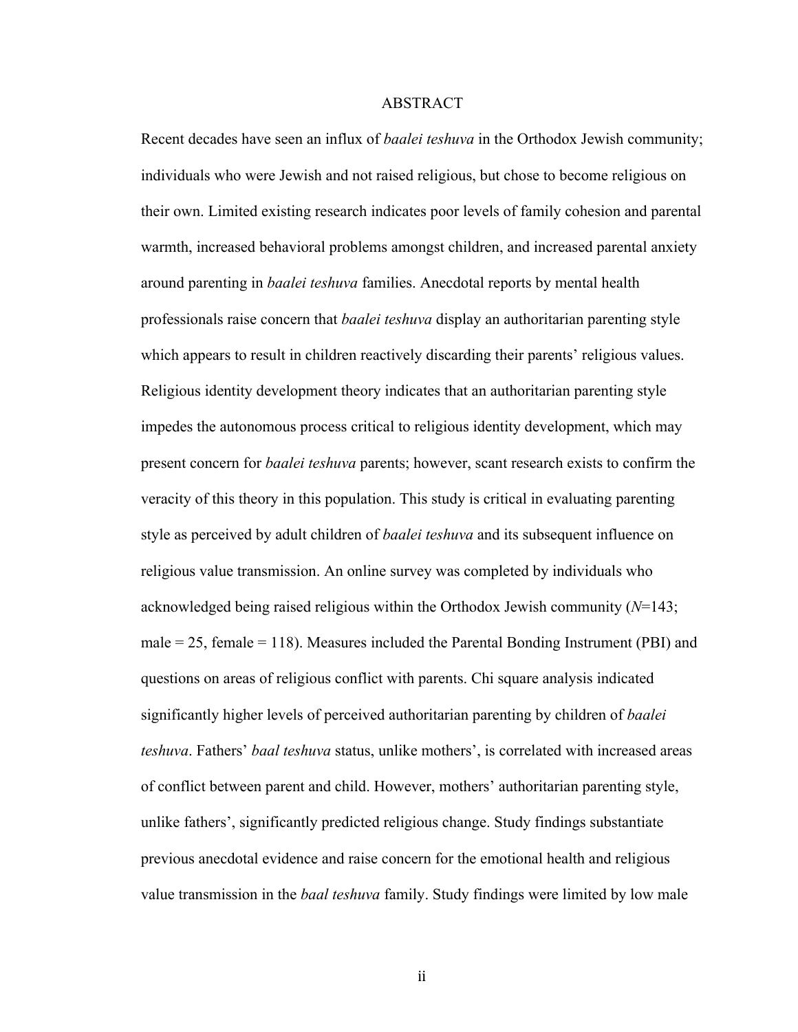# ABSTRACT

Recent decades have seen an influx of *baalei teshuva* in the Orthodox Jewish community; individuals who were Jewish and not raised religious, but chose to become religious on their own. Limited existing research indicates poor levels of family cohesion and parental warmth, increased behavioral problems amongst children, and increased parental anxiety around parenting in *baalei teshuva* families. Anecdotal reports by mental health professionals raise concern that *baalei teshuva* display an authoritarian parenting style which appears to result in children reactively discarding their parents' religious values. Religious identity development theory indicates that an authoritarian parenting style impedes the autonomous process critical to religious identity development, which may present concern for *baalei teshuva* parents; however, scant research exists to confirm the veracity of this theory in this population. This study is critical in evaluating parenting style as perceived by adult children of *baalei teshuva* and its subsequent influence on religious value transmission. An online survey was completed by individuals who acknowledged being raised religious within the Orthodox Jewish community ($N$=143; male = 25, female = 118). Measures included the Parental Bonding Instrument (PBI) and questions on areas of religious conflict with parents. Chi square analysis indicated significantly higher levels of perceived authoritarian parenting by children of *baalei teshuva*. Fathers' *baal teshuva* status, unlike mothers', is correlated with increased areas of conflict between parent and child. However, mothers' authoritarian parenting style, unlike fathers', significantly predicted religious change. Study findings substantiate previous anecdotal evidence and raise concern for the emotional health and religious value transmission in the *baal teshuva* family. Study findings were limited by low male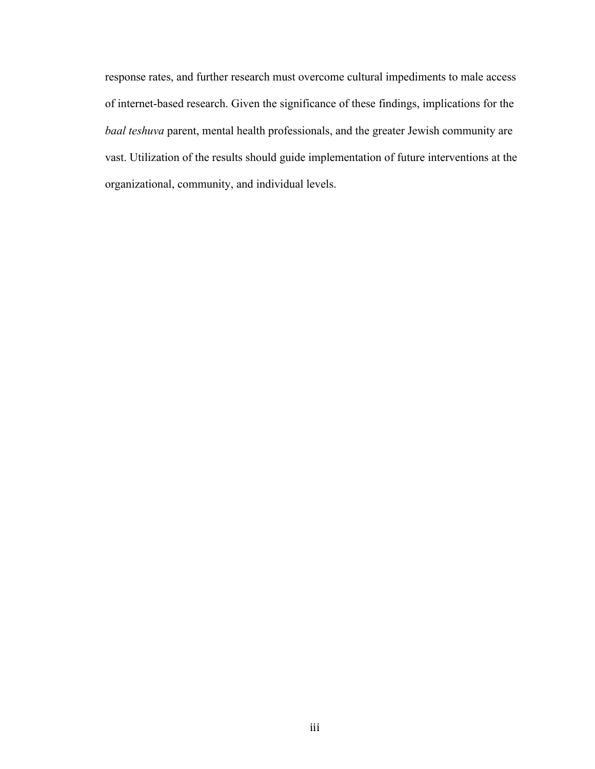response rates, and further research must overcome cultural impediments to male access of internet-based research. Given the significance of these findings, implications for the *baal teshuva* parent, mental health professionals, and the greater Jewish community are vast. Utilization of the results should guide implementation of future interventions at the organizational, community, and individual levels.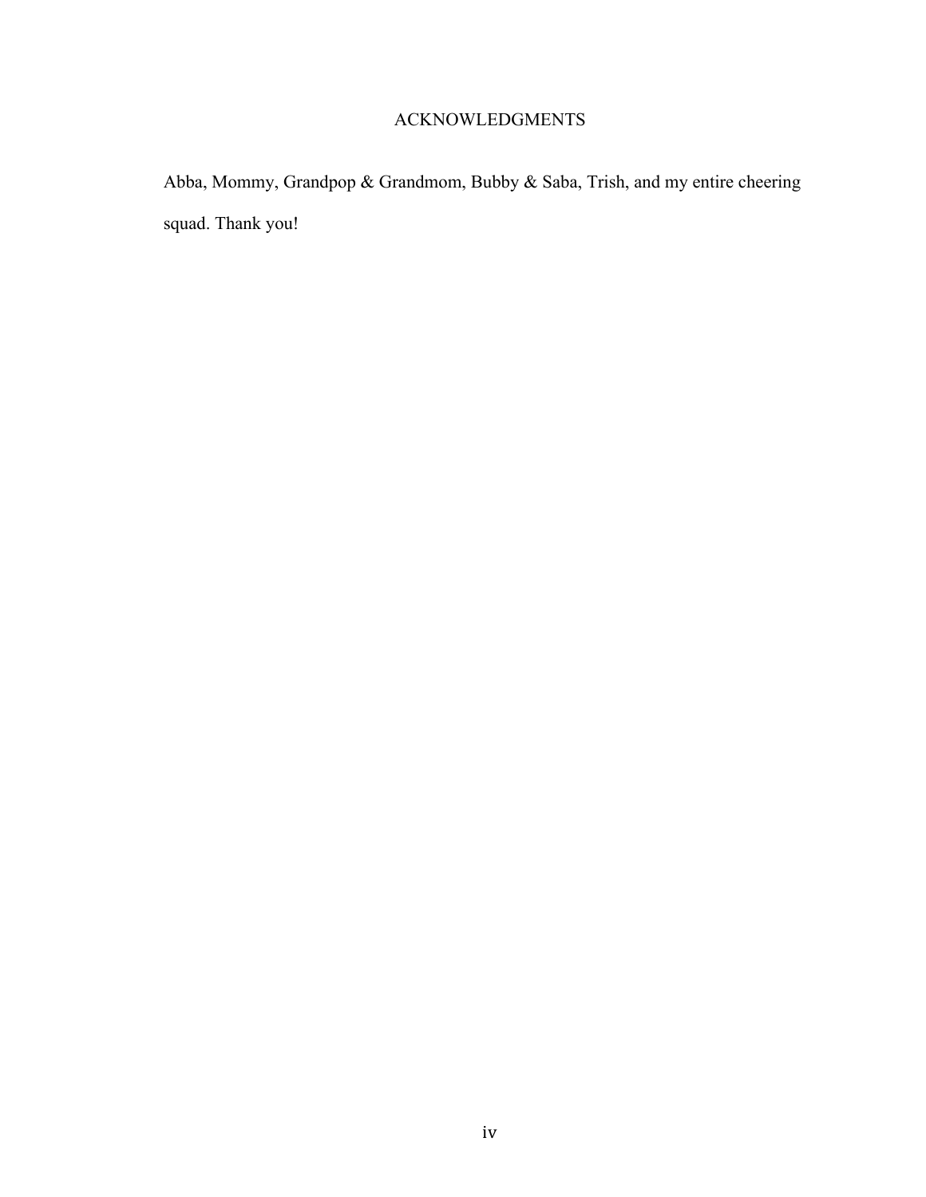# ACKNOWLEDGMENTS

Abba, Mommy, Grandpop & Grandmom, Bubby & Saba, Trish, and my entire cheering squad. Thank you!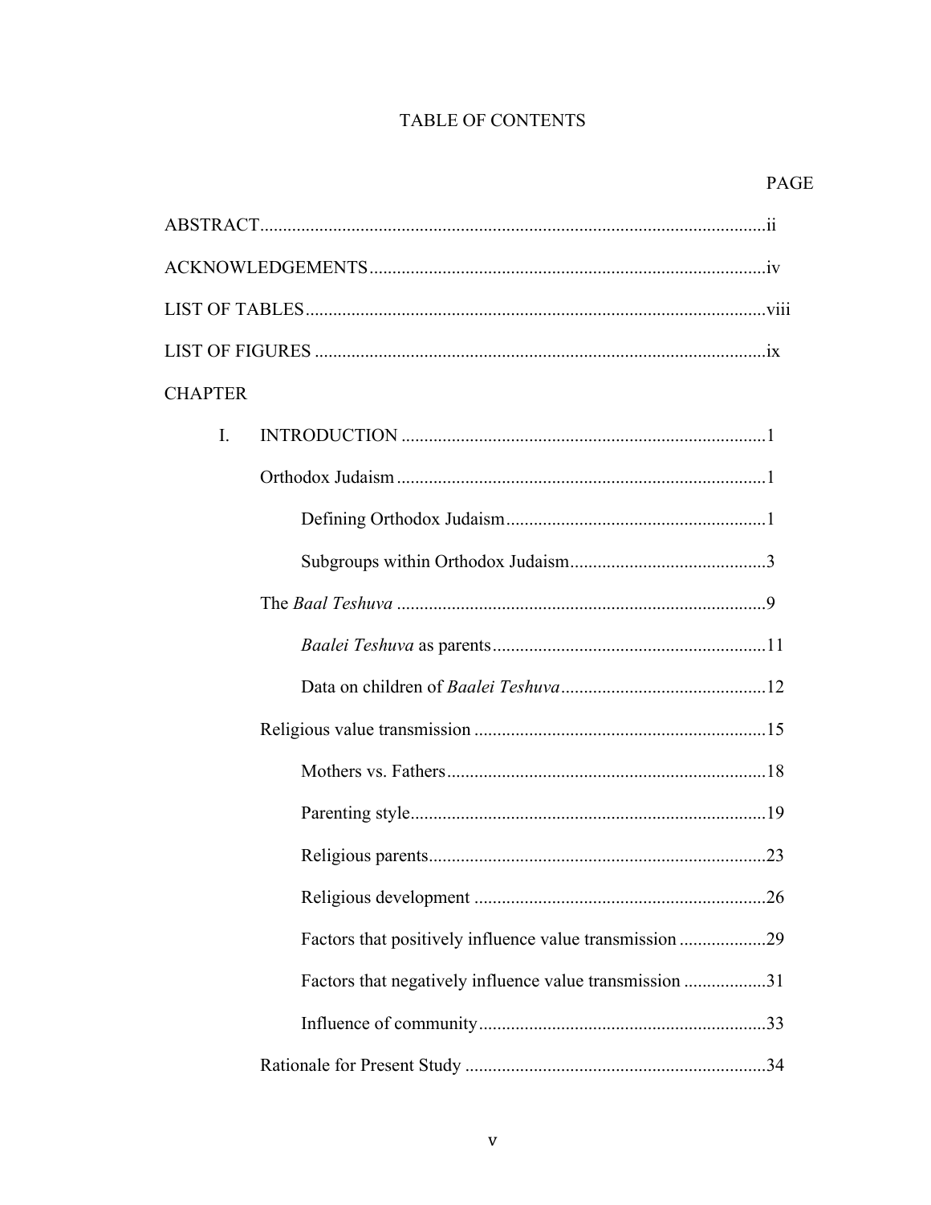# TABLE OF CONTENTS

PAGE

ABSTRACT.....ii

ACKNOWLEDGEMENTS.....iv

LIST OF TABLES.....viii

LIST OF FIGURES.....ix

CHAPTER

I. INTRODUCTION.....1

- Orthodox Judaism.....1
  - Defining Orthodox Judaism.....1
  - Subgroups within Orthodox Judaism.....3
- The *Baal Teshuva*.....9
  - *Baalei Teshuva* as parents.....11
  - Data on children of *Baalei Teshuva*.....12
- Religious value transmission.....15
  - Mothers vs. Fathers.....18
  - Parenting style.....19
  - Religious parents.....23
  - Religious development.....26
  - Factors that positively influence value transmission.....29
  - Factors that negatively influence value transmission.....31
  - Influence of community.....33
- Rationale for Present Study.....34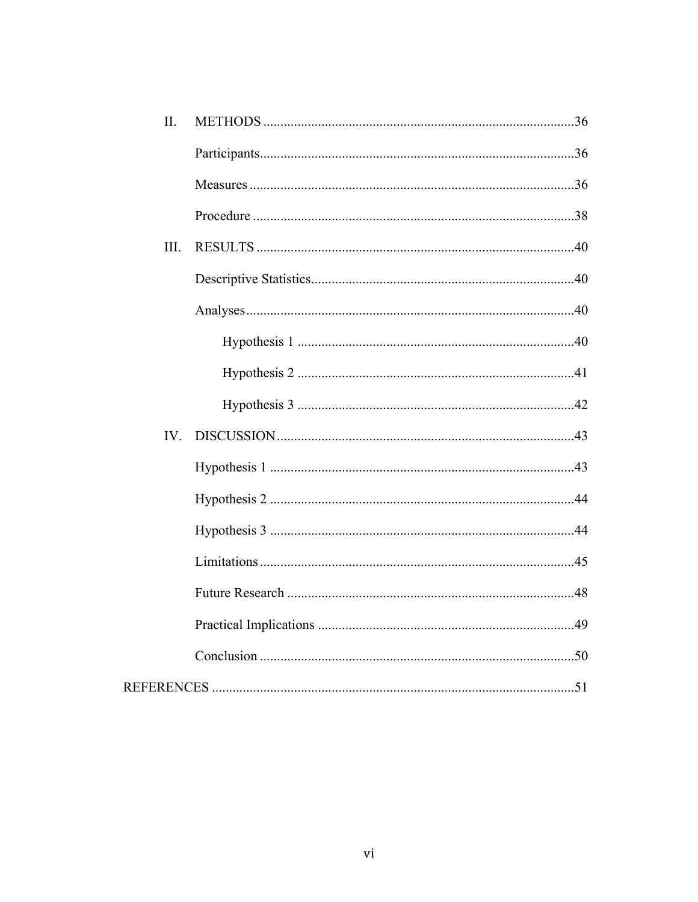II. METHODS ..........................................................................................36

Participants..........................................................................................36

Measures ..............................................................................................36

Procedure .............................................................................................38

III. RESULTS ............................................................................................40

Descriptive Statistics............................................................................40

Analyses...............................................................................................40

Hypothesis 1 ................................................................................40

Hypothesis 2 ................................................................................41

Hypothesis 3 ................................................................................42

IV. DISCUSSION......................................................................................43

Hypothesis 1 ........................................................................................43

Hypothesis 2 ........................................................................................44

Hypothesis 3 ........................................................................................44

Limitations...........................................................................................45

Future Research ...................................................................................48

Practical Implications ..........................................................................49

Conclusion ...........................................................................................50

REFERENCES .........................................................................................................51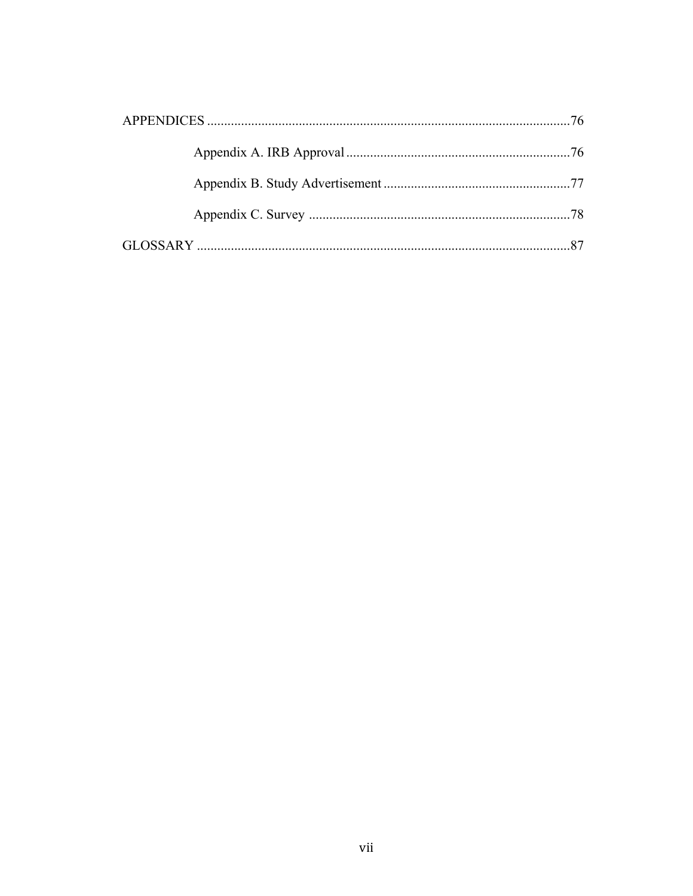APPENDICES ....................................................................................................76

Appendix A. IRB Approval ..................................................................76

Appendix B. Study Advertisement .......................................................77

Appendix C. Survey ..............................................................................78

GLOSSARY ......................................................................................................87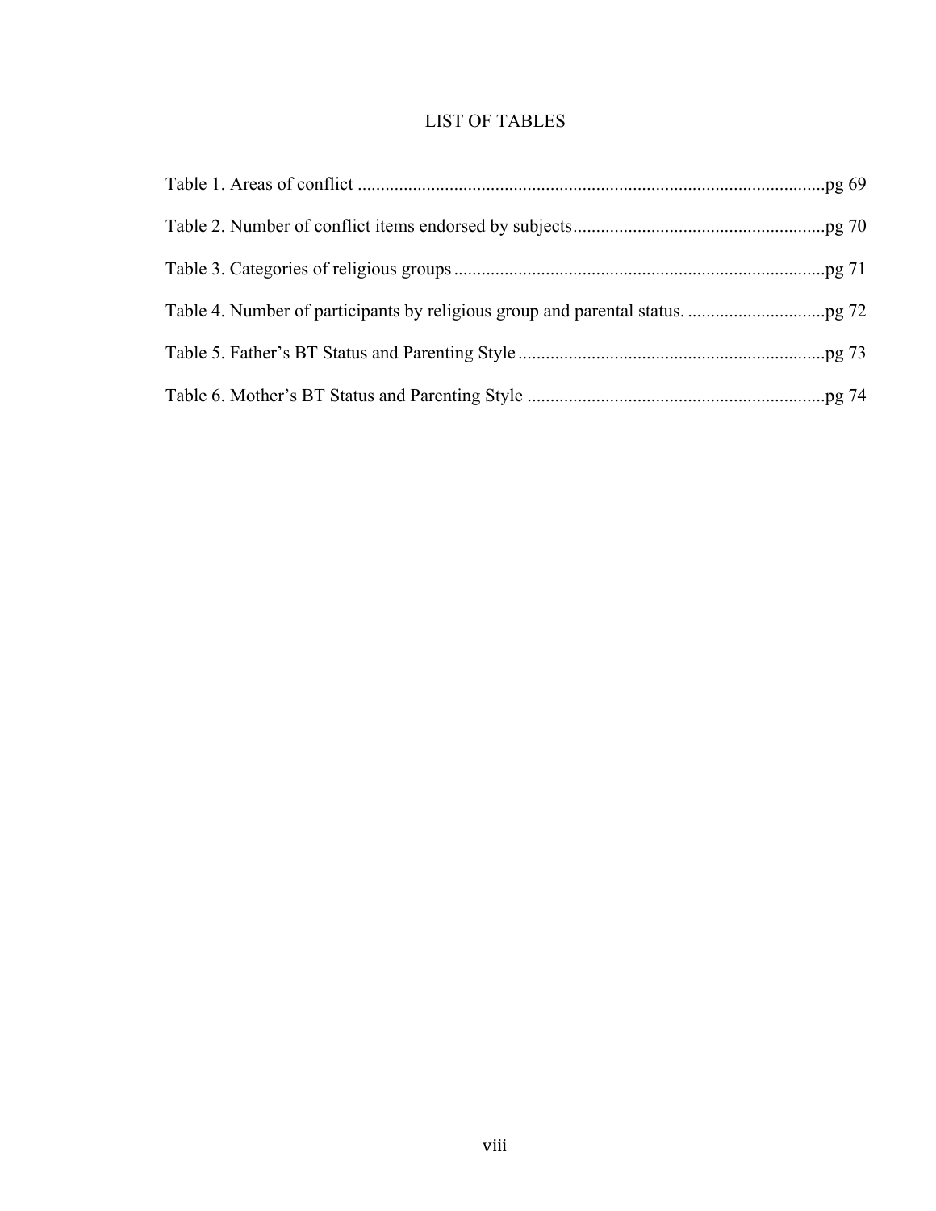# LIST OF TABLES

Table 1. Areas of conflict ........................................................................................................pg 69

Table 2. Number of conflict items endorsed by subjects.......................................................pg 70

Table 3. Categories of religious groups.................................................................................pg 71

Table 4. Number of participants by religious group and parental status. ..............................pg 72

Table 5. Father's BT Status and Parenting Style....................................................................pg 73

Table 6. Mother's BT Status and Parenting Style ..................................................................pg 74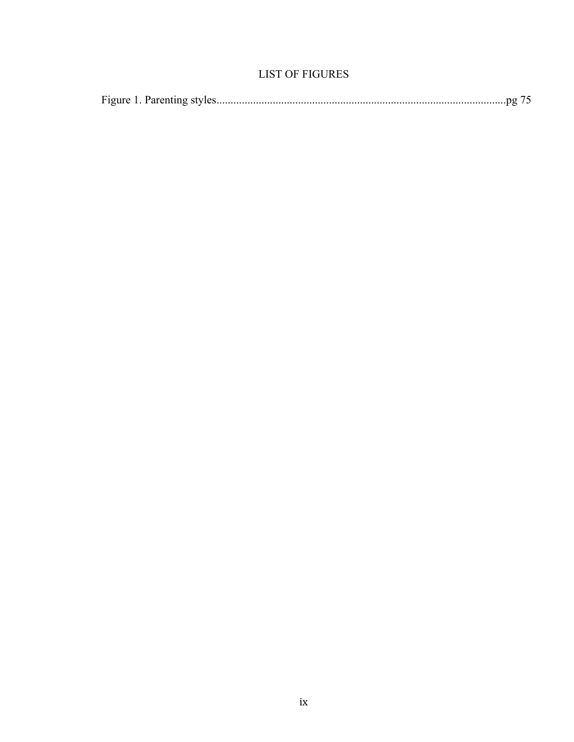# LIST OF FIGURES

Figure 1. Parenting styles......................................................................................................pg 75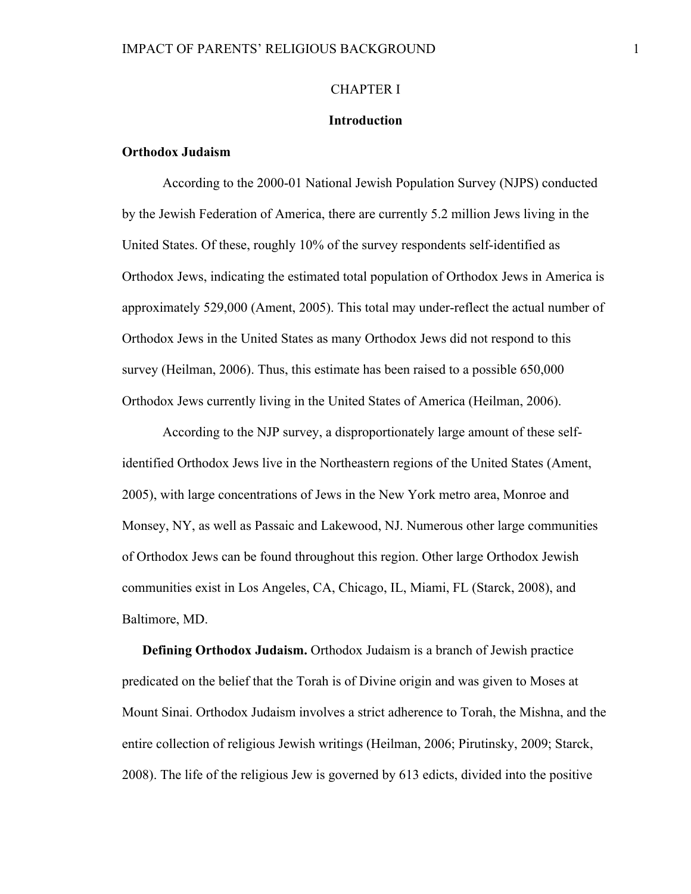# CHAPTER I

## Introduction

### Orthodox Judaism

According to the 2000-01 National Jewish Population Survey (NJPS) conducted by the Jewish Federation of America, there are currently 5.2 million Jews living in the United States. Of these, roughly 10% of the survey respondents self-identified as Orthodox Jews, indicating the estimated total population of Orthodox Jews in America is approximately 529,000 (Ament, 2005). This total may under-reflect the actual number of Orthodox Jews in the United States as many Orthodox Jews did not respond to this survey (Heilman, 2006). Thus, this estimate has been raised to a possible 650,000 Orthodox Jews currently living in the United States of America (Heilman, 2006).

According to the NJP survey, a disproportionately large amount of these self-identified Orthodox Jews live in the Northeastern regions of the United States (Ament, 2005), with large concentrations of Jews in the New York metro area, Monroe and Monsey, NY, as well as Passaic and Lakewood, NJ. Numerous other large communities of Orthodox Jews can be found throughout this region. Other large Orthodox Jewish communities exist in Los Angeles, CA, Chicago, IL, Miami, FL (Starck, 2008), and Baltimore, MD.

**Defining Orthodox Judaism.** Orthodox Judaism is a branch of Jewish practice predicated on the belief that the Torah is of Divine origin and was given to Moses at Mount Sinai. Orthodox Judaism involves a strict adherence to Torah, the Mishna, and the entire collection of religious Jewish writings (Heilman, 2006; Pirutinsky, 2009; Starck, 2008). The life of the religious Jew is governed by 613 edicts, divided into the positive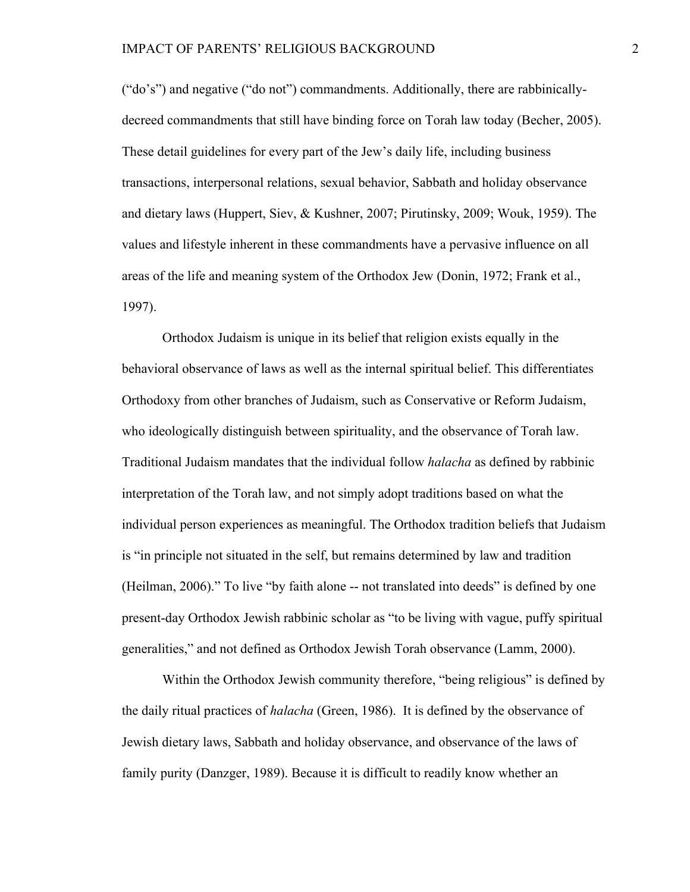("do's") and negative ("do not") commandments. Additionally, there are rabbinically-decreed commandments that still have binding force on Torah law today (Becher, 2005). These detail guidelines for every part of the Jew's daily life, including business transactions, interpersonal relations, sexual behavior, Sabbath and holiday observance and dietary laws (Huppert, Siev, & Kushner, 2007; Pirutinsky, 2009; Wouk, 1959). The values and lifestyle inherent in these commandments have a pervasive influence on all areas of the life and meaning system of the Orthodox Jew (Donin, 1972; Frank et al., 1997).

Orthodox Judaism is unique in its belief that religion exists equally in the behavioral observance of laws as well as the internal spiritual belief. This differentiates Orthodoxy from other branches of Judaism, such as Conservative or Reform Judaism, who ideologically distinguish between spirituality, and the observance of Torah law. Traditional Judaism mandates that the individual follow *halacha* as defined by rabbinic interpretation of the Torah law, and not simply adopt traditions based on what the individual person experiences as meaningful. The Orthodox tradition beliefs that Judaism is "in principle not situated in the self, but remains determined by law and tradition (Heilman, 2006)." To live "by faith alone -- not translated into deeds" is defined by one present-day Orthodox Jewish rabbinic scholar as "to be living with vague, puffy spiritual generalities," and not defined as Orthodox Jewish Torah observance (Lamm, 2000).

Within the Orthodox Jewish community therefore, "being religious" is defined by the daily ritual practices of *halacha* (Green, 1986). It is defined by the observance of Jewish dietary laws, Sabbath and holiday observance, and observance of the laws of family purity (Danzger, 1989). Because it is difficult to readily know whether an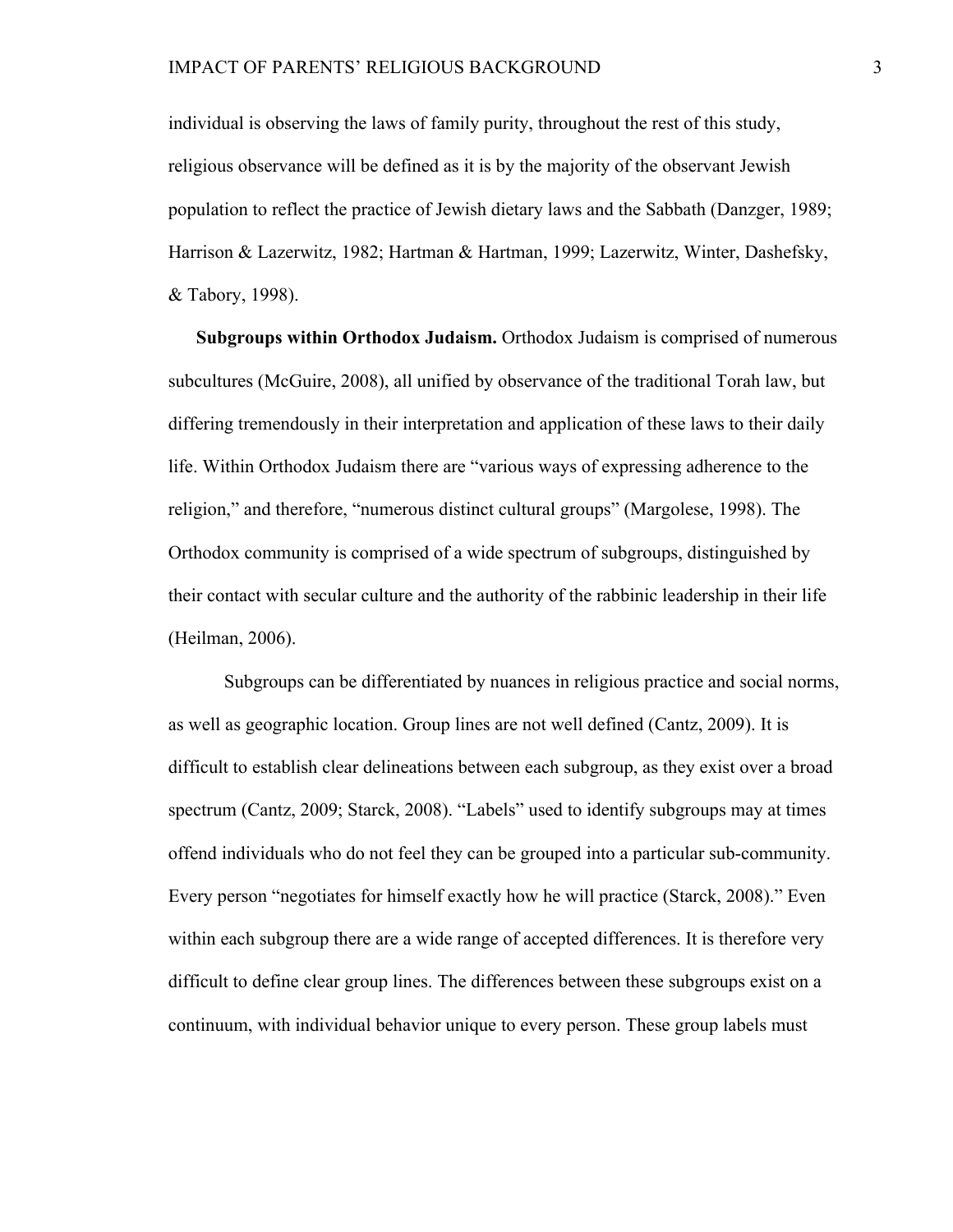individual is observing the laws of family purity, throughout the rest of this study, religious observance will be defined as it is by the majority of the observant Jewish population to reflect the practice of Jewish dietary laws and the Sabbath (Danzger, 1989; Harrison & Lazerwitz, 1982; Hartman & Hartman, 1999; Lazerwitz, Winter, Dashefsky, & Tabory, 1998).

**Subgroups within Orthodox Judaism.** Orthodox Judaism is comprised of numerous subcultures (McGuire, 2008), all unified by observance of the traditional Torah law, but differing tremendously in their interpretation and application of these laws to their daily life. Within Orthodox Judaism there are "various ways of expressing adherence to the religion," and therefore, "numerous distinct cultural groups" (Margolese, 1998). The Orthodox community is comprised of a wide spectrum of subgroups, distinguished by their contact with secular culture and the authority of the rabbinic leadership in their life (Heilman, 2006).

Subgroups can be differentiated by nuances in religious practice and social norms, as well as geographic location. Group lines are not well defined (Cantz, 2009). It is difficult to establish clear delineations between each subgroup, as they exist over a broad spectrum (Cantz, 2009; Starck, 2008). "Labels" used to identify subgroups may at times offend individuals who do not feel they can be grouped into a particular sub-community. Every person "negotiates for himself exactly how he will practice (Starck, 2008)." Even within each subgroup there are a wide range of accepted differences. It is therefore very difficult to define clear group lines. The differences between these subgroups exist on a continuum, with individual behavior unique to every person. These group labels must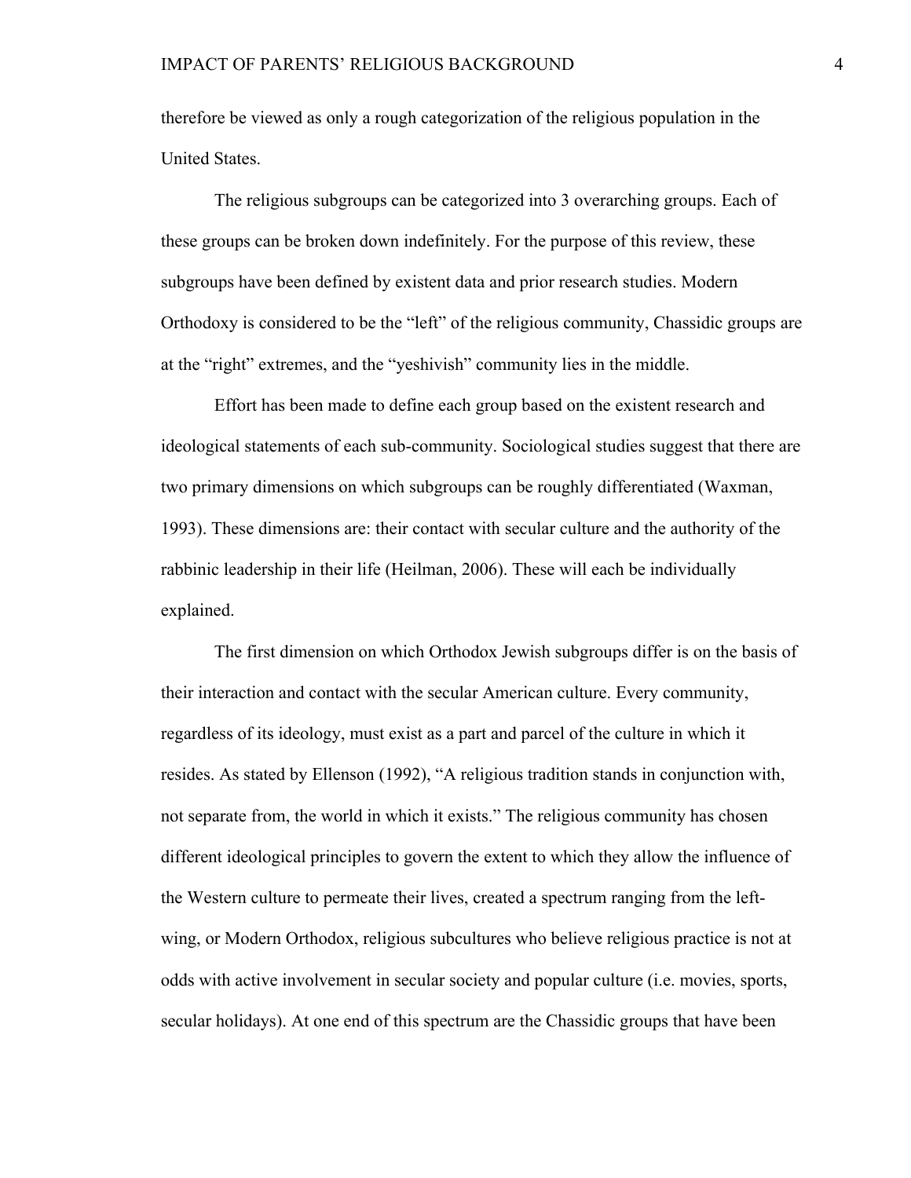therefore be viewed as only a rough categorization of the religious population in the United States.

The religious subgroups can be categorized into 3 overarching groups. Each of these groups can be broken down indefinitely. For the purpose of this review, these subgroups have been defined by existent data and prior research studies. Modern Orthodoxy is considered to be the "left" of the religious community, Chassidic groups are at the "right" extremes, and the "yeshivish" community lies in the middle.

Effort has been made to define each group based on the existent research and ideological statements of each sub-community. Sociological studies suggest that there are two primary dimensions on which subgroups can be roughly differentiated (Waxman, 1993). These dimensions are: their contact with secular culture and the authority of the rabbinic leadership in their life (Heilman, 2006). These will each be individually explained.

The first dimension on which Orthodox Jewish subgroups differ is on the basis of their interaction and contact with the secular American culture. Every community, regardless of its ideology, must exist as a part and parcel of the culture in which it resides. As stated by Ellenson (1992), "A religious tradition stands in conjunction with, not separate from, the world in which it exists." The religious community has chosen different ideological principles to govern the extent to which they allow the influence of the Western culture to permeate their lives, created a spectrum ranging from the left-wing, or Modern Orthodox, religious subcultures who believe religious practice is not at odds with active involvement in secular society and popular culture (i.e. movies, sports, secular holidays). At one end of this spectrum are the Chassidic groups that have been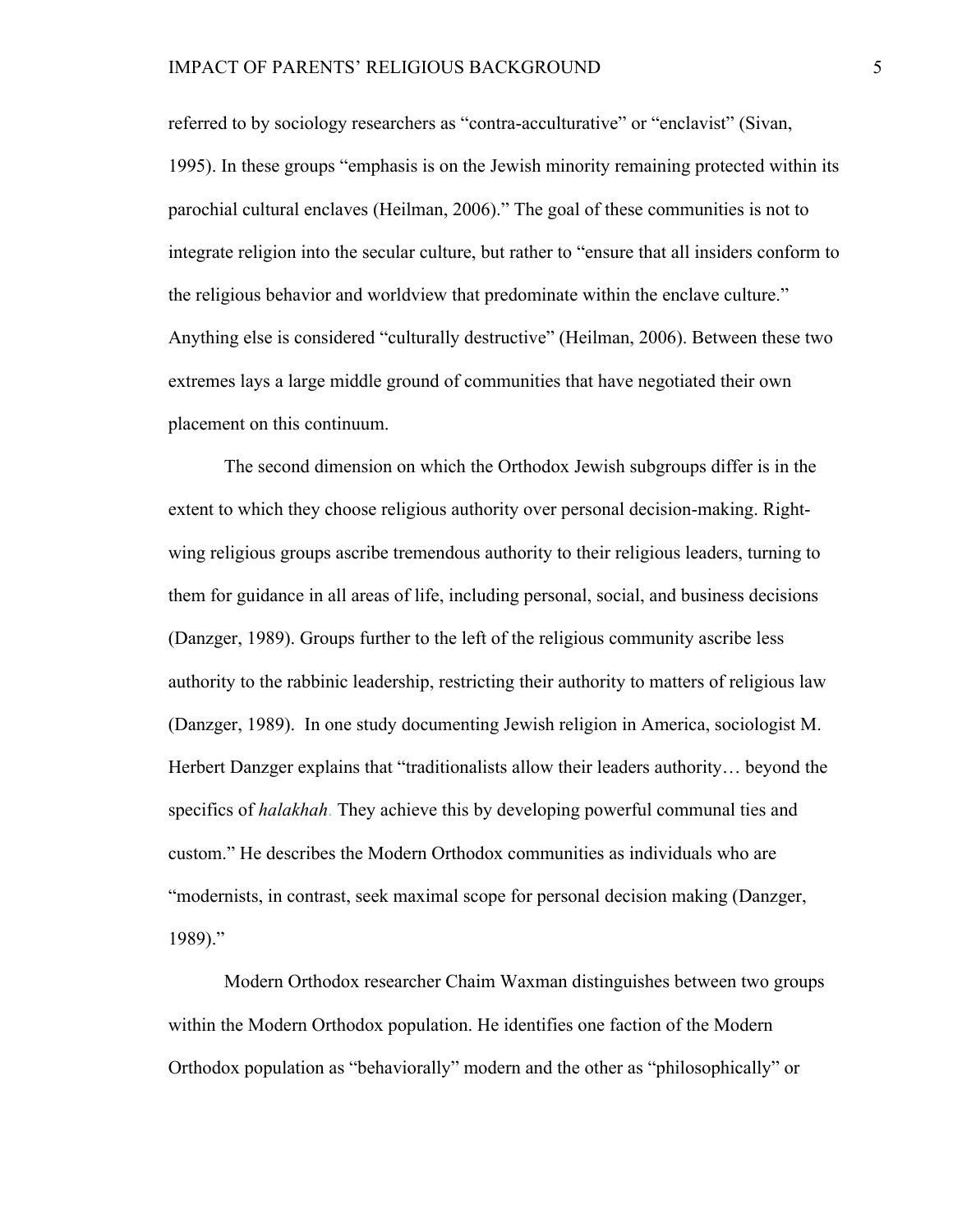referred to by sociology researchers as "contra-acculturative" or "enclavist" (Sivan, 1995). In these groups "emphasis is on the Jewish minority remaining protected within its parochial cultural enclaves (Heilman, 2006)." The goal of these communities is not to integrate religion into the secular culture, but rather to "ensure that all insiders conform to the religious behavior and worldview that predominate within the enclave culture." Anything else is considered "culturally destructive" (Heilman, 2006). Between these two extremes lays a large middle ground of communities that have negotiated their own placement on this continuum.

The second dimension on which the Orthodox Jewish subgroups differ is in the extent to which they choose religious authority over personal decision-making. Right-wing religious groups ascribe tremendous authority to their religious leaders, turning to them for guidance in all areas of life, including personal, social, and business decisions (Danzger, 1989). Groups further to the left of the religious community ascribe less authority to the rabbinic leadership, restricting their authority to matters of religious law (Danzger, 1989). In one study documenting Jewish religion in America, sociologist M. Herbert Danzger explains that "traditionalists allow their leaders authority… beyond the specifics of *halakhah*. They achieve this by developing powerful communal ties and custom." He describes the Modern Orthodox communities as individuals who are "modernists, in contrast, seek maximal scope for personal decision making (Danzger, 1989)."

Modern Orthodox researcher Chaim Waxman distinguishes between two groups within the Modern Orthodox population. He identifies one faction of the Modern Orthodox population as "behaviorally" modern and the other as "philosophically" or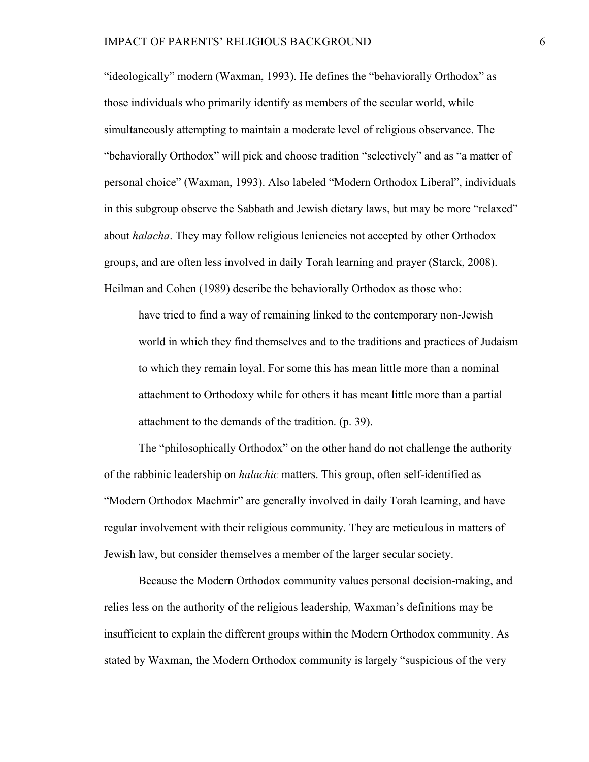“ideologically” modern (Waxman, 1993). He defines the “behaviorally Orthodox” as those individuals who primarily identify as members of the secular world, while simultaneously attempting to maintain a moderate level of religious observance. The “behaviorally Orthodox” will pick and choose tradition “selectively” and as “a matter of personal choice” (Waxman, 1993). Also labeled “Modern Orthodox Liberal”, individuals in this subgroup observe the Sabbath and Jewish dietary laws, but may be more “relaxed” about *halacha*. They may follow religious leniencies not accepted by other Orthodox groups, and are often less involved in daily Torah learning and prayer (Starck, 2008). Heilman and Cohen (1989) describe the behaviorally Orthodox as those who:

> have tried to find a way of remaining linked to the contemporary non-Jewish world in which they find themselves and to the traditions and practices of Judaism to which they remain loyal. For some this has mean little more than a nominal attachment to Orthodoxy while for others it has meant little more than a partial attachment to the demands of the tradition. (p. 39).

The “philosophically Orthodox” on the other hand do not challenge the authority of the rabbinic leadership on *halachic* matters. This group, often self-identified as “Modern Orthodox Machmir” are generally involved in daily Torah learning, and have regular involvement with their religious community. They are meticulous in matters of Jewish law, but consider themselves a member of the larger secular society.

Because the Modern Orthodox community values personal decision-making, and relies less on the authority of the religious leadership, Waxman’s definitions may be insufficient to explain the different groups within the Modern Orthodox community. As stated by Waxman, the Modern Orthodox community is largely “suspicious of the very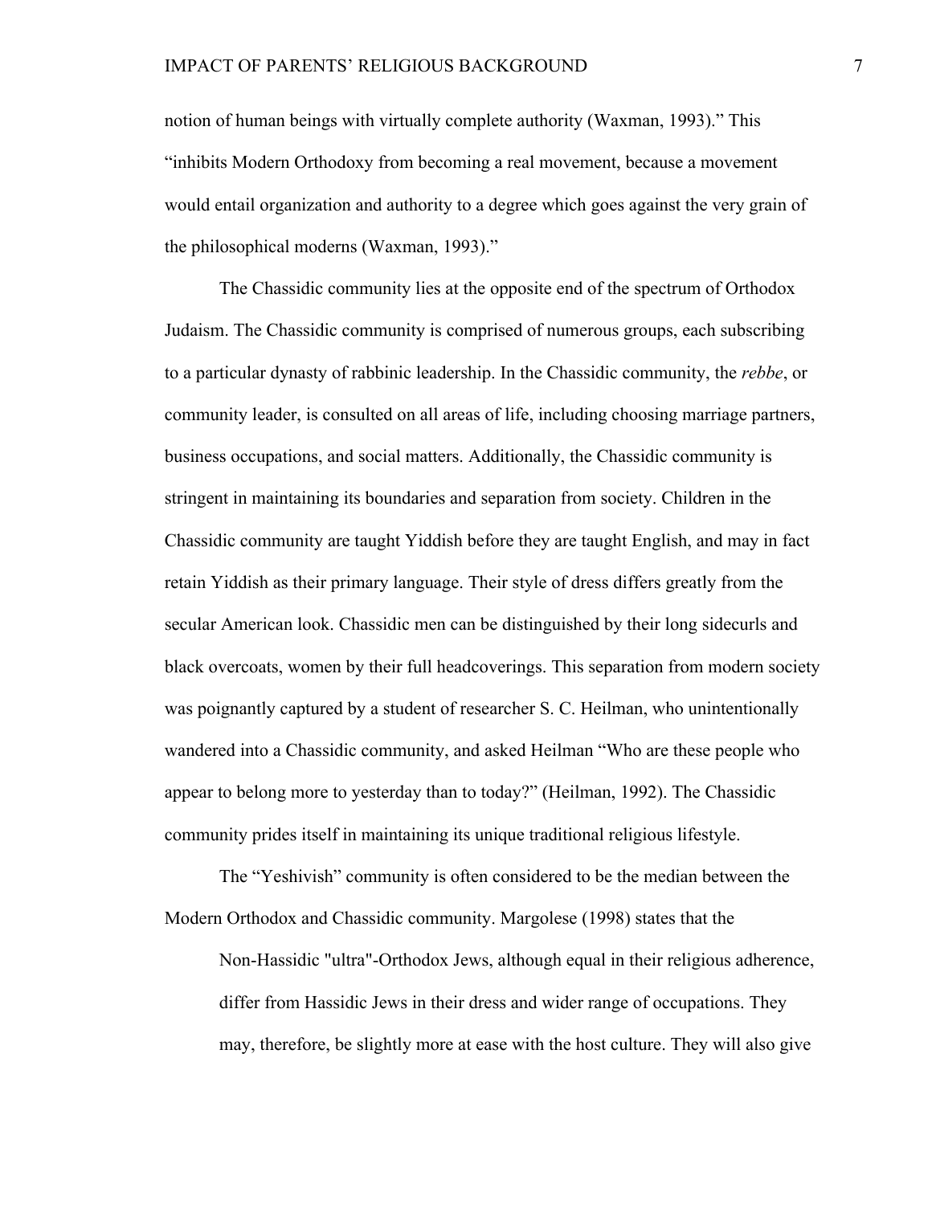notion of human beings with virtually complete authority (Waxman, 1993)." This "inhibits Modern Orthodoxy from becoming a real movement, because a movement would entail organization and authority to a degree which goes against the very grain of the philosophical moderns (Waxman, 1993)."

The Chassidic community lies at the opposite end of the spectrum of Orthodox Judaism. The Chassidic community is comprised of numerous groups, each subscribing to a particular dynasty of rabbinic leadership. In the Chassidic community, the *rebbe*, or community leader, is consulted on all areas of life, including choosing marriage partners, business occupations, and social matters. Additionally, the Chassidic community is stringent in maintaining its boundaries and separation from society. Children in the Chassidic community are taught Yiddish before they are taught English, and may in fact retain Yiddish as their primary language. Their style of dress differs greatly from the secular American look. Chassidic men can be distinguished by their long sidecurls and black overcoats, women by their full headcoverings. This separation from modern society was poignantly captured by a student of researcher S. C. Heilman, who unintentionally wandered into a Chassidic community, and asked Heilman "Who are these people who appear to belong more to yesterday than to today?" (Heilman, 1992). The Chassidic community prides itself in maintaining its unique traditional religious lifestyle.

The "Yeshivish" community is often considered to be the median between the Modern Orthodox and Chassidic community. Margolese (1998) states that the

> Non-Hassidic "ultra"-Orthodox Jews, although equal in their religious adherence, differ from Hassidic Jews in their dress and wider range of occupations. They may, therefore, be slightly more at ease with the host culture. They will also give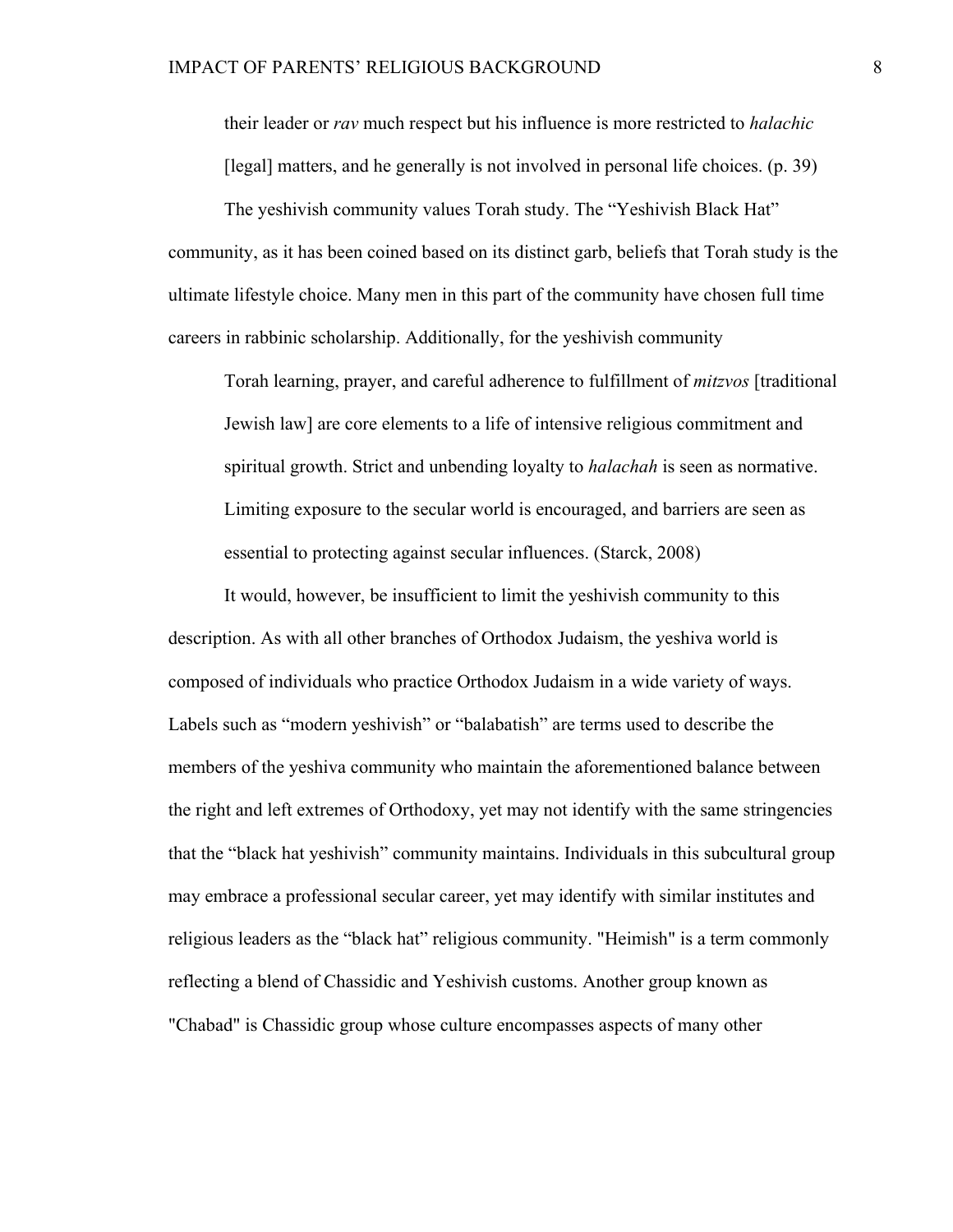> their leader or *rav* much respect but his influence is more restricted to *halachic* [legal] matters, and he generally is not involved in personal life choices. (p. 39)

The yeshivish community values Torah study. The “Yeshivish Black Hat” community, as it has been coined based on its distinct garb, beliefs that Torah study is the ultimate lifestyle choice. Many men in this part of the community have chosen full time careers in rabbinic scholarship. Additionally, for the yeshivish community

> Torah learning, prayer, and careful adherence to fulfillment of *mitzvos* [traditional Jewish law] are core elements to a life of intensive religious commitment and spiritual growth. Strict and unbending loyalty to *halachah* is seen as normative. Limiting exposure to the secular world is encouraged, and barriers are seen as essential to protecting against secular influences. (Starck, 2008)

It would, however, be insufficient to limit the yeshivish community to this description. As with all other branches of Orthodox Judaism, the yeshiva world is composed of individuals who practice Orthodox Judaism in a wide variety of ways. Labels such as “modern yeshivish” or “balabatish” are terms used to describe the members of the yeshiva community who maintain the aforementioned balance between the right and left extremes of Orthodoxy, yet may not identify with the same stringencies that the “black hat yeshivish” community maintains. Individuals in this subcultural group may embrace a professional secular career, yet may identify with similar institutes and religious leaders as the “black hat” religious community. "Heimish" is a term commonly reflecting a blend of Chassidic and Yeshivish customs. Another group known as "Chabad" is Chassidic group whose culture encompasses aspects of many other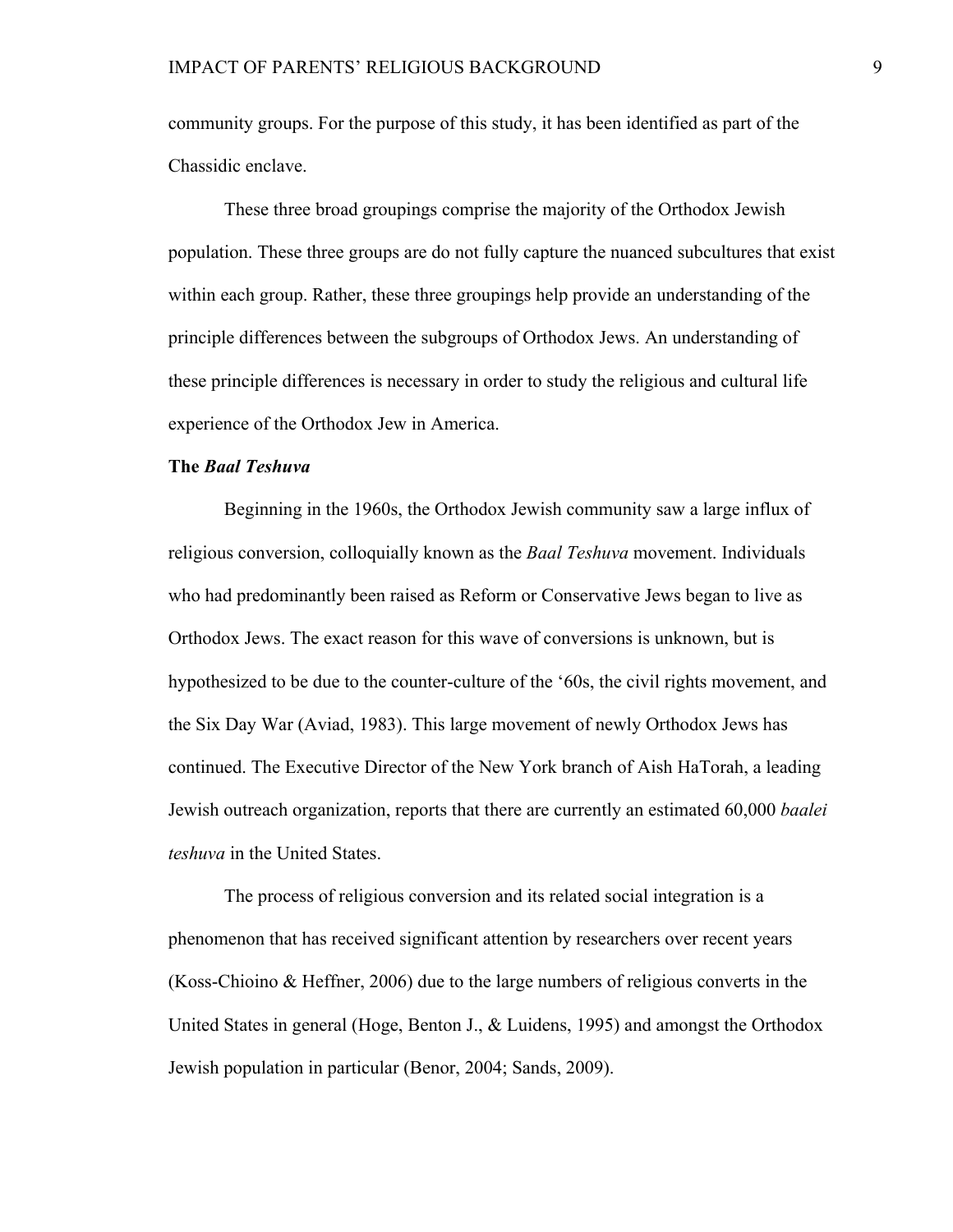community groups. For the purpose of this study, it has been identified as part of the Chassidic enclave.

These three broad groupings comprise the majority of the Orthodox Jewish population. These three groups are do not fully capture the nuanced subcultures that exist within each group. Rather, these three groupings help provide an understanding of the principle differences between the subgroups of Orthodox Jews. An understanding of these principle differences is necessary in order to study the religious and cultural life experience of the Orthodox Jew in America.

### The *Baal Teshuva*

Beginning in the 1960s, the Orthodox Jewish community saw a large influx of religious conversion, colloquially known as the *Baal Teshuva* movement. Individuals who had predominantly been raised as Reform or Conservative Jews began to live as Orthodox Jews. The exact reason for this wave of conversions is unknown, but is hypothesized to be due to the counter-culture of the '60s, the civil rights movement, and the Six Day War (Aviad, 1983). This large movement of newly Orthodox Jews has continued. The Executive Director of the New York branch of Aish HaTorah, a leading Jewish outreach organization, reports that there are currently an estimated 60,000 *baalei teshuva* in the United States.

The process of religious conversion and its related social integration is a phenomenon that has received significant attention by researchers over recent years (Koss-Chioino & Heffner, 2006) due to the large numbers of religious converts in the United States in general (Hoge, Benton J., & Luidens, 1995) and amongst the Orthodox Jewish population in particular (Benor, 2004; Sands, 2009).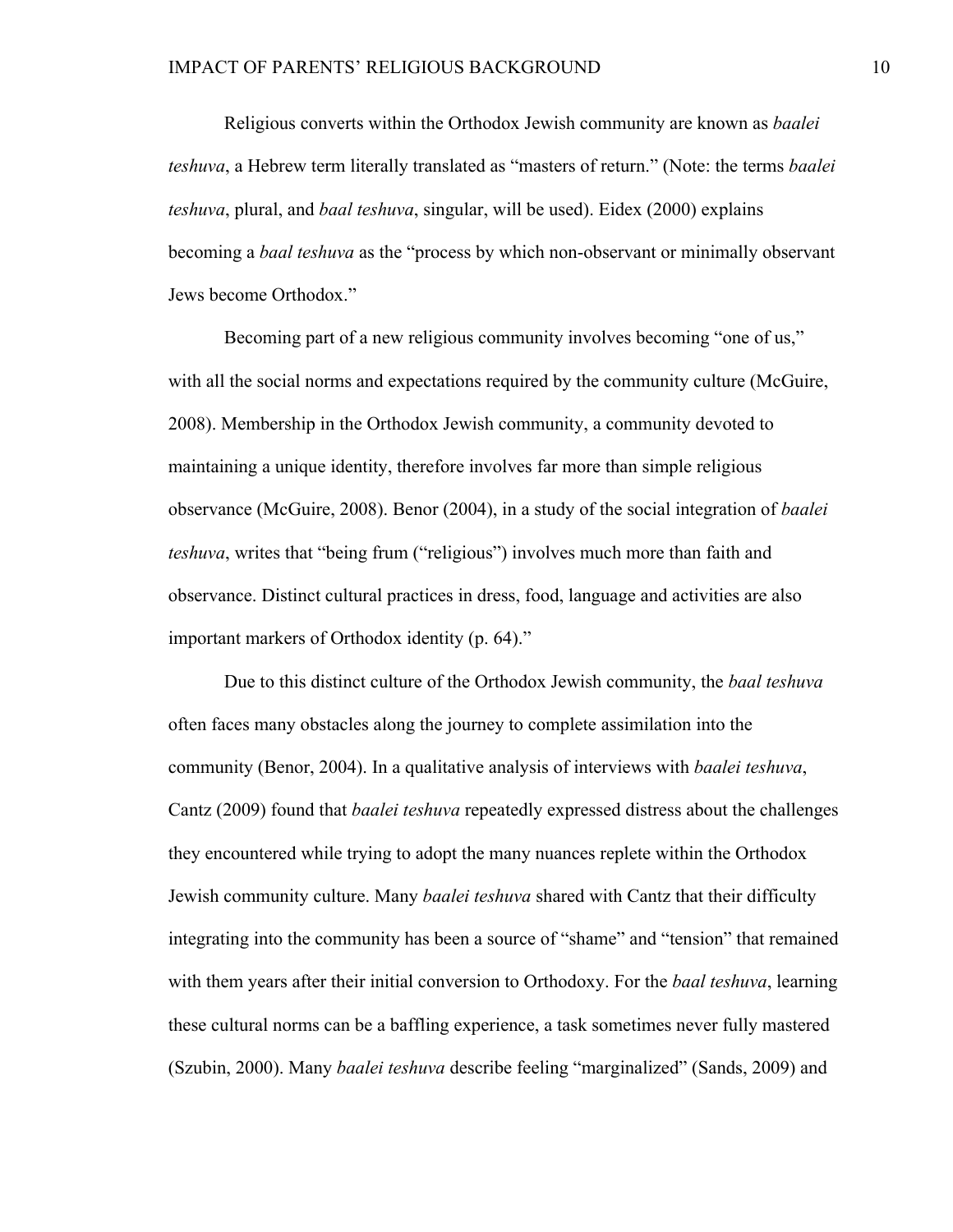Religious converts within the Orthodox Jewish community are known as *baalei teshuva*, a Hebrew term literally translated as "masters of return." (Note: the terms *baalei teshuva*, plural, and *baal teshuva*, singular, will be used). Eidex (2000) explains becoming a *baal teshuva* as the "process by which non-observant or minimally observant Jews become Orthodox."

Becoming part of a new religious community involves becoming "one of us," with all the social norms and expectations required by the community culture (McGuire, 2008). Membership in the Orthodox Jewish community, a community devoted to maintaining a unique identity, therefore involves far more than simple religious observance (McGuire, 2008). Benor (2004), in a study of the social integration of *baalei teshuva*, writes that "being frum ("religious") involves much more than faith and observance. Distinct cultural practices in dress, food, language and activities are also important markers of Orthodox identity (p. 64)."

Due to this distinct culture of the Orthodox Jewish community, the *baal teshuva* often faces many obstacles along the journey to complete assimilation into the community (Benor, 2004). In a qualitative analysis of interviews with *baalei teshuva*, Cantz (2009) found that *baalei teshuva* repeatedly expressed distress about the challenges they encountered while trying to adopt the many nuances replete within the Orthodox Jewish community culture. Many *baalei teshuva* shared with Cantz that their difficulty integrating into the community has been a source of "shame" and "tension" that remained with them years after their initial conversion to Orthodoxy. For the *baal teshuva*, learning these cultural norms can be a baffling experience, a task sometimes never fully mastered (Szubin, 2000). Many *baalei teshuva* describe feeling "marginalized" (Sands, 2009) and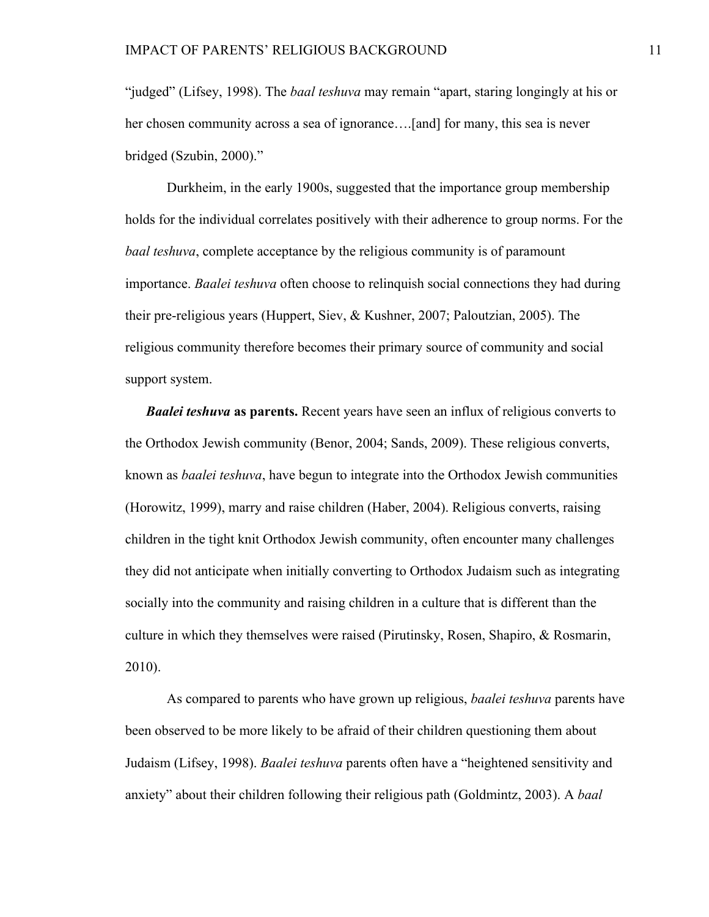"judged" (Lifsey, 1998). The *baal teshuva* may remain "apart, staring longingly at his or her chosen community across a sea of ignorance….[and] for many, this sea is never bridged (Szubin, 2000)."

Durkheim, in the early 1900s, suggested that the importance group membership holds for the individual correlates positively with their adherence to group norms. For the *baal teshuva*, complete acceptance by the religious community is of paramount importance. *Baalei teshuva* often choose to relinquish social connections they had during their pre-religious years (Huppert, Siev, & Kushner, 2007; Paloutzian, 2005). The religious community therefore becomes their primary source of community and social support system.

***Baalei teshuva*** **as parents.** Recent years have seen an influx of religious converts to the Orthodox Jewish community (Benor, 2004; Sands, 2009). These religious converts, known as *baalei teshuva*, have begun to integrate into the Orthodox Jewish communities (Horowitz, 1999), marry and raise children (Haber, 2004). Religious converts, raising children in the tight knit Orthodox Jewish community, often encounter many challenges they did not anticipate when initially converting to Orthodox Judaism such as integrating socially into the community and raising children in a culture that is different than the culture in which they themselves were raised (Pirutinsky, Rosen, Shapiro, & Rosmarin, 2010).

As compared to parents who have grown up religious, *baalei teshuva* parents have been observed to be more likely to be afraid of their children questioning them about Judaism (Lifsey, 1998). *Baalei teshuva* parents often have a "heightened sensitivity and anxiety" about their children following their religious path (Goldmintz, 2003). A *baal*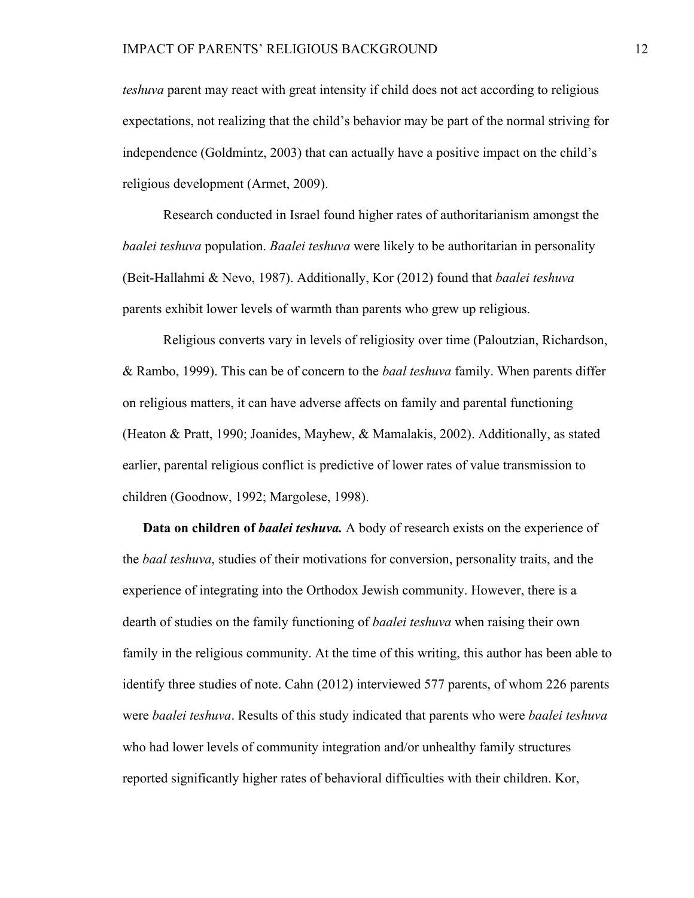*teshuva* parent may react with great intensity if child does not act according to religious expectations, not realizing that the child's behavior may be part of the normal striving for independence (Goldmintz, 2003) that can actually have a positive impact on the child's religious development (Armet, 2009).

Research conducted in Israel found higher rates of authoritarianism amongst the *baalei teshuva* population. *Baalei teshuva* were likely to be authoritarian in personality (Beit-Hallahmi & Nevo, 1987). Additionally, Kor (2012) found that *baalei teshuva* parents exhibit lower levels of warmth than parents who grew up religious.

Religious converts vary in levels of religiosity over time (Paloutzian, Richardson, & Rambo, 1999). This can be of concern to the *baal teshuva* family. When parents differ on religious matters, it can have adverse affects on family and parental functioning (Heaton & Pratt, 1990; Joanides, Mayhew, & Mamalakis, 2002). Additionally, as stated earlier, parental religious conflict is predictive of lower rates of value transmission to children (Goodnow, 1992; Margolese, 1998).

**Data on children of *baalei teshuva*.** A body of research exists on the experience of the *baal teshuva*, studies of their motivations for conversion, personality traits, and the experience of integrating into the Orthodox Jewish community. However, there is a dearth of studies on the family functioning of *baalei teshuva* when raising their own family in the religious community. At the time of this writing, this author has been able to identify three studies of note. Cahn (2012) interviewed 577 parents, of whom 226 parents were *baalei teshuva*. Results of this study indicated that parents who were *baalei teshuva* who had lower levels of community integration and/or unhealthy family structures reported significantly higher rates of behavioral difficulties with their children. Kor,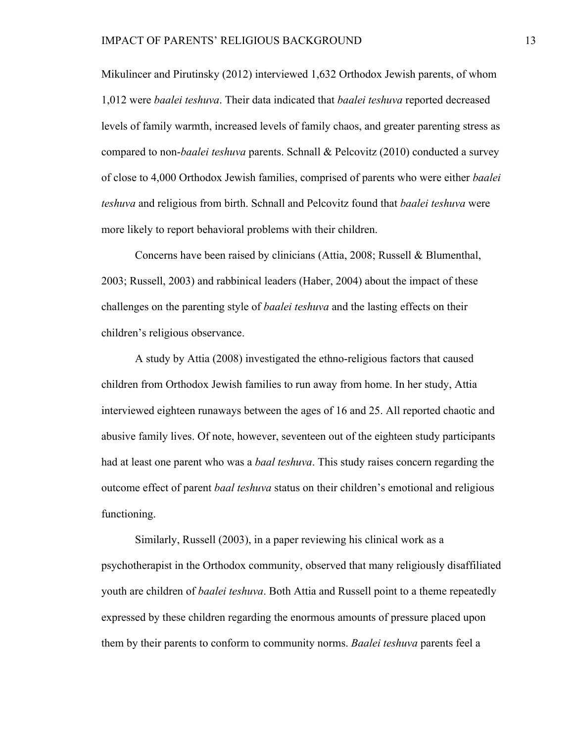Mikulincer and Pirutinsky (2012) interviewed 1,632 Orthodox Jewish parents, of whom 1,012 were *baalei teshuva*. Their data indicated that *baalei teshuva* reported decreased levels of family warmth, increased levels of family chaos, and greater parenting stress as compared to non-*baalei teshuva* parents. Schnall & Pelcovitz (2010) conducted a survey of close to 4,000 Orthodox Jewish families, comprised of parents who were either *baalei teshuva* and religious from birth. Schnall and Pelcovitz found that *baalei teshuva* were more likely to report behavioral problems with their children.

Concerns have been raised by clinicians (Attia, 2008; Russell & Blumenthal, 2003; Russell, 2003) and rabbinical leaders (Haber, 2004) about the impact of these challenges on the parenting style of *baalei teshuva* and the lasting effects on their children's religious observance.

A study by Attia (2008) investigated the ethno-religious factors that caused children from Orthodox Jewish families to run away from home. In her study, Attia interviewed eighteen runaways between the ages of 16 and 25. All reported chaotic and abusive family lives. Of note, however, seventeen out of the eighteen study participants had at least one parent who was a *baal teshuva*. This study raises concern regarding the outcome effect of parent *baal teshuva* status on their children's emotional and religious functioning.

Similarly, Russell (2003), in a paper reviewing his clinical work as a psychotherapist in the Orthodox community, observed that many religiously disaffiliated youth are children of *baalei teshuva*. Both Attia and Russell point to a theme repeatedly expressed by these children regarding the enormous amounts of pressure placed upon them by their parents to conform to community norms. *Baalei teshuva* parents feel a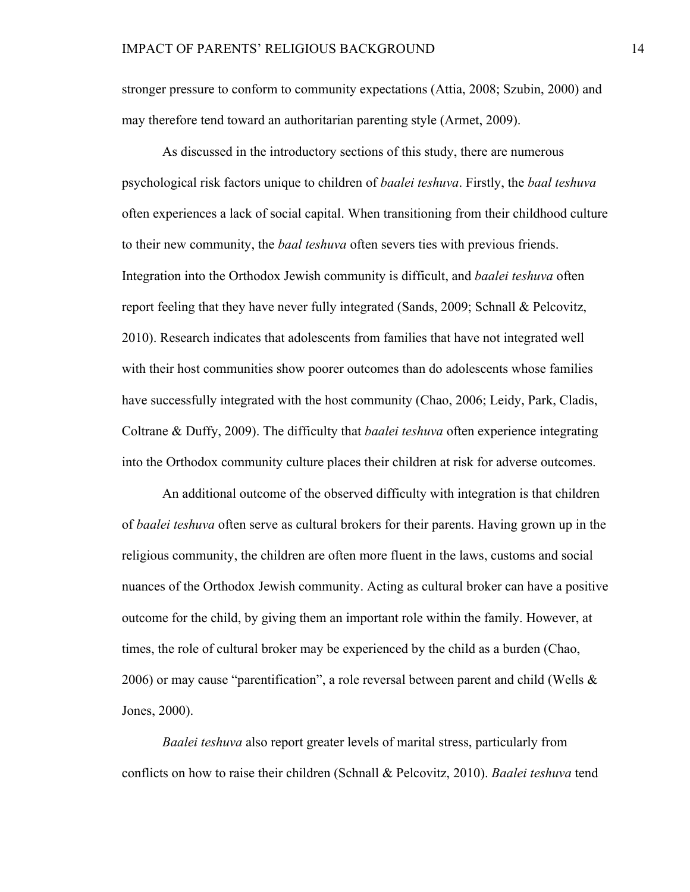stronger pressure to conform to community expectations (Attia, 2008; Szubin, 2000) and may therefore tend toward an authoritarian parenting style (Armet, 2009).

As discussed in the introductory sections of this study, there are numerous psychological risk factors unique to children of *baalei teshuva*. Firstly, the *baal teshuva* often experiences a lack of social capital. When transitioning from their childhood culture to their new community, the *baal teshuva* often severs ties with previous friends. Integration into the Orthodox Jewish community is difficult, and *baalei teshuva* often report feeling that they have never fully integrated (Sands, 2009; Schnall & Pelcovitz, 2010). Research indicates that adolescents from families that have not integrated well with their host communities show poorer outcomes than do adolescents whose families have successfully integrated with the host community (Chao, 2006; Leidy, Park, Cladis, Coltrane & Duffy, 2009). The difficulty that *baalei teshuva* often experience integrating into the Orthodox community culture places their children at risk for adverse outcomes.

An additional outcome of the observed difficulty with integration is that children of *baalei teshuva* often serve as cultural brokers for their parents. Having grown up in the religious community, the children are often more fluent in the laws, customs and social nuances of the Orthodox Jewish community. Acting as cultural broker can have a positive outcome for the child, by giving them an important role within the family. However, at times, the role of cultural broker may be experienced by the child as a burden (Chao, 2006) or may cause "parentification", a role reversal between parent and child (Wells & Jones, 2000).

*Baalei teshuva* also report greater levels of marital stress, particularly from conflicts on how to raise their children (Schnall & Pelcovitz, 2010). *Baalei teshuva* tend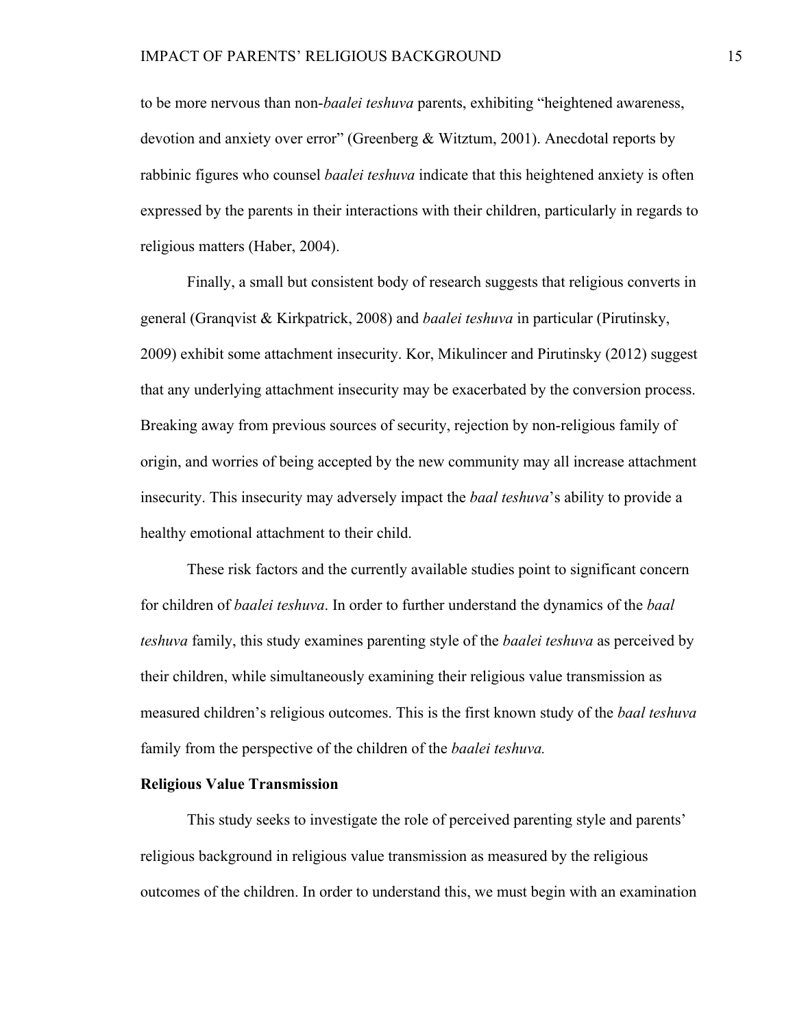to be more nervous than non-*baalei teshuva* parents, exhibiting "heightened awareness, devotion and anxiety over error" (Greenberg & Witztum, 2001). Anecdotal reports by rabbinic figures who counsel *baalei teshuva* indicate that this heightened anxiety is often expressed by the parents in their interactions with their children, particularly in regards to religious matters (Haber, 2004).

Finally, a small but consistent body of research suggests that religious converts in general (Granqvist & Kirkpatrick, 2008) and *baalei teshuva* in particular (Pirutinsky, 2009) exhibit some attachment insecurity. Kor, Mikulincer and Pirutinsky (2012) suggest that any underlying attachment insecurity may be exacerbated by the conversion process. Breaking away from previous sources of security, rejection by non-religious family of origin, and worries of being accepted by the new community may all increase attachment insecurity. This insecurity may adversely impact the *baal teshuva*'s ability to provide a healthy emotional attachment to their child.

These risk factors and the currently available studies point to significant concern for children of *baalei teshuva*. In order to further understand the dynamics of the *baal teshuva* family, this study examines parenting style of the *baalei teshuva* as perceived by their children, while simultaneously examining their religious value transmission as measured children's religious outcomes. This is the first known study of the *baal teshuva* family from the perspective of the children of the *baalei teshuva.*

**Religious Value Transmission**

This study seeks to investigate the role of perceived parenting style and parents' religious background in religious value transmission as measured by the religious outcomes of the children. In order to understand this, we must begin with an examination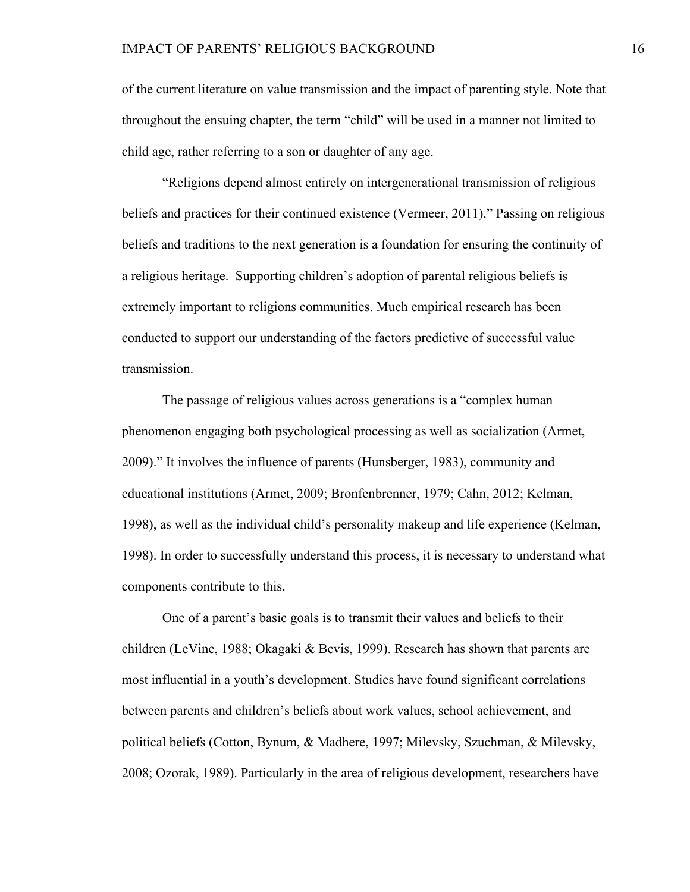of the current literature on value transmission and the impact of parenting style. Note that throughout the ensuing chapter, the term “child” will be used in a manner not limited to child age, rather referring to a son or daughter of any age.

“Religions depend almost entirely on intergenerational transmission of religious beliefs and practices for their continued existence (Vermeer, 2011).” Passing on religious beliefs and traditions to the next generation is a foundation for ensuring the continuity of a religious heritage. Supporting children’s adoption of parental religious beliefs is extremely important to religions communities. Much empirical research has been conducted to support our understanding of the factors predictive of successful value transmission.

The passage of religious values across generations is a “complex human phenomenon engaging both psychological processing as well as socialization (Armet, 2009).” It involves the influence of parents (Hunsberger, 1983), community and educational institutions (Armet, 2009; Bronfenbrenner, 1979; Cahn, 2012; Kelman, 1998), as well as the individual child’s personality makeup and life experience (Kelman, 1998). In order to successfully understand this process, it is necessary to understand what components contribute to this.

One of a parent’s basic goals is to transmit their values and beliefs to their children (LeVine, 1988; Okagaki & Bevis, 1999). Research has shown that parents are most influential in a youth’s development. Studies have found significant correlations between parents and children’s beliefs about work values, school achievement, and political beliefs (Cotton, Bynum, & Madhere, 1997; Milevsky, Szuchman, & Milevsky, 2008; Ozorak, 1989). Particularly in the area of religious development, researchers have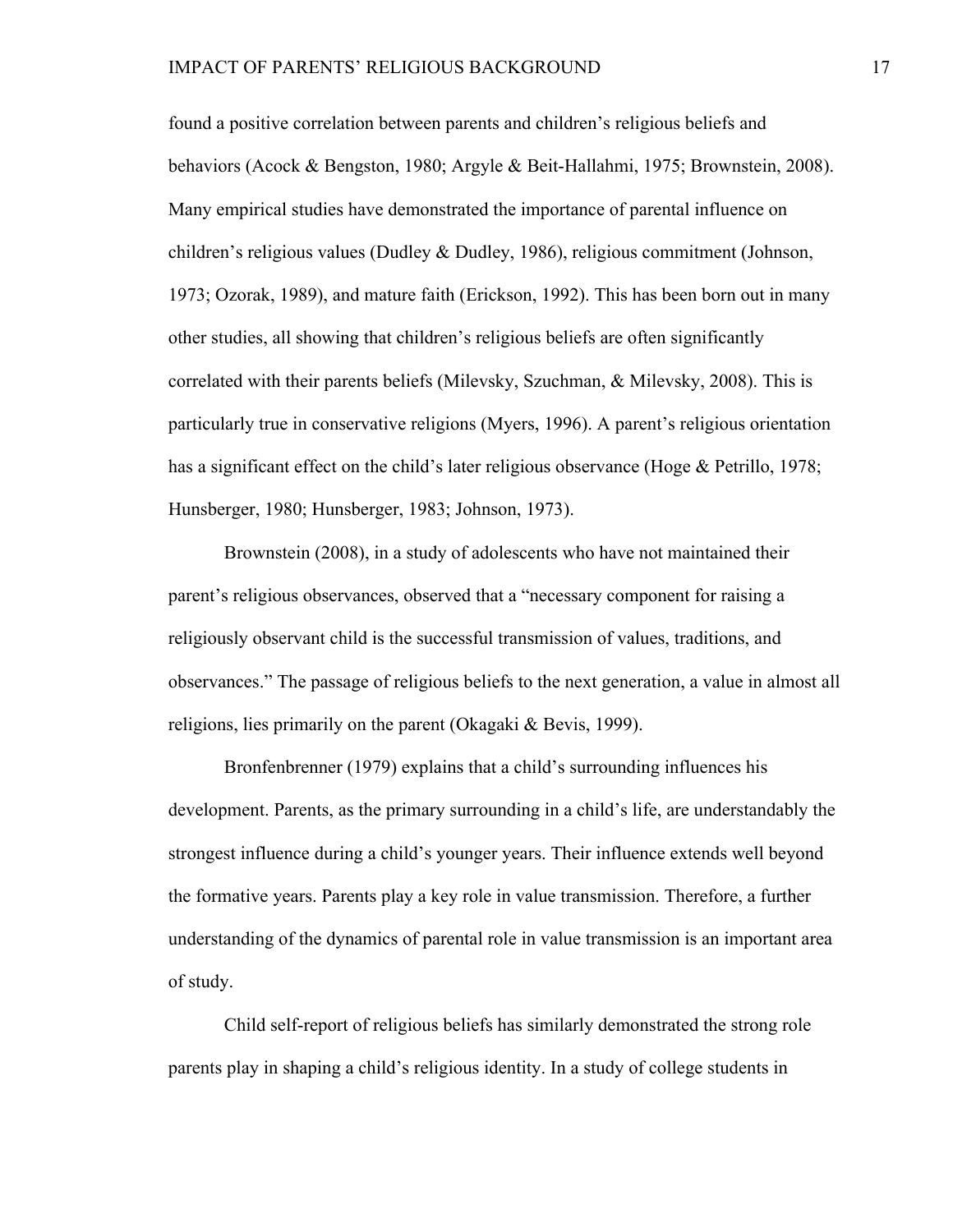found a positive correlation between parents and children's religious beliefs and behaviors (Acock & Bengston, 1980; Argyle & Beit-Hallahmi, 1975; Brownstein, 2008). Many empirical studies have demonstrated the importance of parental influence on children's religious values (Dudley & Dudley, 1986), religious commitment (Johnson, 1973; Ozorak, 1989), and mature faith (Erickson, 1992). This has been born out in many other studies, all showing that children's religious beliefs are often significantly correlated with their parents beliefs (Milevsky, Szuchman, & Milevsky, 2008). This is particularly true in conservative religions (Myers, 1996). A parent's religious orientation has a significant effect on the child's later religious observance (Hoge & Petrillo, 1978; Hunsberger, 1980; Hunsberger, 1983; Johnson, 1973).

Brownstein (2008), in a study of adolescents who have not maintained their parent's religious observances, observed that a "necessary component for raising a religiously observant child is the successful transmission of values, traditions, and observances." The passage of religious beliefs to the next generation, a value in almost all religions, lies primarily on the parent (Okagaki & Bevis, 1999).

Bronfenbrenner (1979) explains that a child's surrounding influences his development. Parents, as the primary surrounding in a child's life, are understandably the strongest influence during a child's younger years. Their influence extends well beyond the formative years. Parents play a key role in value transmission. Therefore, a further understanding of the dynamics of parental role in value transmission is an important area of study.

Child self-report of religious beliefs has similarly demonstrated the strong role parents play in shaping a child's religious identity. In a study of college students in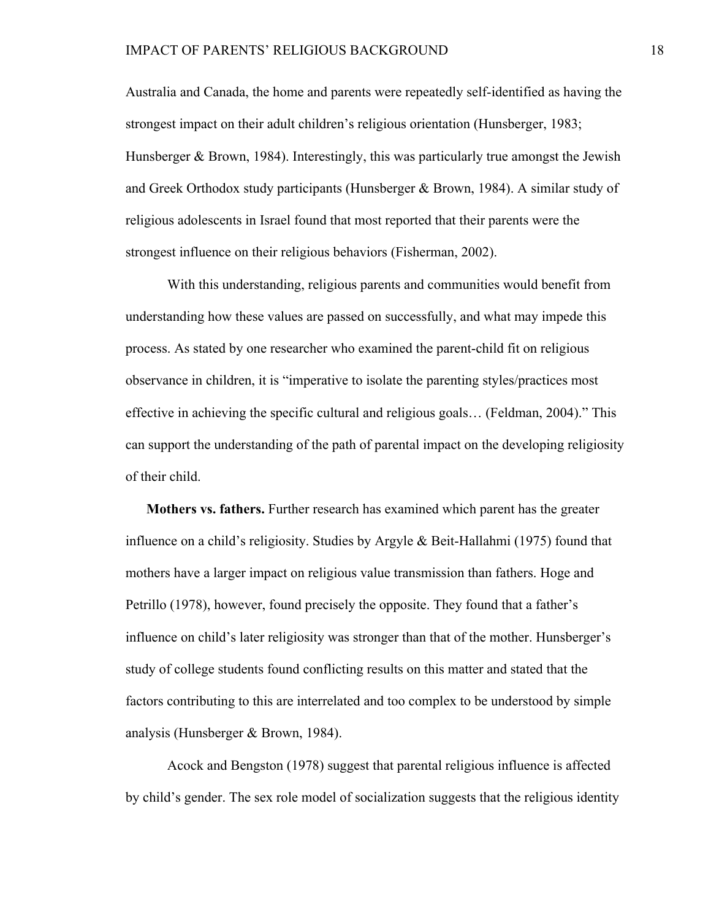Australia and Canada, the home and parents were repeatedly self-identified as having the strongest impact on their adult children's religious orientation (Hunsberger, 1983; Hunsberger & Brown, 1984). Interestingly, this was particularly true amongst the Jewish and Greek Orthodox study participants (Hunsberger & Brown, 1984). A similar study of religious adolescents in Israel found that most reported that their parents were the strongest influence on their religious behaviors (Fisherman, 2002).

With this understanding, religious parents and communities would benefit from understanding how these values are passed on successfully, and what may impede this process. As stated by one researcher who examined the parent-child fit on religious observance in children, it is "imperative to isolate the parenting styles/practices most effective in achieving the specific cultural and religious goals… (Feldman, 2004)." This can support the understanding of the path of parental impact on the developing religiosity of their child.

**Mothers vs. fathers.** Further research has examined which parent has the greater influence on a child's religiosity. Studies by Argyle & Beit-Hallahmi (1975) found that mothers have a larger impact on religious value transmission than fathers. Hoge and Petrillo (1978), however, found precisely the opposite. They found that a father's influence on child's later religiosity was stronger than that of the mother. Hunsberger's study of college students found conflicting results on this matter and stated that the factors contributing to this are interrelated and too complex to be understood by simple analysis (Hunsberger & Brown, 1984).

Acock and Bengston (1978) suggest that parental religious influence is affected by child's gender. The sex role model of socialization suggests that the religious identity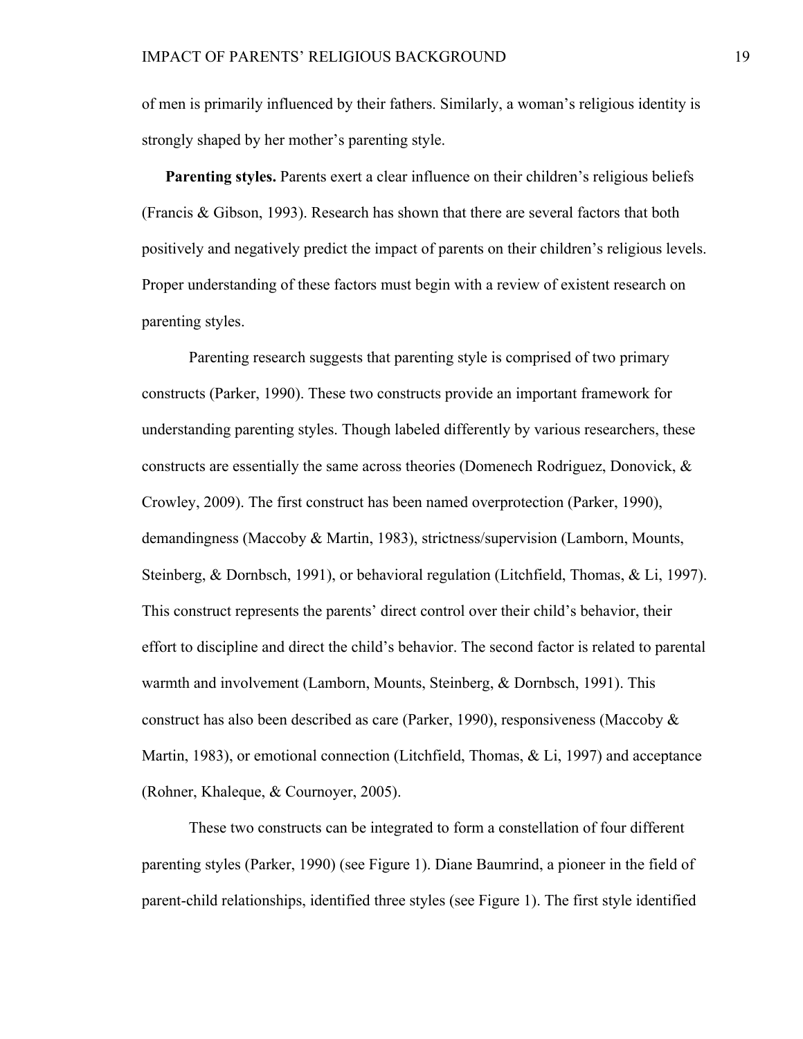of men is primarily influenced by their fathers. Similarly, a woman's religious identity is strongly shaped by her mother's parenting style.

**Parenting styles.** Parents exert a clear influence on their children's religious beliefs (Francis & Gibson, 1993). Research has shown that there are several factors that both positively and negatively predict the impact of parents on their children's religious levels. Proper understanding of these factors must begin with a review of existent research on parenting styles.

Parenting research suggests that parenting style is comprised of two primary constructs (Parker, 1990). These two constructs provide an important framework for understanding parenting styles. Though labeled differently by various researchers, these constructs are essentially the same across theories (Domenech Rodriguez, Donovick, & Crowley, 2009). The first construct has been named overprotection (Parker, 1990), demandingness (Maccoby & Martin, 1983), strictness/supervision (Lamborn, Mounts, Steinberg, & Dornbsch, 1991), or behavioral regulation (Litchfield, Thomas, & Li, 1997). This construct represents the parents' direct control over their child's behavior, their effort to discipline and direct the child's behavior. The second factor is related to parental warmth and involvement (Lamborn, Mounts, Steinberg, & Dornbsch, 1991). This construct has also been described as care (Parker, 1990), responsiveness (Maccoby & Martin, 1983), or emotional connection (Litchfield, Thomas, & Li, 1997) and acceptance (Rohner, Khaleque, & Cournoyer, 2005).

These two constructs can be integrated to form a constellation of four different parenting styles (Parker, 1990) (see Figure 1). Diane Baumrind, a pioneer in the field of parent-child relationships, identified three styles (see Figure 1). The first style identified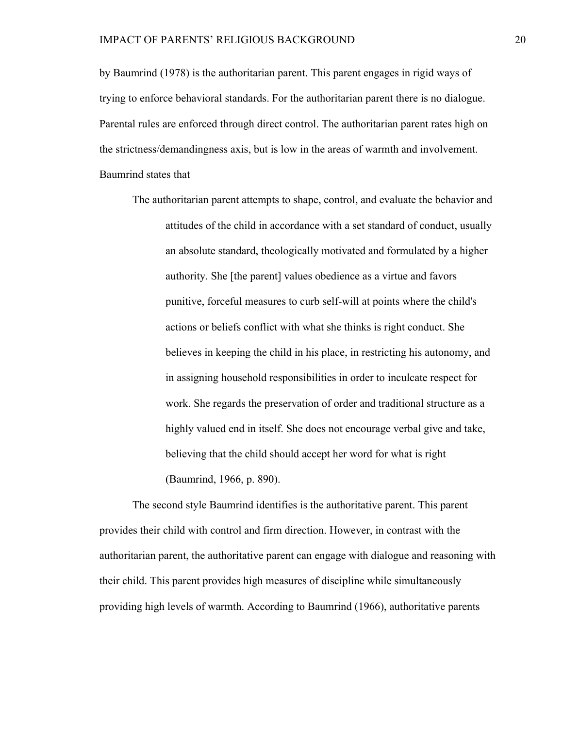by Baumrind (1978) is the authoritarian parent. This parent engages in rigid ways of trying to enforce behavioral standards. For the authoritarian parent there is no dialogue. Parental rules are enforced through direct control. The authoritarian parent rates high on the strictness/demandingness axis, but is low in the areas of warmth and involvement. Baumrind states that

> The authoritarian parent attempts to shape, control, and evaluate the behavior and attitudes of the child in accordance with a set standard of conduct, usually an absolute standard, theologically motivated and formulated by a higher authority. She [the parent] values obedience as a virtue and favors punitive, forceful measures to curb self-will at points where the child's actions or beliefs conflict with what she thinks is right conduct. She believes in keeping the child in his place, in restricting his autonomy, and in assigning household responsibilities in order to inculcate respect for work. She regards the preservation of order and traditional structure as a highly valued end in itself. She does not encourage verbal give and take, believing that the child should accept her word for what is right (Baumrind, 1966, p. 890).

The second style Baumrind identifies is the authoritative parent. This parent provides their child with control and firm direction. However, in contrast with the authoritarian parent, the authoritative parent can engage with dialogue and reasoning with their child. This parent provides high measures of discipline while simultaneously providing high levels of warmth. According to Baumrind (1966), authoritative parents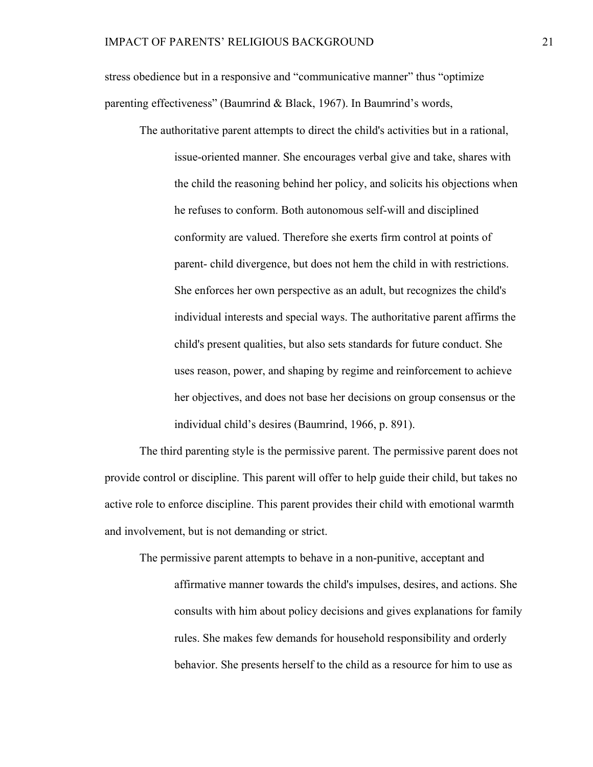stress obedience but in a responsive and "communicative manner" thus "optimize parenting effectiveness" (Baumrind & Black, 1967). In Baumrind's words,

> The authoritative parent attempts to direct the child's activities but in a rational, issue-oriented manner. She encourages verbal give and take, shares with the child the reasoning behind her policy, and solicits his objections when he refuses to conform. Both autonomous self-will and disciplined conformity are valued. Therefore she exerts firm control at points of parent- child divergence, but does not hem the child in with restrictions. She enforces her own perspective as an adult, but recognizes the child's individual interests and special ways. The authoritative parent affirms the child's present qualities, but also sets standards for future conduct. She uses reason, power, and shaping by regime and reinforcement to achieve her objectives, and does not base her decisions on group consensus or the individual child's desires (Baumrind, 1966, p. 891).

The third parenting style is the permissive parent. The permissive parent does not provide control or discipline. This parent will offer to help guide their child, but takes no active role to enforce discipline. This parent provides their child with emotional warmth and involvement, but is not demanding or strict.

> The permissive parent attempts to behave in a non-punitive, acceptant and affirmative manner towards the child's impulses, desires, and actions. She consults with him about policy decisions and gives explanations for family rules. She makes few demands for household responsibility and orderly behavior. She presents herself to the child as a resource for him to use as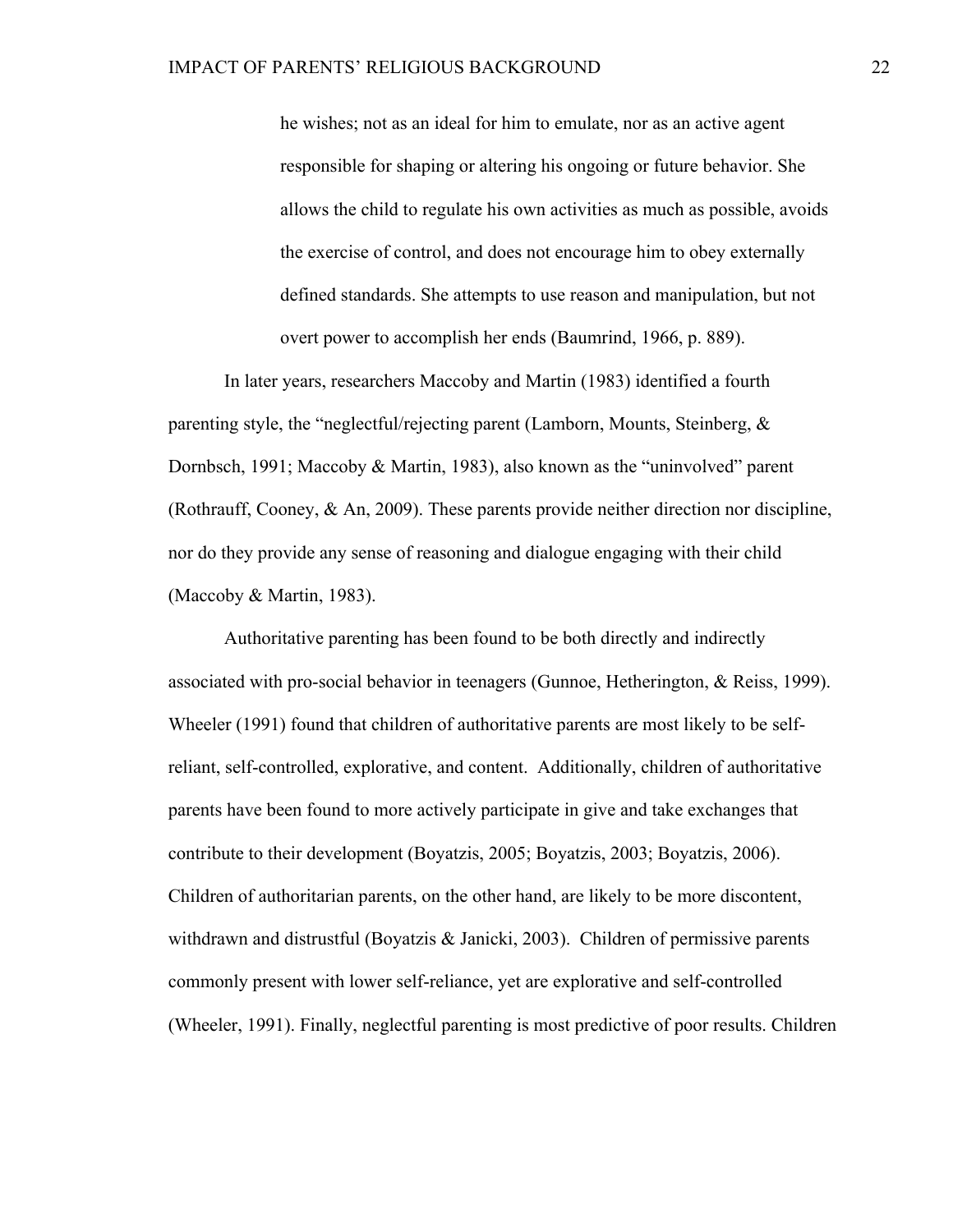> he wishes; not as an ideal for him to emulate, nor as an active agent responsible for shaping or altering his ongoing or future behavior. She allows the child to regulate his own activities as much as possible, avoids the exercise of control, and does not encourage him to obey externally defined standards. She attempts to use reason and manipulation, but not overt power to accomplish her ends (Baumrind, 1966, p. 889).

In later years, researchers Maccoby and Martin (1983) identified a fourth parenting style, the "neglectful/rejecting parent (Lamborn, Mounts, Steinberg, & Dornbsch, 1991; Maccoby & Martin, 1983), also known as the "uninvolved" parent (Rothrauff, Cooney, & An, 2009). These parents provide neither direction nor discipline, nor do they provide any sense of reasoning and dialogue engaging with their child (Maccoby & Martin, 1983).

Authoritative parenting has been found to be both directly and indirectly associated with pro-social behavior in teenagers (Gunnoe, Hetherington, & Reiss, 1999). Wheeler (1991) found that children of authoritative parents are most likely to be self-reliant, self-controlled, explorative, and content. Additionally, children of authoritative parents have been found to more actively participate in give and take exchanges that contribute to their development (Boyatzis, 2005; Boyatzis, 2003; Boyatzis, 2006). Children of authoritarian parents, on the other hand, are likely to be more discontent, withdrawn and distrustful (Boyatzis & Janicki, 2003). Children of permissive parents commonly present with lower self-reliance, yet are explorative and self-controlled (Wheeler, 1991). Finally, neglectful parenting is most predictive of poor results. Children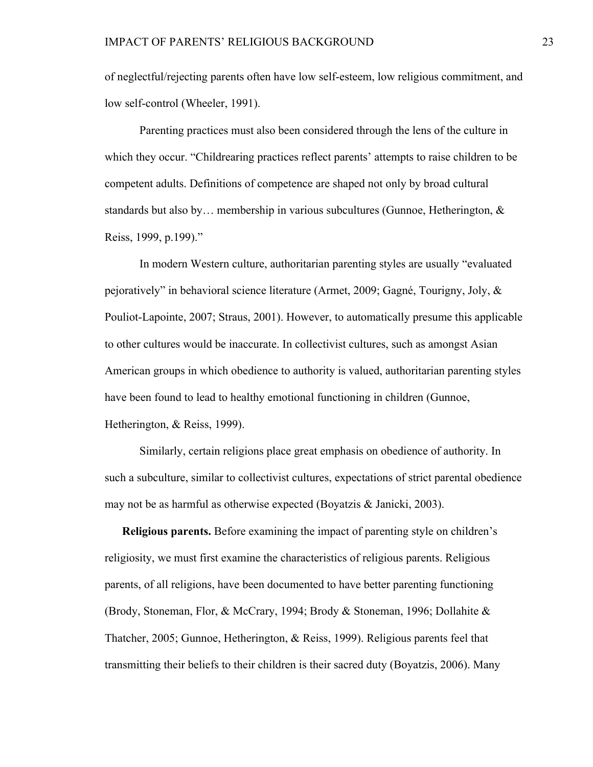of neglectful/rejecting parents often have low self-esteem, low religious commitment, and low self-control (Wheeler, 1991).

Parenting practices must also been considered through the lens of the culture in which they occur. "Childrearing practices reflect parents' attempts to raise children to be competent adults. Definitions of competence are shaped not only by broad cultural standards but also by… membership in various subcultures (Gunnoe, Hetherington, & Reiss, 1999, p.199)."

In modern Western culture, authoritarian parenting styles are usually "evaluated pejoratively" in behavioral science literature (Armet, 2009; Gagné, Tourigny, Joly, & Pouliot-Lapointe, 2007; Straus, 2001). However, to automatically presume this applicable to other cultures would be inaccurate. In collectivist cultures, such as amongst Asian American groups in which obedience to authority is valued, authoritarian parenting styles have been found to lead to healthy emotional functioning in children (Gunnoe, Hetherington, & Reiss, 1999).

Similarly, certain religions place great emphasis on obedience of authority. In such a subculture, similar to collectivist cultures, expectations of strict parental obedience may not be as harmful as otherwise expected (Boyatzis & Janicki, 2003).

**Religious parents.** Before examining the impact of parenting style on children's religiosity, we must first examine the characteristics of religious parents. Religious parents, of all religions, have been documented to have better parenting functioning (Brody, Stoneman, Flor, & McCrary, 1994; Brody & Stoneman, 1996; Dollahite & Thatcher, 2005; Gunnoe, Hetherington, & Reiss, 1999). Religious parents feel that transmitting their beliefs to their children is their sacred duty (Boyatzis, 2006). Many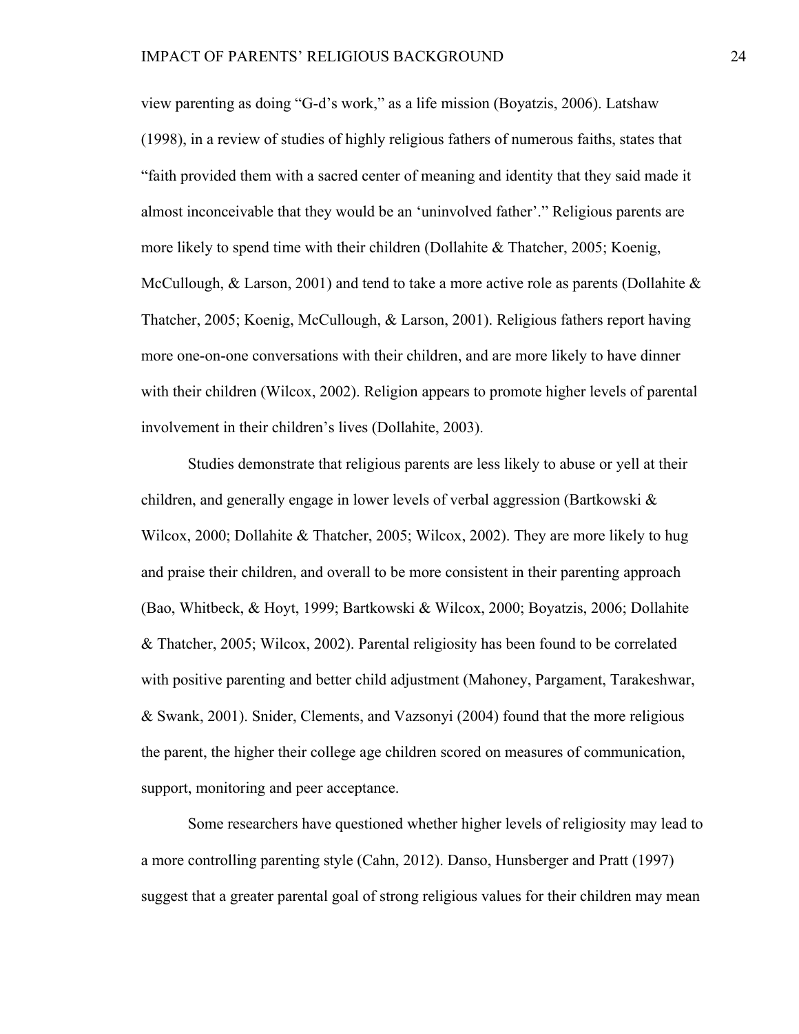view parenting as doing "G-d's work," as a life mission (Boyatzis, 2006). Latshaw (1998), in a review of studies of highly religious fathers of numerous faiths, states that "faith provided them with a sacred center of meaning and identity that they said made it almost inconceivable that they would be an 'uninvolved father'." Religious parents are more likely to spend time with their children (Dollahite & Thatcher, 2005; Koenig, McCullough, & Larson, 2001) and tend to take a more active role as parents (Dollahite & Thatcher, 2005; Koenig, McCullough, & Larson, 2001). Religious fathers report having more one-on-one conversations with their children, and are more likely to have dinner with their children (Wilcox, 2002). Religion appears to promote higher levels of parental involvement in their children's lives (Dollahite, 2003).

Studies demonstrate that religious parents are less likely to abuse or yell at their children, and generally engage in lower levels of verbal aggression (Bartkowski & Wilcox, 2000; Dollahite & Thatcher, 2005; Wilcox, 2002). They are more likely to hug and praise their children, and overall to be more consistent in their parenting approach (Bao, Whitbeck, & Hoyt, 1999; Bartkowski & Wilcox, 2000; Boyatzis, 2006; Dollahite & Thatcher, 2005; Wilcox, 2002). Parental religiosity has been found to be correlated with positive parenting and better child adjustment (Mahoney, Pargament, Tarakeshwar, & Swank, 2001). Snider, Clements, and Vazsonyi (2004) found that the more religious the parent, the higher their college age children scored on measures of communication, support, monitoring and peer acceptance.

Some researchers have questioned whether higher levels of religiosity may lead to a more controlling parenting style (Cahn, 2012). Danso, Hunsberger and Pratt (1997) suggest that a greater parental goal of strong religious values for their children may mean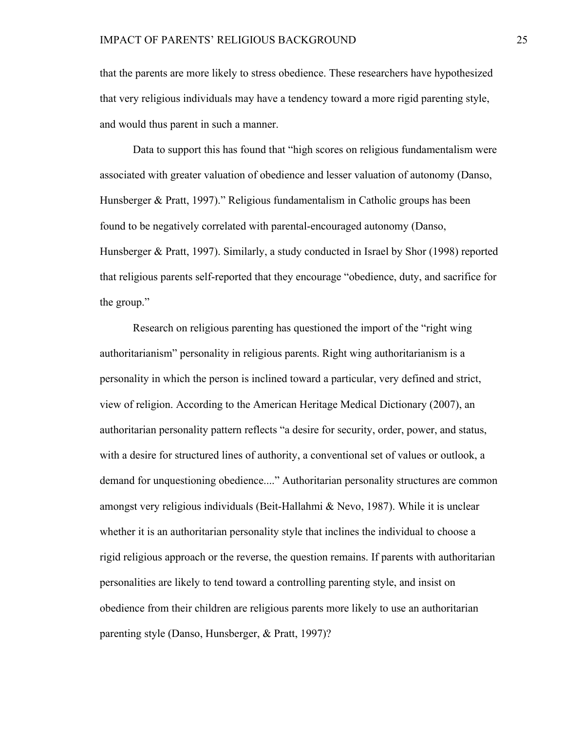that the parents are more likely to stress obedience. These researchers have hypothesized that very religious individuals may have a tendency toward a more rigid parenting style, and would thus parent in such a manner.

Data to support this has found that "high scores on religious fundamentalism were associated with greater valuation of obedience and lesser valuation of autonomy (Danso, Hunsberger & Pratt, 1997)." Religious fundamentalism in Catholic groups has been found to be negatively correlated with parental-encouraged autonomy (Danso, Hunsberger & Pratt, 1997). Similarly, a study conducted in Israel by Shor (1998) reported that religious parents self-reported that they encourage "obedience, duty, and sacrifice for the group."

Research on religious parenting has questioned the import of the "right wing authoritarianism" personality in religious parents. Right wing authoritarianism is a personality in which the person is inclined toward a particular, very defined and strict, view of religion. According to the American Heritage Medical Dictionary (2007), an authoritarian personality pattern reflects "a desire for security, order, power, and status, with a desire for structured lines of authority, a conventional set of values or outlook, a demand for unquestioning obedience...." Authoritarian personality structures are common amongst very religious individuals (Beit-Hallahmi & Nevo, 1987). While it is unclear whether it is an authoritarian personality style that inclines the individual to choose a rigid religious approach or the reverse, the question remains. If parents with authoritarian personalities are likely to tend toward a controlling parenting style, and insist on obedience from their children are religious parents more likely to use an authoritarian parenting style (Danso, Hunsberger, & Pratt, 1997)?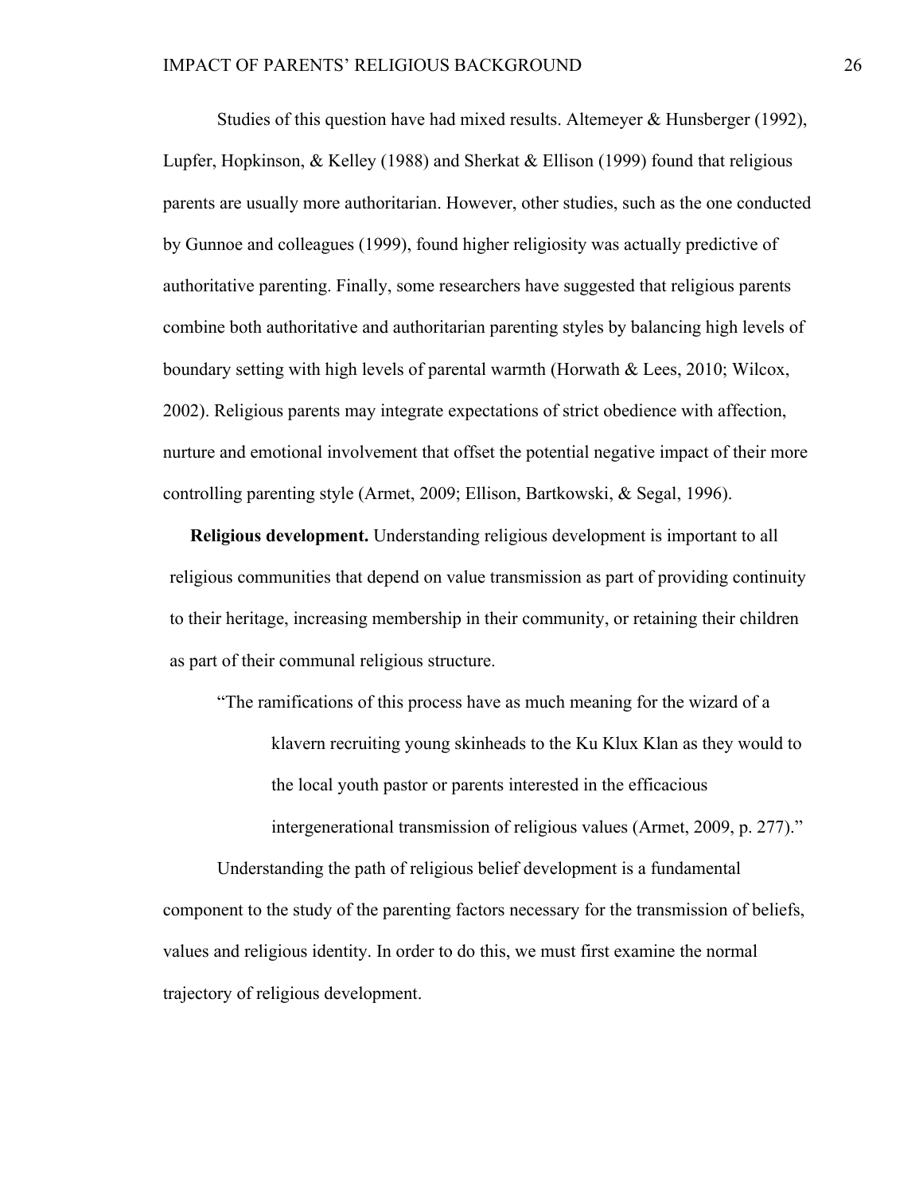Studies of this question have had mixed results. Altemeyer & Hunsberger (1992), Lupfer, Hopkinson, & Kelley (1988) and Sherkat & Ellison (1999) found that religious parents are usually more authoritarian. However, other studies, such as the one conducted by Gunnoe and colleagues (1999), found higher religiosity was actually predictive of authoritative parenting. Finally, some researchers have suggested that religious parents combine both authoritative and authoritarian parenting styles by balancing high levels of boundary setting with high levels of parental warmth (Horwath & Lees, 2010; Wilcox, 2002). Religious parents may integrate expectations of strict obedience with affection, nurture and emotional involvement that offset the potential negative impact of their more controlling parenting style (Armet, 2009; Ellison, Bartkowski, & Segal, 1996).

**Religious development.** Understanding religious development is important to all religious communities that depend on value transmission as part of providing continuity to their heritage, increasing membership in their community, or retaining their children as part of their communal religious structure.

> "The ramifications of this process have as much meaning for the wizard of a klavern recruiting young skinheads to the Ku Klux Klan as they would to the local youth pastor or parents interested in the efficacious intergenerational transmission of religious values (Armet, 2009, p. 277)."

Understanding the path of religious belief development is a fundamental component to the study of the parenting factors necessary for the transmission of beliefs, values and religious identity. In order to do this, we must first examine the normal trajectory of religious development.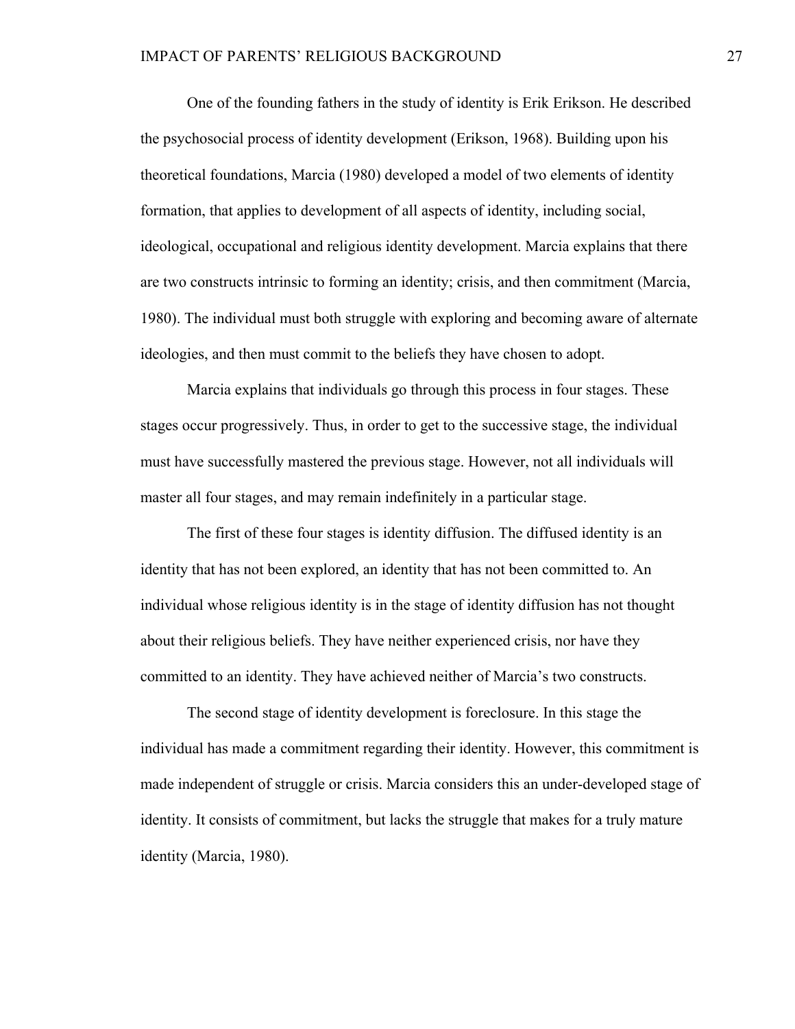One of the founding fathers in the study of identity is Erik Erikson. He described the psychosocial process of identity development (Erikson, 1968). Building upon his theoretical foundations, Marcia (1980) developed a model of two elements of identity formation, that applies to development of all aspects of identity, including social, ideological, occupational and religious identity development. Marcia explains that there are two constructs intrinsic to forming an identity; crisis, and then commitment (Marcia, 1980). The individual must both struggle with exploring and becoming aware of alternate ideologies, and then must commit to the beliefs they have chosen to adopt.

Marcia explains that individuals go through this process in four stages. These stages occur progressively. Thus, in order to get to the successive stage, the individual must have successfully mastered the previous stage. However, not all individuals will master all four stages, and may remain indefinitely in a particular stage.

The first of these four stages is identity diffusion. The diffused identity is an identity that has not been explored, an identity that has not been committed to. An individual whose religious identity is in the stage of identity diffusion has not thought about their religious beliefs. They have neither experienced crisis, nor have they committed to an identity. They have achieved neither of Marcia's two constructs.

The second stage of identity development is foreclosure. In this stage the individual has made a commitment regarding their identity. However, this commitment is made independent of struggle or crisis. Marcia considers this an under-developed stage of identity. It consists of commitment, but lacks the struggle that makes for a truly mature identity (Marcia, 1980).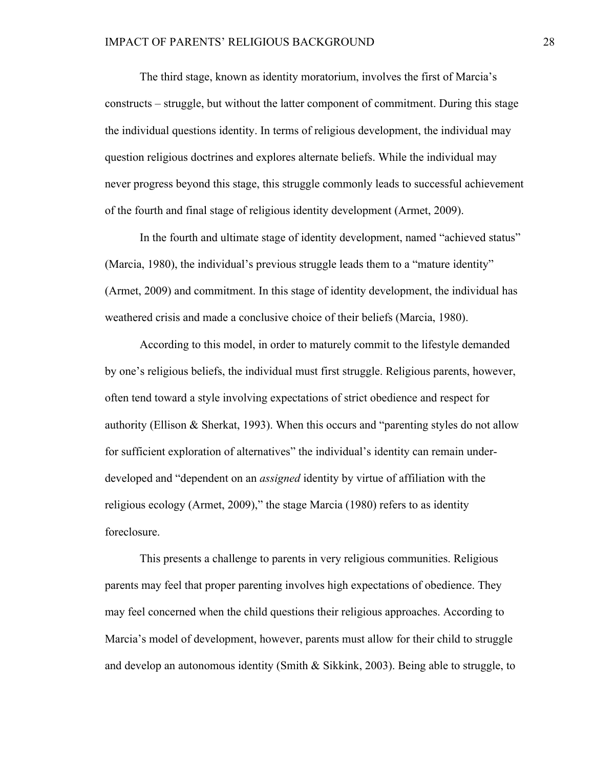The third stage, known as identity moratorium, involves the first of Marcia's constructs – struggle, but without the latter component of commitment. During this stage the individual questions identity. In terms of religious development, the individual may question religious doctrines and explores alternate beliefs. While the individual may never progress beyond this stage, this struggle commonly leads to successful achievement of the fourth and final stage of religious identity development (Armet, 2009).

In the fourth and ultimate stage of identity development, named "achieved status" (Marcia, 1980), the individual's previous struggle leads them to a "mature identity" (Armet, 2009) and commitment. In this stage of identity development, the individual has weathered crisis and made a conclusive choice of their beliefs (Marcia, 1980).

According to this model, in order to maturely commit to the lifestyle demanded by one's religious beliefs, the individual must first struggle. Religious parents, however, often tend toward a style involving expectations of strict obedience and respect for authority (Ellison & Sherkat, 1993). When this occurs and "parenting styles do not allow for sufficient exploration of alternatives" the individual's identity can remain under-developed and "dependent on an *assigned* identity by virtue of affiliation with the religious ecology (Armet, 2009)," the stage Marcia (1980) refers to as identity foreclosure.

This presents a challenge to parents in very religious communities. Religious parents may feel that proper parenting involves high expectations of obedience. They may feel concerned when the child questions their religious approaches. According to Marcia's model of development, however, parents must allow for their child to struggle and develop an autonomous identity (Smith & Sikkink, 2003). Being able to struggle, to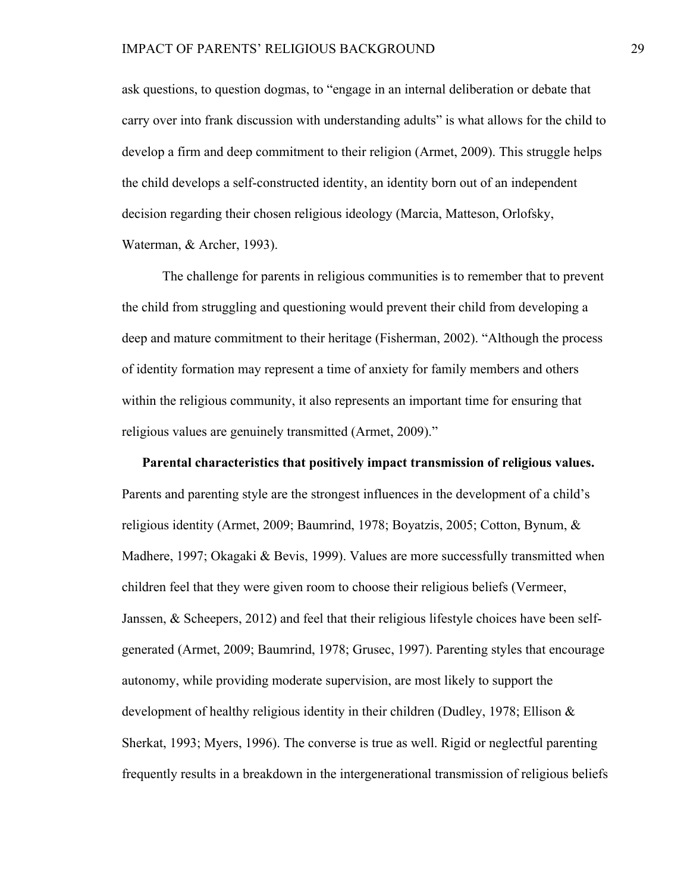ask questions, to question dogmas, to “engage in an internal deliberation or debate that carry over into frank discussion with understanding adults” is what allows for the child to develop a firm and deep commitment to their religion (Armet, 2009). This struggle helps the child develops a self-constructed identity, an identity born out of an independent decision regarding their chosen religious ideology (Marcia, Matteson, Orlofsky, Waterman, & Archer, 1993).

The challenge for parents in religious communities is to remember that to prevent the child from struggling and questioning would prevent their child from developing a deep and mature commitment to their heritage (Fisherman, 2002). “Although the process of identity formation may represent a time of anxiety for family members and others within the religious community, it also represents an important time for ensuring that religious values are genuinely transmitted (Armet, 2009).”

**Parental characteristics that positively impact transmission of religious values.** Parents and parenting style are the strongest influences in the development of a child’s religious identity (Armet, 2009; Baumrind, 1978; Boyatzis, 2005; Cotton, Bynum, & Madhere, 1997; Okagaki & Bevis, 1999). Values are more successfully transmitted when children feel that they were given room to choose their religious beliefs (Vermeer, Janssen, & Scheepers, 2012) and feel that their religious lifestyle choices have been self-generated (Armet, 2009; Baumrind, 1978; Grusec, 1997). Parenting styles that encourage autonomy, while providing moderate supervision, are most likely to support the development of healthy religious identity in their children (Dudley, 1978; Ellison & Sherkat, 1993; Myers, 1996). The converse is true as well. Rigid or neglectful parenting frequently results in a breakdown in the intergenerational transmission of religious beliefs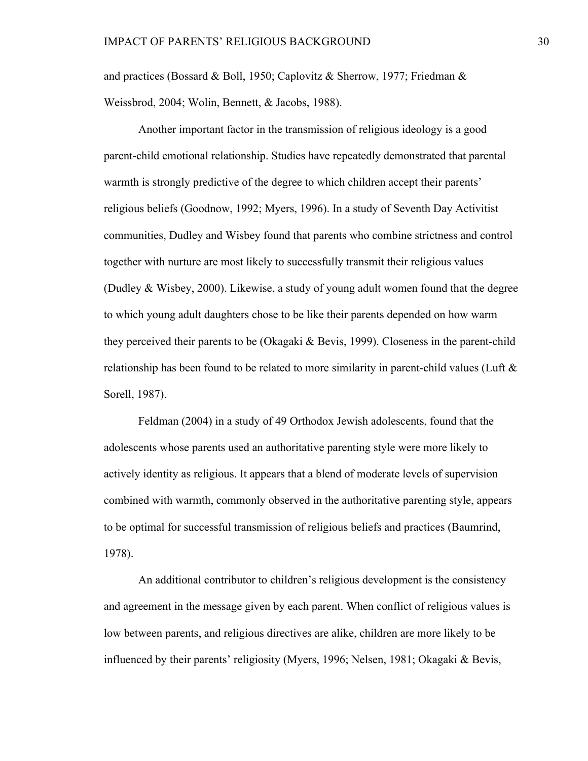and practices (Bossard & Boll, 1950; Caplovitz & Sherrow, 1977; Friedman & Weissbrod, 2004; Wolin, Bennett, & Jacobs, 1988).

Another important factor in the transmission of religious ideology is a good parent-child emotional relationship. Studies have repeatedly demonstrated that parental warmth is strongly predictive of the degree to which children accept their parents' religious beliefs (Goodnow, 1992; Myers, 1996). In a study of Seventh Day Activitist communities, Dudley and Wisbey found that parents who combine strictness and control together with nurture are most likely to successfully transmit their religious values (Dudley & Wisbey, 2000). Likewise, a study of young adult women found that the degree to which young adult daughters chose to be like their parents depended on how warm they perceived their parents to be (Okagaki & Bevis, 1999). Closeness in the parent-child relationship has been found to be related to more similarity in parent-child values (Luft & Sorell, 1987).

Feldman (2004) in a study of 49 Orthodox Jewish adolescents, found that the adolescents whose parents used an authoritative parenting style were more likely to actively identity as religious. It appears that a blend of moderate levels of supervision combined with warmth, commonly observed in the authoritative parenting style, appears to be optimal for successful transmission of religious beliefs and practices (Baumrind, 1978).

An additional contributor to children's religious development is the consistency and agreement in the message given by each parent. When conflict of religious values is low between parents, and religious directives are alike, children are more likely to be influenced by their parents' religiosity (Myers, 1996; Nelsen, 1981; Okagaki & Bevis,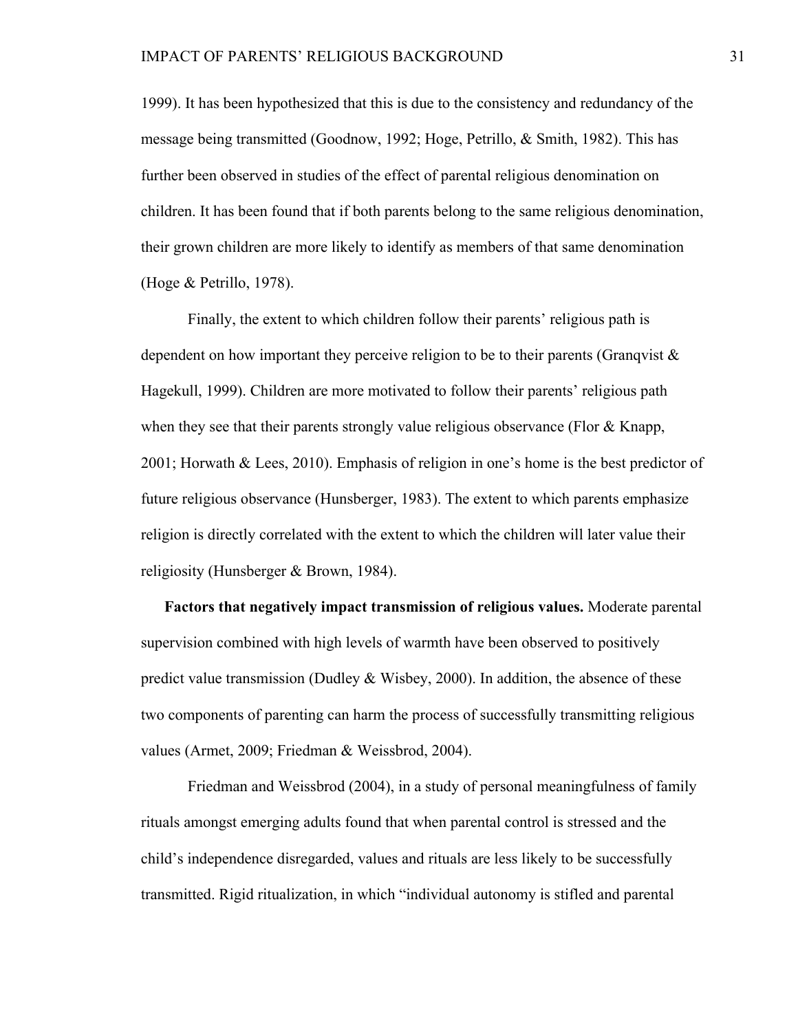1999). It has been hypothesized that this is due to the consistency and redundancy of the message being transmitted (Goodnow, 1992; Hoge, Petrillo, & Smith, 1982). This has further been observed in studies of the effect of parental religious denomination on children. It has been found that if both parents belong to the same religious denomination, their grown children are more likely to identify as members of that same denomination (Hoge & Petrillo, 1978).

Finally, the extent to which children follow their parents' religious path is dependent on how important they perceive religion to be to their parents (Granqvist & Hagekull, 1999). Children are more motivated to follow their parents' religious path when they see that their parents strongly value religious observance (Flor & Knapp, 2001; Horwath & Lees, 2010). Emphasis of religion in one's home is the best predictor of future religious observance (Hunsberger, 1983). The extent to which parents emphasize religion is directly correlated with the extent to which the children will later value their religiosity (Hunsberger & Brown, 1984).

**Factors that negatively impact transmission of religious values.** Moderate parental supervision combined with high levels of warmth have been observed to positively predict value transmission (Dudley & Wisbey, 2000). In addition, the absence of these two components of parenting can harm the process of successfully transmitting religious values (Armet, 2009; Friedman & Weissbrod, 2004).

Friedman and Weissbrod (2004), in a study of personal meaningfulness of family rituals amongst emerging adults found that when parental control is stressed and the child's independence disregarded, values and rituals are less likely to be successfully transmitted. Rigid ritualization, in which "individual autonomy is stifled and parental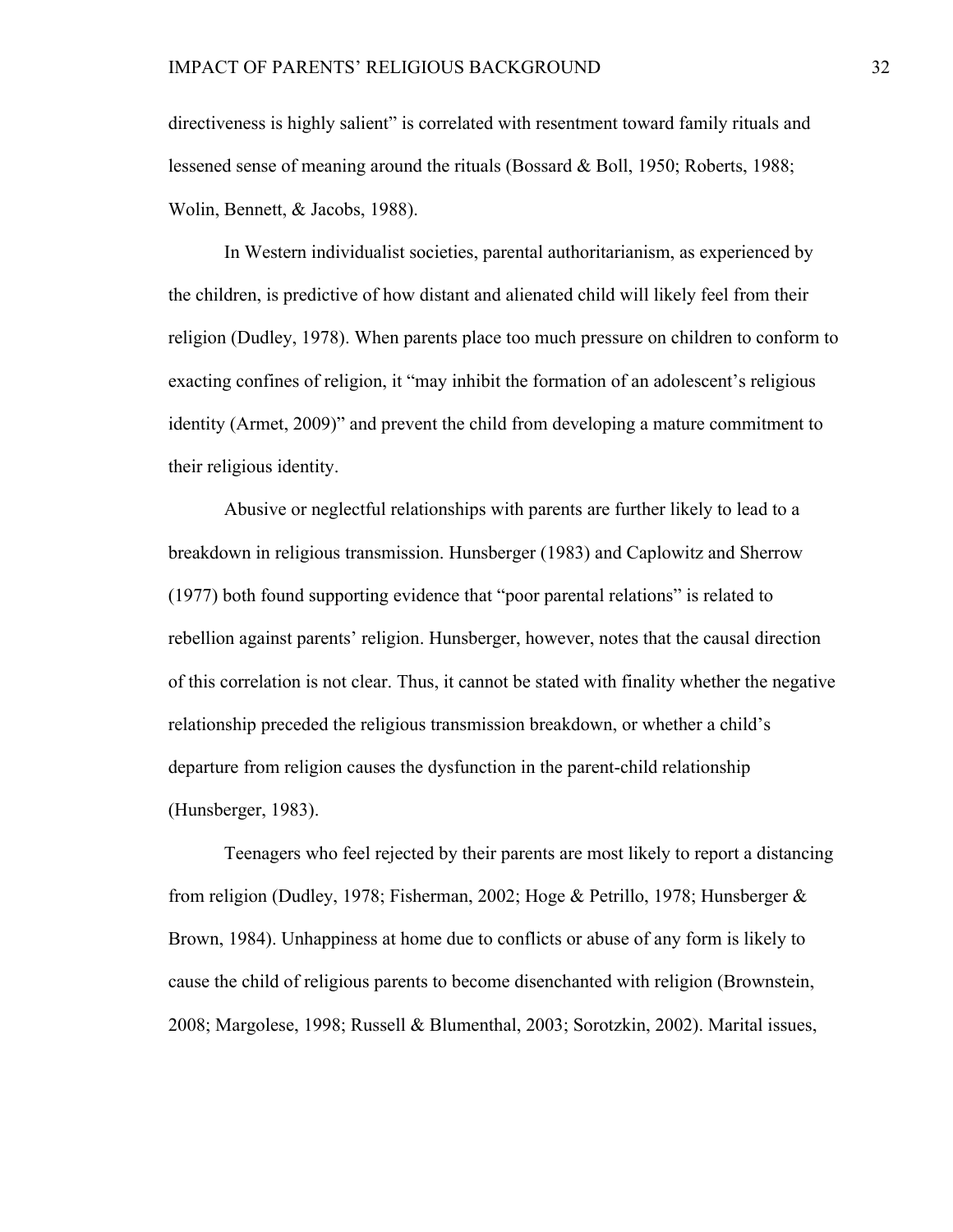directiveness is highly salient" is correlated with resentment toward family rituals and lessened sense of meaning around the rituals (Bossard & Boll, 1950; Roberts, 1988; Wolin, Bennett, & Jacobs, 1988).

In Western individualist societies, parental authoritarianism, as experienced by the children, is predictive of how distant and alienated child will likely feel from their religion (Dudley, 1978). When parents place too much pressure on children to conform to exacting confines of religion, it "may inhibit the formation of an adolescent's religious identity (Armet, 2009)" and prevent the child from developing a mature commitment to their religious identity.

Abusive or neglectful relationships with parents are further likely to lead to a breakdown in religious transmission. Hunsberger (1983) and Caplowitz and Sherrow (1977) both found supporting evidence that "poor parental relations" is related to rebellion against parents' religion. Hunsberger, however, notes that the causal direction of this correlation is not clear. Thus, it cannot be stated with finality whether the negative relationship preceded the religious transmission breakdown, or whether a child's departure from religion causes the dysfunction in the parent-child relationship (Hunsberger, 1983).

Teenagers who feel rejected by their parents are most likely to report a distancing from religion (Dudley, 1978; Fisherman, 2002; Hoge & Petrillo, 1978; Hunsberger & Brown, 1984). Unhappiness at home due to conflicts or abuse of any form is likely to cause the child of religious parents to become disenchanted with religion (Brownstein, 2008; Margolese, 1998; Russell & Blumenthal, 2003; Sorotzkin, 2002). Marital issues,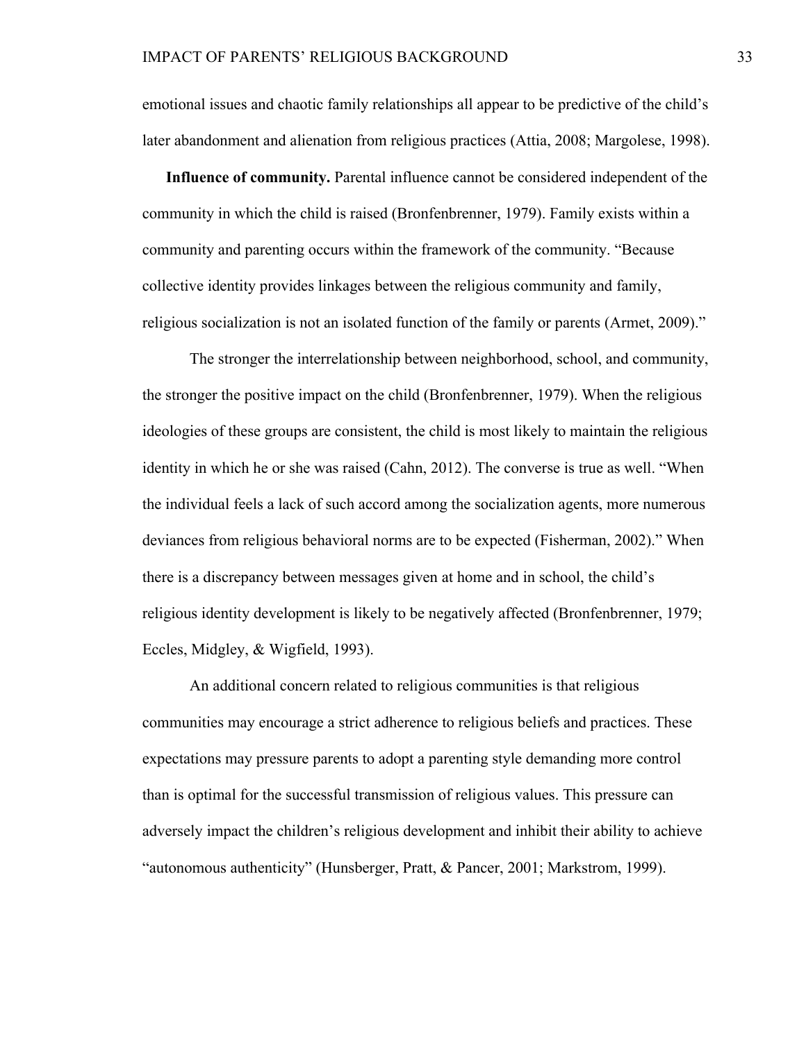emotional issues and chaotic family relationships all appear to be predictive of the child's later abandonment and alienation from religious practices (Attia, 2008; Margolese, 1998).

**Influence of community.** Parental influence cannot be considered independent of the community in which the child is raised (Bronfenbrenner, 1979). Family exists within a community and parenting occurs within the framework of the community. "Because collective identity provides linkages between the religious community and family, religious socialization is not an isolated function of the family or parents (Armet, 2009)."

The stronger the interrelationship between neighborhood, school, and community, the stronger the positive impact on the child (Bronfenbrenner, 1979). When the religious ideologies of these groups are consistent, the child is most likely to maintain the religious identity in which he or she was raised (Cahn, 2012). The converse is true as well. "When the individual feels a lack of such accord among the socialization agents, more numerous deviances from religious behavioral norms are to be expected (Fisherman, 2002)." When there is a discrepancy between messages given at home and in school, the child's religious identity development is likely to be negatively affected (Bronfenbrenner, 1979; Eccles, Midgley, & Wigfield, 1993).

An additional concern related to religious communities is that religious communities may encourage a strict adherence to religious beliefs and practices. These expectations may pressure parents to adopt a parenting style demanding more control than is optimal for the successful transmission of religious values. This pressure can adversely impact the children's religious development and inhibit their ability to achieve "autonomous authenticity" (Hunsberger, Pratt, & Pancer, 2001; Markstrom, 1999).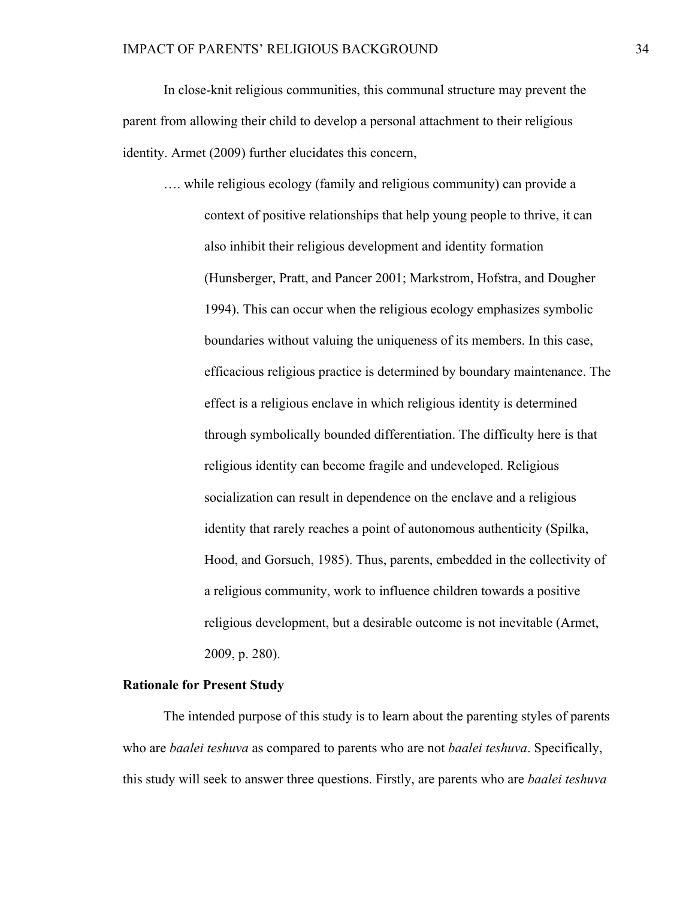In close-knit religious communities, this communal structure may prevent the parent from allowing their child to develop a personal attachment to their religious identity. Armet (2009) further elucidates this concern,

> …. while religious ecology (family and religious community) can provide a context of positive relationships that help young people to thrive, it can also inhibit their religious development and identity formation (Hunsberger, Pratt, and Pancer 2001; Markstrom, Hofstra, and Dougher 1994). This can occur when the religious ecology emphasizes symbolic boundaries without valuing the uniqueness of its members. In this case, efficacious religious practice is determined by boundary maintenance. The effect is a religious enclave in which religious identity is determined through symbolically bounded differentiation. The difficulty here is that religious identity can become fragile and undeveloped. Religious socialization can result in dependence on the enclave and a religious identity that rarely reaches a point of autonomous authenticity (Spilka, Hood, and Gorsuch, 1985). Thus, parents, embedded in the collectivity of a religious community, work to influence children towards a positive religious development, but a desirable outcome is not inevitable (Armet, 2009, p. 280).

**Rationale for Present Study**

The intended purpose of this study is to learn about the parenting styles of parents who are *baalei teshuva* as compared to parents who are not *baalei teshuva*. Specifically, this study will seek to answer three questions. Firstly, are parents who are *baalei teshuva*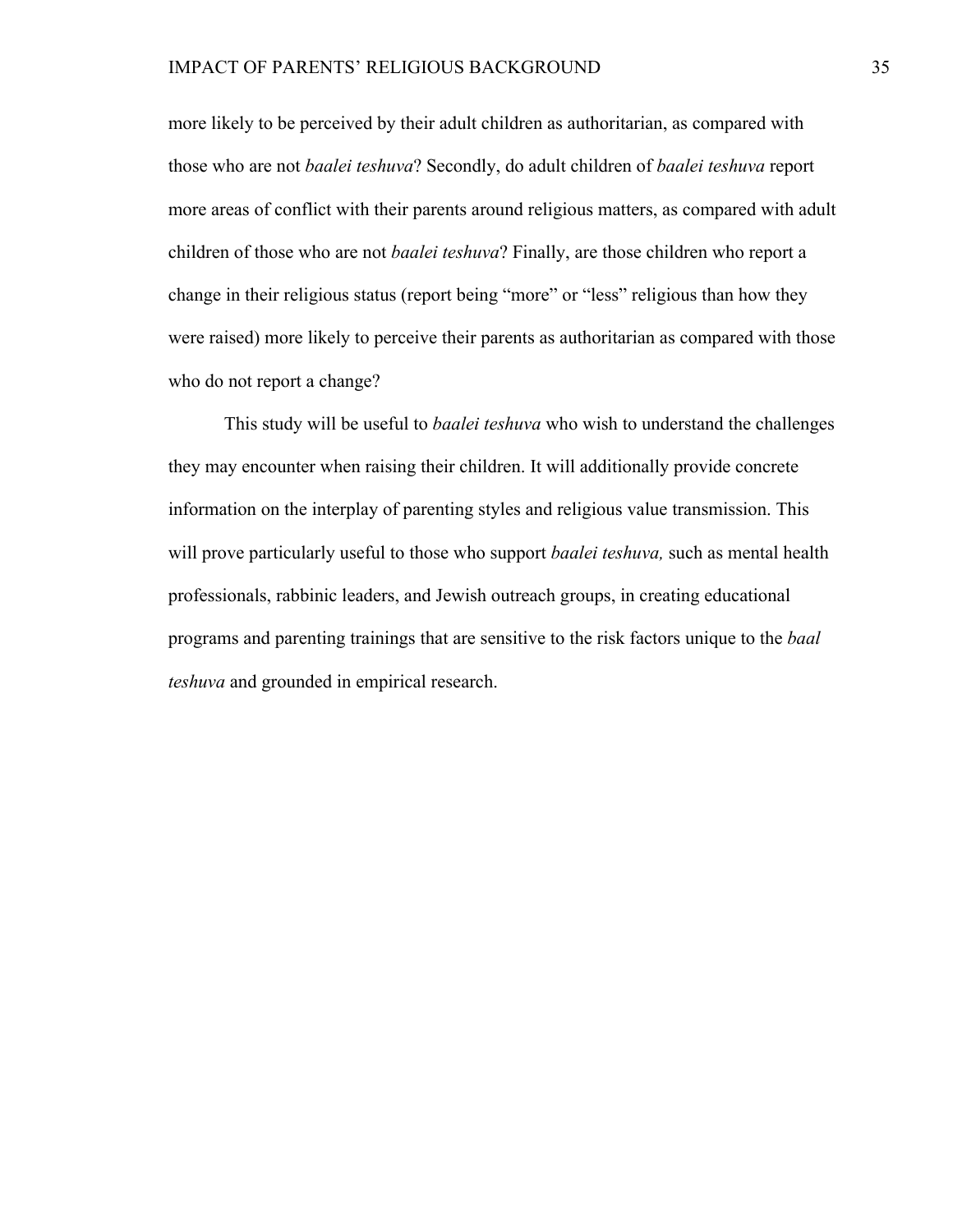more likely to be perceived by their adult children as authoritarian, as compared with those who are not *baalei teshuva*? Secondly, do adult children of *baalei teshuva* report more areas of conflict with their parents around religious matters, as compared with adult children of those who are not *baalei teshuva*? Finally, are those children who report a change in their religious status (report being "more" or "less" religious than how they were raised) more likely to perceive their parents as authoritarian as compared with those who do not report a change?

This study will be useful to *baalei teshuva* who wish to understand the challenges they may encounter when raising their children. It will additionally provide concrete information on the interplay of parenting styles and religious value transmission. This will prove particularly useful to those who support *baalei teshuva,* such as mental health professionals, rabbinic leaders, and Jewish outreach groups, in creating educational programs and parenting trainings that are sensitive to the risk factors unique to the *baal teshuva* and grounded in empirical research.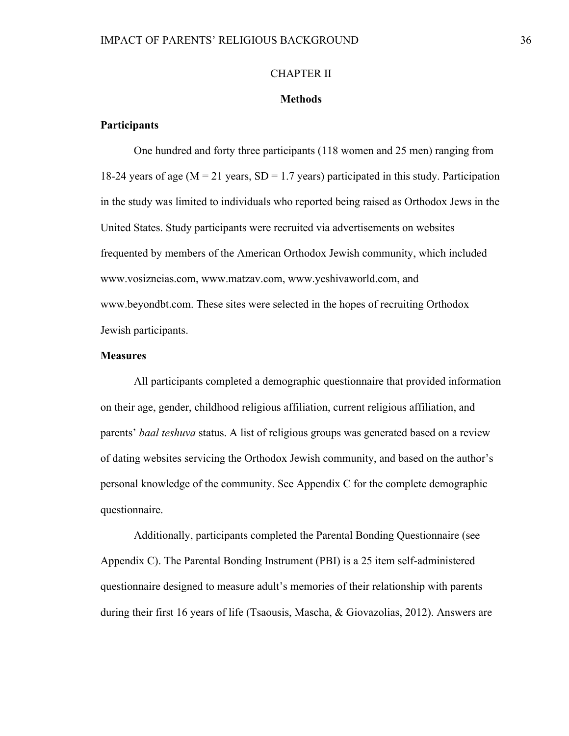# CHAPTER II

## Methods

### Participants

One hundred and forty three participants (118 women and 25 men) ranging from 18-24 years of age (M = 21 years, SD = 1.7 years) participated in this study. Participation in the study was limited to individuals who reported being raised as Orthodox Jews in the United States. Study participants were recruited via advertisements on websites frequented by members of the American Orthodox Jewish community, which included www.vosizneias.com, www.matzav.com, www.yeshivaworld.com, and www.beyondbt.com. These sites were selected in the hopes of recruiting Orthodox Jewish participants.

### Measures

All participants completed a demographic questionnaire that provided information on their age, gender, childhood religious affiliation, current religious affiliation, and parents' *baal teshuva* status. A list of religious groups was generated based on a review of dating websites servicing the Orthodox Jewish community, and based on the author's personal knowledge of the community. See Appendix C for the complete demographic questionnaire.

Additionally, participants completed the Parental Bonding Questionnaire (see Appendix C). The Parental Bonding Instrument (PBI) is a 25 item self-administered questionnaire designed to measure adult's memories of their relationship with parents during their first 16 years of life (Tsaousis, Mascha, & Giovazolias, 2012). Answers are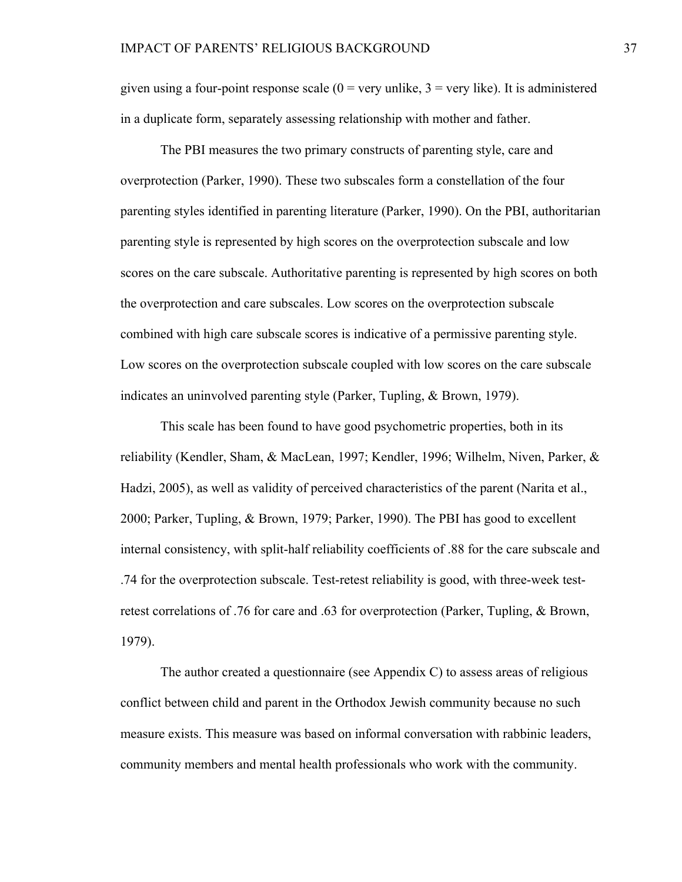given using a four-point response scale (0 = very unlike, 3 = very like). It is administered in a duplicate form, separately assessing relationship with mother and father.

The PBI measures the two primary constructs of parenting style, care and overprotection (Parker, 1990). These two subscales form a constellation of the four parenting styles identified in parenting literature (Parker, 1990). On the PBI, authoritarian parenting style is represented by high scores on the overprotection subscale and low scores on the care subscale. Authoritative parenting is represented by high scores on both the overprotection and care subscales. Low scores on the overprotection subscale combined with high care subscale scores is indicative of a permissive parenting style. Low scores on the overprotection subscale coupled with low scores on the care subscale indicates an uninvolved parenting style (Parker, Tupling, & Brown, 1979).

This scale has been found to have good psychometric properties, both in its reliability (Kendler, Sham, & MacLean, 1997; Kendler, 1996; Wilhelm, Niven, Parker, & Hadzi, 2005), as well as validity of perceived characteristics of the parent (Narita et al., 2000; Parker, Tupling, & Brown, 1979; Parker, 1990). The PBI has good to excellent internal consistency, with split-half reliability coefficients of .88 for the care subscale and .74 for the overprotection subscale. Test-retest reliability is good, with three-week test-retest correlations of .76 for care and .63 for overprotection (Parker, Tupling, & Brown, 1979).

The author created a questionnaire (see Appendix C) to assess areas of religious conflict between child and parent in the Orthodox Jewish community because no such measure exists. This measure was based on informal conversation with rabbinic leaders, community members and mental health professionals who work with the community.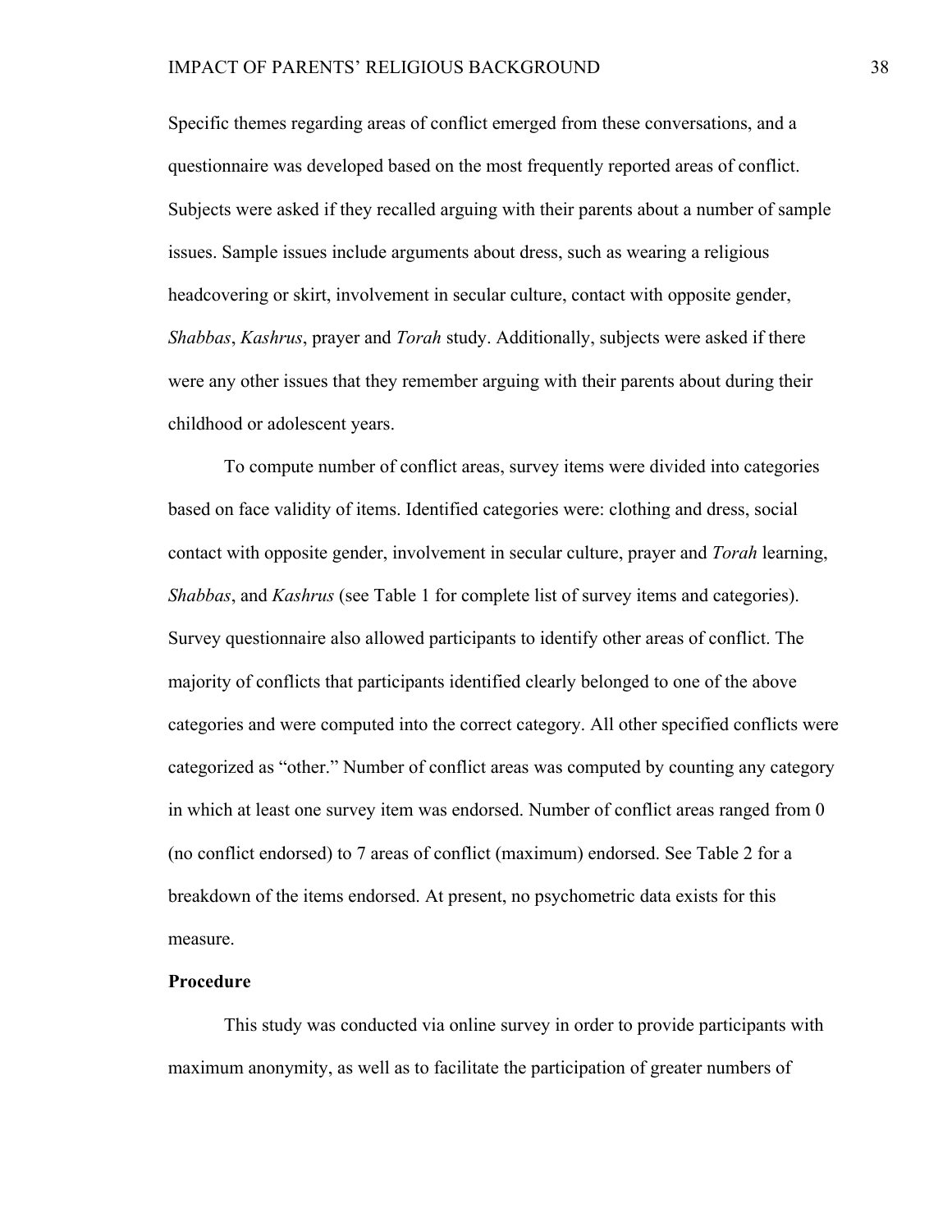Specific themes regarding areas of conflict emerged from these conversations, and a questionnaire was developed based on the most frequently reported areas of conflict. Subjects were asked if they recalled arguing with their parents about a number of sample issues. Sample issues include arguments about dress, such as wearing a religious headcovering or skirt, involvement in secular culture, contact with opposite gender, *Shabbas*, *Kashrus*, prayer and *Torah* study. Additionally, subjects were asked if there were any other issues that they remember arguing with their parents about during their childhood or adolescent years.

To compute number of conflict areas, survey items were divided into categories based on face validity of items. Identified categories were: clothing and dress, social contact with opposite gender, involvement in secular culture, prayer and *Torah* learning, *Shabbas*, and *Kashrus* (see Table 1 for complete list of survey items and categories). Survey questionnaire also allowed participants to identify other areas of conflict. The majority of conflicts that participants identified clearly belonged to one of the above categories and were computed into the correct category. All other specified conflicts were categorized as "other." Number of conflict areas was computed by counting any category in which at least one survey item was endorsed. Number of conflict areas ranged from 0 (no conflict endorsed) to 7 areas of conflict (maximum) endorsed. See Table 2 for a breakdown of the items endorsed. At present, no psychometric data exists for this measure.

**Procedure**

This study was conducted via online survey in order to provide participants with maximum anonymity, as well as to facilitate the participation of greater numbers of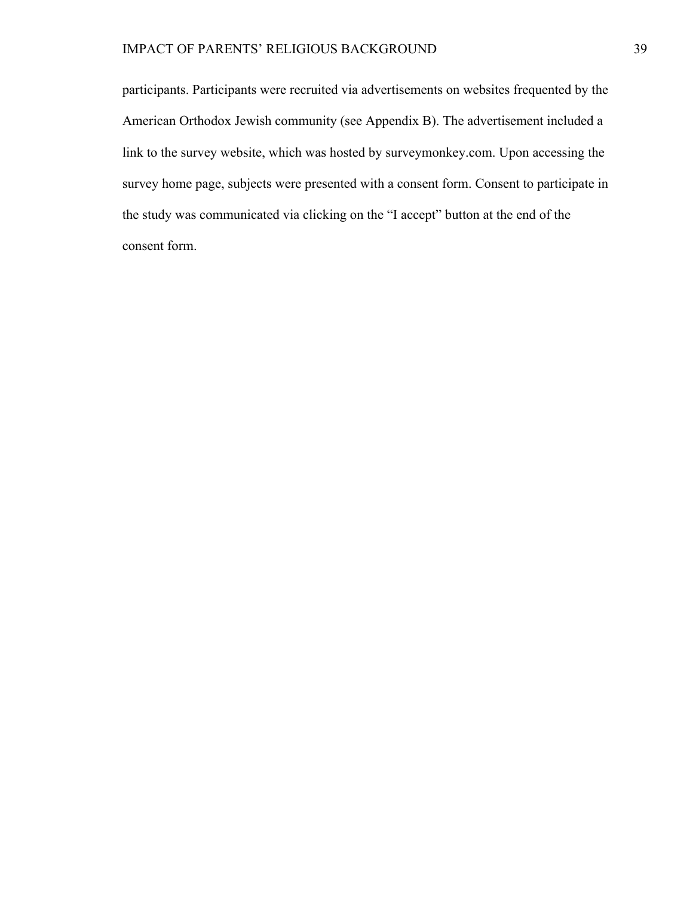participants. Participants were recruited via advertisements on websites frequented by the American Orthodox Jewish community (see Appendix B). The advertisement included a link to the survey website, which was hosted by surveymonkey.com. Upon accessing the survey home page, subjects were presented with a consent form. Consent to participate in the study was communicated via clicking on the “I accept” button at the end of the consent form.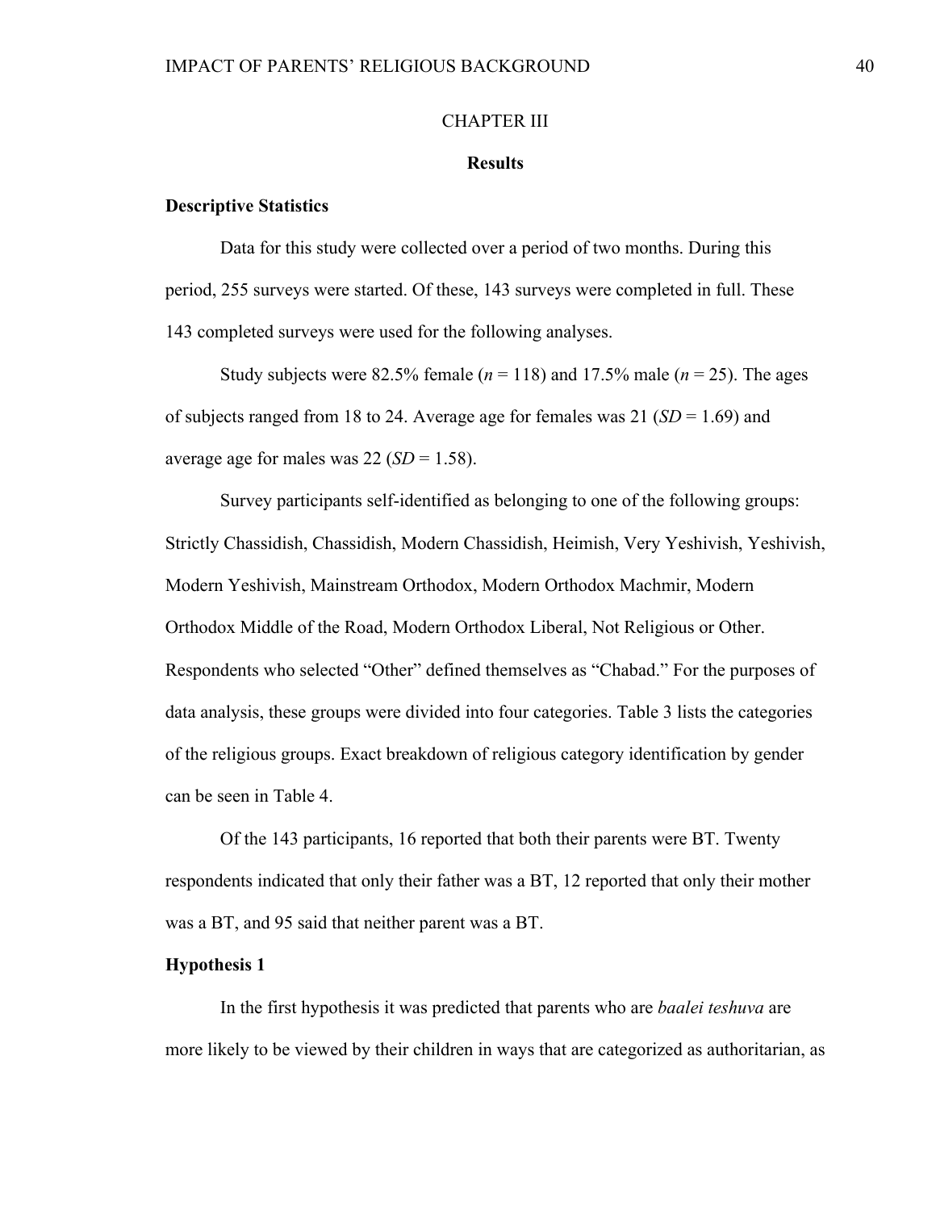## CHAPTER III

### Results

#### Descriptive Statistics

Data for this study were collected over a period of two months. During this period, 255 surveys were started. Of these, 143 surveys were completed in full. These 143 completed surveys were used for the following analyses.

Study subjects were 82.5% female (*n* = 118) and 17.5% male (*n* = 25). The ages of subjects ranged from 18 to 24. Average age for females was 21 (*SD* = 1.69) and average age for males was 22 (*SD* = 1.58).

Survey participants self-identified as belonging to one of the following groups: Strictly Chassidish, Chassidish, Modern Chassidish, Heimish, Very Yeshivish, Yeshivish, Modern Yeshivish, Mainstream Orthodox, Modern Orthodox Machmir, Modern Orthodox Middle of the Road, Modern Orthodox Liberal, Not Religious or Other. Respondents who selected "Other" defined themselves as "Chabad." For the purposes of data analysis, these groups were divided into four categories. Table 3 lists the categories of the religious groups. Exact breakdown of religious category identification by gender can be seen in Table 4.

Of the 143 participants, 16 reported that both their parents were BT. Twenty respondents indicated that only their father was a BT, 12 reported that only their mother was a BT, and 95 said that neither parent was a BT.

#### Hypothesis 1

In the first hypothesis it was predicted that parents who are *baalei teshuva* are more likely to be viewed by their children in ways that are categorized as authoritarian, as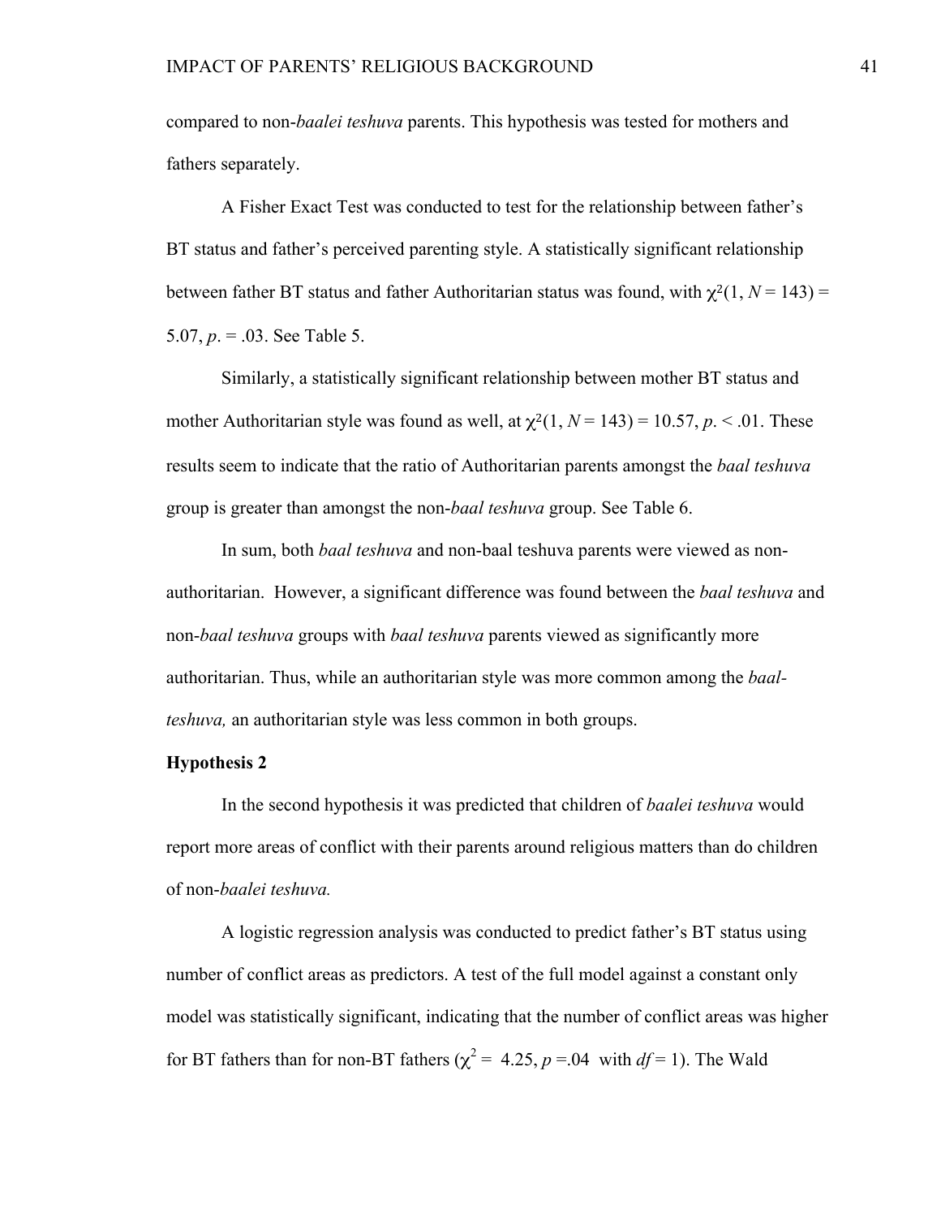compared to non-*baalei teshuva* parents. This hypothesis was tested for mothers and fathers separately.

A Fisher Exact Test was conducted to test for the relationship between father's BT status and father's perceived parenting style. A statistically significant relationship between father BT status and father Authoritarian status was found, with $\chi^2(1, N = 143) = 5.07$, $p. = .03$. See Table 5.

Similarly, a statistically significant relationship between mother BT status and mother Authoritarian style was found as well, at $\chi^2(1, N = 143) = 10.57$, $p. < .01$. These results seem to indicate that the ratio of Authoritarian parents amongst the *baal teshuva* group is greater than amongst the non-*baal teshuva* group. See Table 6.

In sum, both *baal teshuva* and non-baal teshuva parents were viewed as non-authoritarian. However, a significant difference was found between the *baal teshuva* and non-*baal teshuva* groups with *baal teshuva* parents viewed as significantly more authoritarian. Thus, while an authoritarian style was more common among the *baal-teshuva,* an authoritarian style was less common in both groups.

**Hypothesis 2**

In the second hypothesis it was predicted that children of *baalei teshuva* would report more areas of conflict with their parents around religious matters than do children of non-*baalei teshuva.*

A logistic regression analysis was conducted to predict father's BT status using number of conflict areas as predictors. A test of the full model against a constant only model was statistically significant, indicating that the number of conflict areas was higher for BT fathers than for non-BT fathers ($\chi^2 = 4.25$, $p = .04$ with $df = 1$). The Wald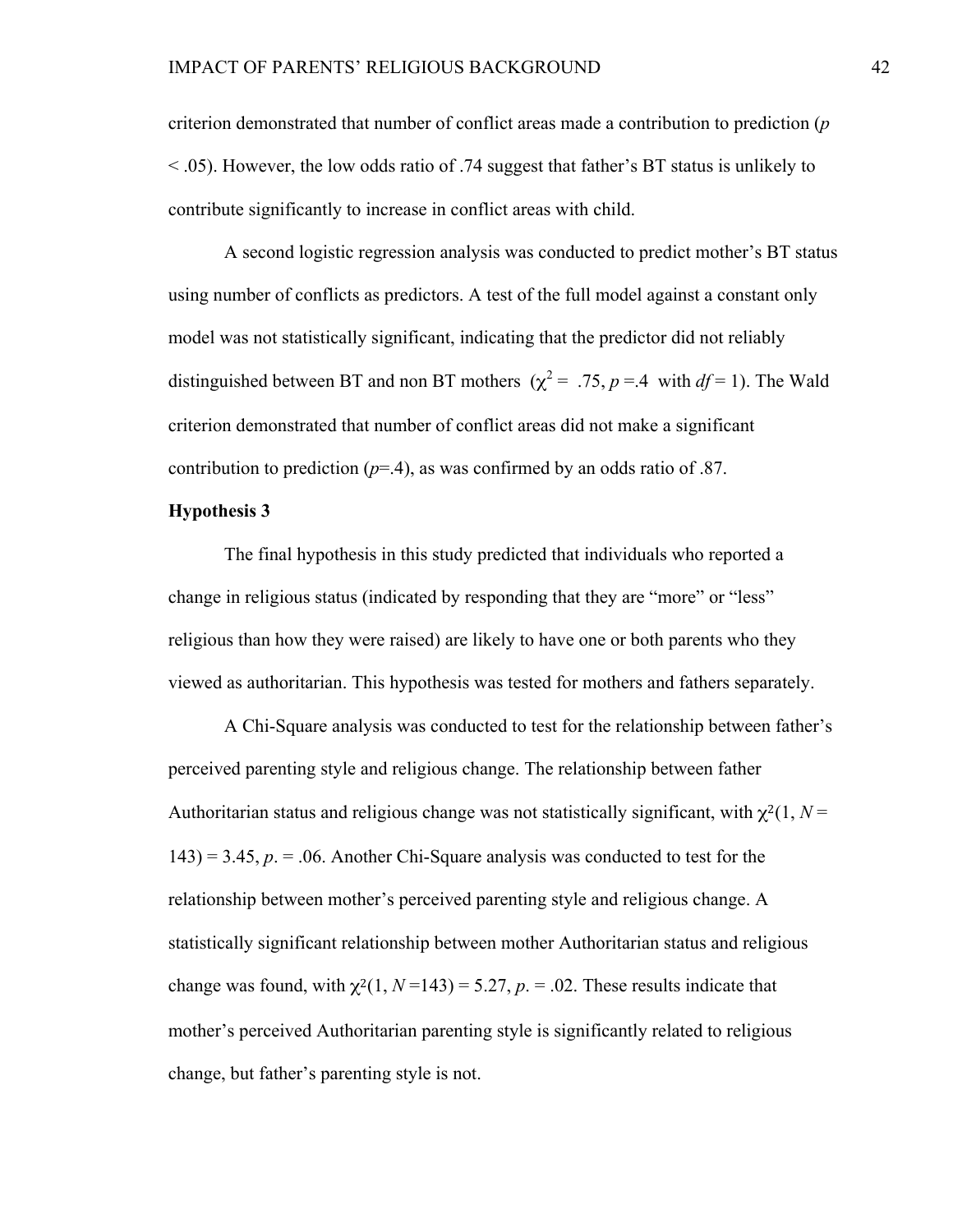criterion demonstrated that number of conflict areas made a contribution to prediction ($p < .05$). However, the low odds ratio of .74 suggest that father's BT status is unlikely to contribute significantly to increase in conflict areas with child.

A second logistic regression analysis was conducted to predict mother's BT status using number of conflicts as predictors. A test of the full model against a constant only model was not statistically significant, indicating that the predictor did not reliably distinguished between BT and non BT mothers ($\chi^2 = .75, p = .4$ with $df = 1$). The Wald criterion demonstrated that number of conflict areas did not make a significant contribution to prediction ($p = .4$), as was confirmed by an odds ratio of .87.

**Hypothesis 3**

The final hypothesis in this study predicted that individuals who reported a change in religious status (indicated by responding that they are "more" or "less" religious than how they were raised) are likely to have one or both parents who they viewed as authoritarian. This hypothesis was tested for mothers and fathers separately.

A Chi-Square analysis was conducted to test for the relationship between father's perceived parenting style and religious change. The relationship between father Authoritarian status and religious change was not statistically significant, with $\chi^2(1, N = 143) = 3.45$, $p. = .06$. Another Chi-Square analysis was conducted to test for the relationship between mother's perceived parenting style and religious change. A statistically significant relationship between mother Authoritarian status and religious change was found, with $\chi^2(1, N = 143) = 5.27$, $p. = .02$. These results indicate that mother's perceived Authoritarian parenting style is significantly related to religious change, but father's parenting style is not.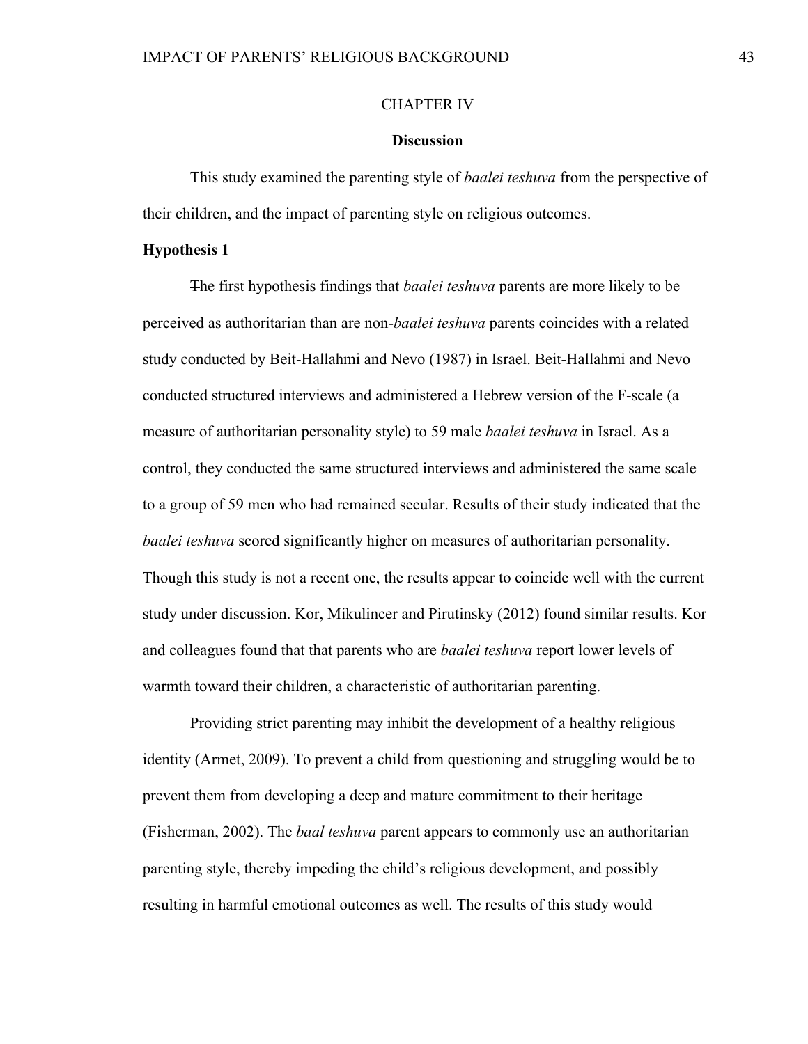# CHAPTER IV

## Discussion

This study examined the parenting style of *baalei teshuva* from the perspective of their children, and the impact of parenting style on religious outcomes.

### Hypothesis 1

The first hypothesis findings that *baalei teshuva* parents are more likely to be perceived as authoritarian than are non-*baalei teshuva* parents coincides with a related study conducted by Beit-Hallahmi and Nevo (1987) in Israel. Beit-Hallahmi and Nevo conducted structured interviews and administered a Hebrew version of the F-scale (a measure of authoritarian personality style) to 59 male *baalei teshuva* in Israel. As a control, they conducted the same structured interviews and administered the same scale to a group of 59 men who had remained secular. Results of their study indicated that the *baalei teshuva* scored significantly higher on measures of authoritarian personality. Though this study is not a recent one, the results appear to coincide well with the current study under discussion. Kor, Mikulincer and Pirutinsky (2012) found similar results. Kor and colleagues found that that parents who are *baalei teshuva* report lower levels of warmth toward their children, a characteristic of authoritarian parenting.

Providing strict parenting may inhibit the development of a healthy religious identity (Armet, 2009). To prevent a child from questioning and struggling would be to prevent them from developing a deep and mature commitment to their heritage (Fisherman, 2002). The *baal teshuva* parent appears to commonly use an authoritarian parenting style, thereby impeding the child's religious development, and possibly resulting in harmful emotional outcomes as well. The results of this study would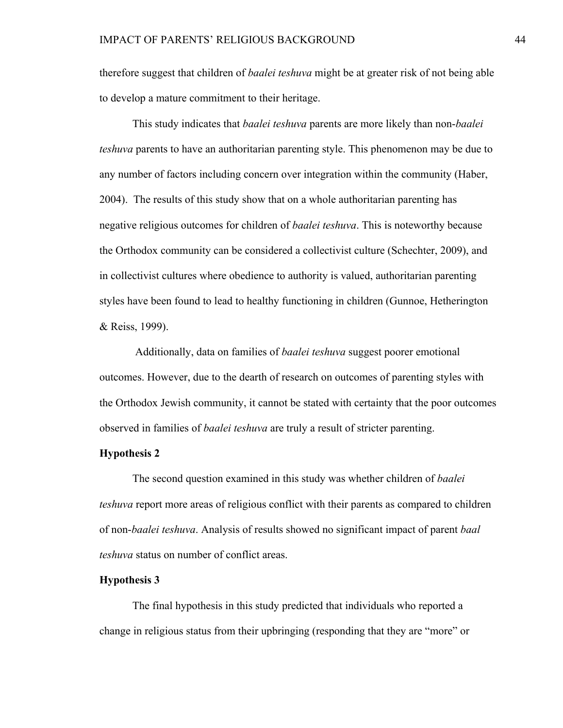therefore suggest that children of *baalei teshuva* might be at greater risk of not being able to develop a mature commitment to their heritage.

This study indicates that *baalei teshuva* parents are more likely than non-*baalei teshuva* parents to have an authoritarian parenting style. This phenomenon may be due to any number of factors including concern over integration within the community (Haber, 2004). The results of this study show that on a whole authoritarian parenting has negative religious outcomes for children of *baalei teshuva*. This is noteworthy because the Orthodox community can be considered a collectivist culture (Schechter, 2009), and in collectivist cultures where obedience to authority is valued, authoritarian parenting styles have been found to lead to healthy functioning in children (Gunnoe, Hetherington & Reiss, 1999).

Additionally, data on families of *baalei teshuva* suggest poorer emotional outcomes. However, due to the dearth of research on outcomes of parenting styles with the Orthodox Jewish community, it cannot be stated with certainty that the poor outcomes observed in families of *baalei teshuva* are truly a result of stricter parenting.

**Hypothesis 2**

The second question examined in this study was whether children of *baalei teshuva* report more areas of religious conflict with their parents as compared to children of non-*baalei teshuva*. Analysis of results showed no significant impact of parent *baal teshuva* status on number of conflict areas.

**Hypothesis 3**

The final hypothesis in this study predicted that individuals who reported a change in religious status from their upbringing (responding that they are "more" or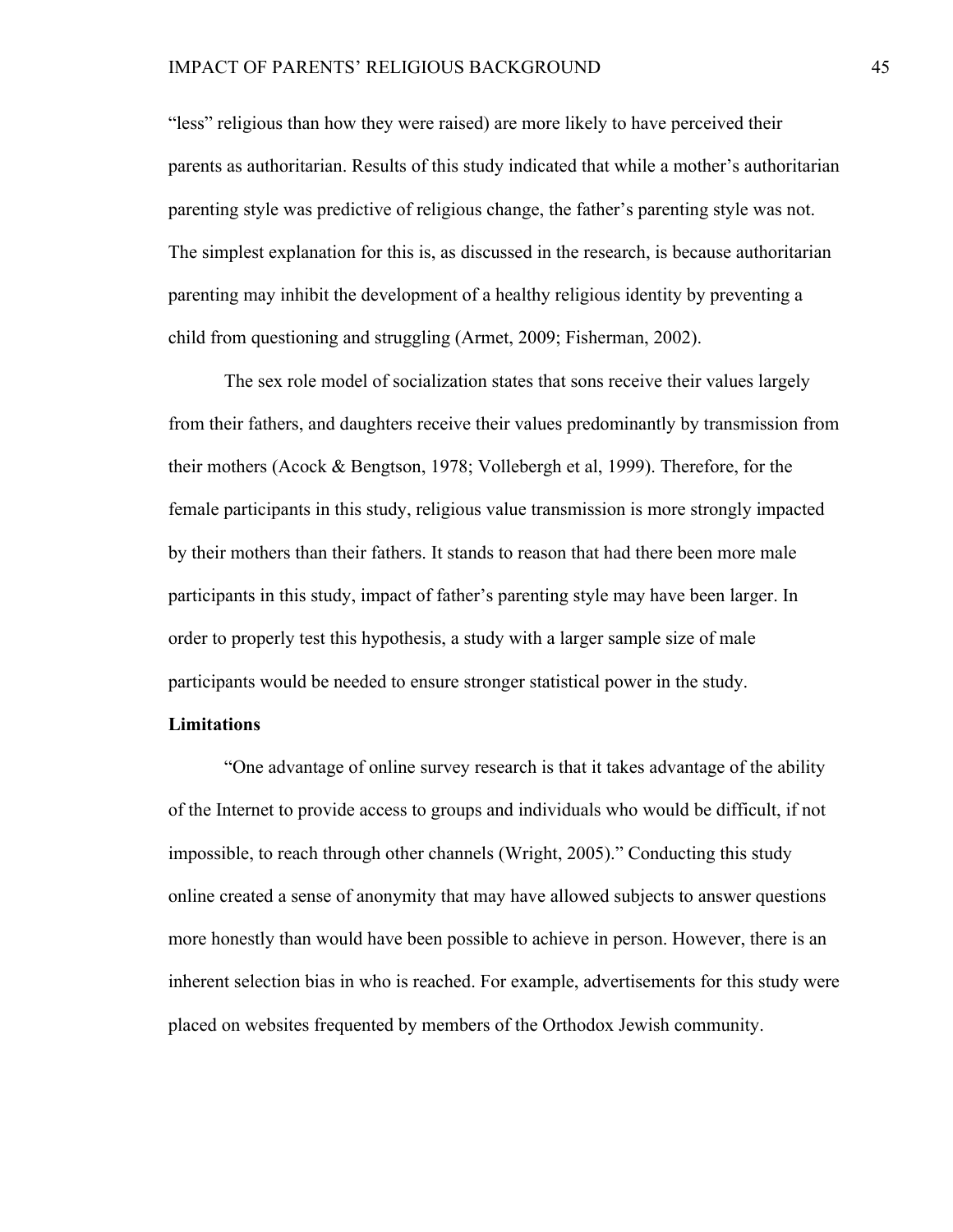"less" religious than how they were raised) are more likely to have perceived their parents as authoritarian. Results of this study indicated that while a mother's authoritarian parenting style was predictive of religious change, the father's parenting style was not. The simplest explanation for this is, as discussed in the research, is because authoritarian parenting may inhibit the development of a healthy religious identity by preventing a child from questioning and struggling (Armet, 2009; Fisherman, 2002).

The sex role model of socialization states that sons receive their values largely from their fathers, and daughters receive their values predominantly by transmission from their mothers (Acock & Bengtson, 1978; Vollebergh et al, 1999). Therefore, for the female participants in this study, religious value transmission is more strongly impacted by their mothers than their fathers. It stands to reason that had there been more male participants in this study, impact of father's parenting style may have been larger. In order to properly test this hypothesis, a study with a larger sample size of male participants would be needed to ensure stronger statistical power in the study.

**Limitations**

"One advantage of online survey research is that it takes advantage of the ability of the Internet to provide access to groups and individuals who would be difficult, if not impossible, to reach through other channels (Wright, 2005)." Conducting this study online created a sense of anonymity that may have allowed subjects to answer questions more honestly than would have been possible to achieve in person. However, there is an inherent selection bias in who is reached. For example, advertisements for this study were placed on websites frequented by members of the Orthodox Jewish community.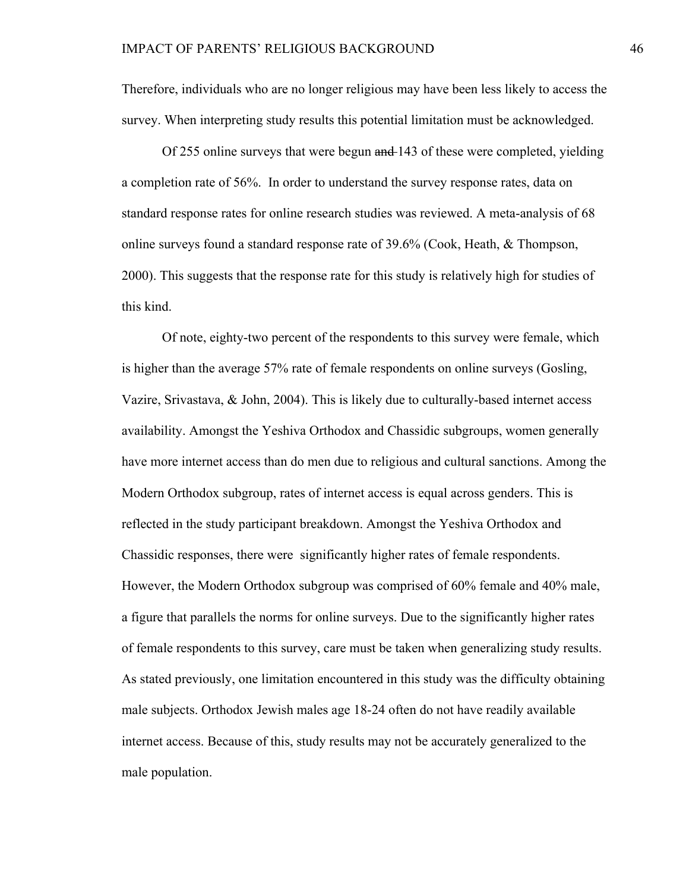Therefore, individuals who are no longer religious may have been less likely to access the survey. When interpreting study results this potential limitation must be acknowledged.

Of 255 online surveys that were begun ~~and~~ 143 of these were completed, yielding a completion rate of 56%. In order to understand the survey response rates, data on standard response rates for online research studies was reviewed. A meta-analysis of 68 online surveys found a standard response rate of 39.6% (Cook, Heath, & Thompson, 2000). This suggests that the response rate for this study is relatively high for studies of this kind.

Of note, eighty-two percent of the respondents to this survey were female, which is higher than the average 57% rate of female respondents on online surveys (Gosling, Vazire, Srivastava, & John, 2004). This is likely due to culturally-based internet access availability. Amongst the Yeshiva Orthodox and Chassidic subgroups, women generally have more internet access than do men due to religious and cultural sanctions. Among the Modern Orthodox subgroup, rates of internet access is equal across genders. This is reflected in the study participant breakdown. Amongst the Yeshiva Orthodox and Chassidic responses, there were significantly higher rates of female respondents. However, the Modern Orthodox subgroup was comprised of 60% female and 40% male, a figure that parallels the norms for online surveys. Due to the significantly higher rates of female respondents to this survey, care must be taken when generalizing study results. As stated previously, one limitation encountered in this study was the difficulty obtaining male subjects. Orthodox Jewish males age 18-24 often do not have readily available internet access. Because of this, study results may not be accurately generalized to the male population.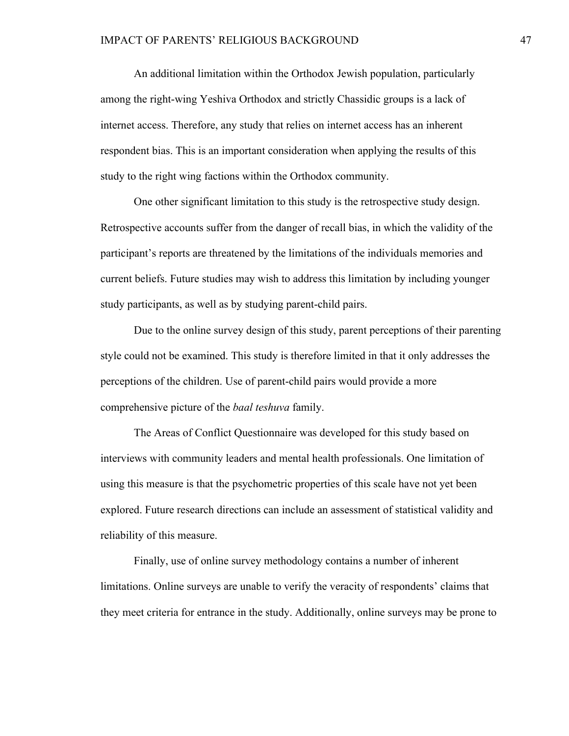An additional limitation within the Orthodox Jewish population, particularly among the right-wing Yeshiva Orthodox and strictly Chassidic groups is a lack of internet access. Therefore, any study that relies on internet access has an inherent respondent bias. This is an important consideration when applying the results of this study to the right wing factions within the Orthodox community.

One other significant limitation to this study is the retrospective study design. Retrospective accounts suffer from the danger of recall bias, in which the validity of the participant's reports are threatened by the limitations of the individuals memories and current beliefs. Future studies may wish to address this limitation by including younger study participants, as well as by studying parent-child pairs.

Due to the online survey design of this study, parent perceptions of their parenting style could not be examined. This study is therefore limited in that it only addresses the perceptions of the children. Use of parent-child pairs would provide a more comprehensive picture of the *baal teshuva* family.

The Areas of Conflict Questionnaire was developed for this study based on interviews with community leaders and mental health professionals. One limitation of using this measure is that the psychometric properties of this scale have not yet been explored. Future research directions can include an assessment of statistical validity and reliability of this measure.

Finally, use of online survey methodology contains a number of inherent limitations. Online surveys are unable to verify the veracity of respondents' claims that they meet criteria for entrance in the study. Additionally, online surveys may be prone to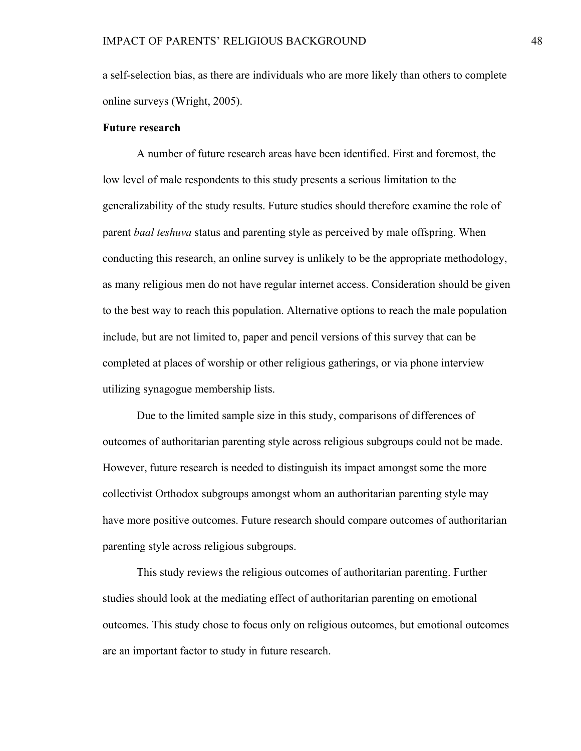a self-selection bias, as there are individuals who are more likely than others to complete online surveys (Wright, 2005).

**Future research**

A number of future research areas have been identified. First and foremost, the low level of male respondents to this study presents a serious limitation to the generalizability of the study results. Future studies should therefore examine the role of parent *baal teshuva* status and parenting style as perceived by male offspring. When conducting this research, an online survey is unlikely to be the appropriate methodology, as many religious men do not have regular internet access. Consideration should be given to the best way to reach this population. Alternative options to reach the male population include, but are not limited to, paper and pencil versions of this survey that can be completed at places of worship or other religious gatherings, or via phone interview utilizing synagogue membership lists.

Due to the limited sample size in this study, comparisons of differences of outcomes of authoritarian parenting style across religious subgroups could not be made. However, future research is needed to distinguish its impact amongst some the more collectivist Orthodox subgroups amongst whom an authoritarian parenting style may have more positive outcomes. Future research should compare outcomes of authoritarian parenting style across religious subgroups.

This study reviews the religious outcomes of authoritarian parenting. Further studies should look at the mediating effect of authoritarian parenting on emotional outcomes. This study chose to focus only on religious outcomes, but emotional outcomes are an important factor to study in future research.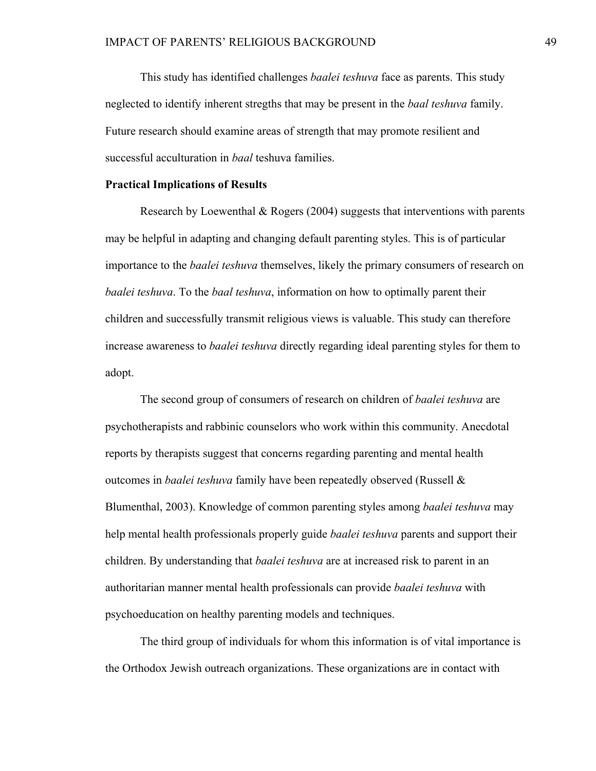This study has identified challenges *baalei teshuva* face as parents. This study neglected to identify inherent stregths that may be present in the *baal teshuva* family. Future research should examine areas of strength that may promote resilient and successful acculturation in *baal* teshuva families.

**Practical Implications of Results**

Research by Loewenthal & Rogers (2004) suggests that interventions with parents may be helpful in adapting and changing default parenting styles. This is of particular importance to the *baalei teshuva* themselves, likely the primary consumers of research on *baalei teshuva*. To the *baal teshuva*, information on how to optimally parent their children and successfully transmit religious views is valuable. This study can therefore increase awareness to *baalei teshuva* directly regarding ideal parenting styles for them to adopt.

The second group of consumers of research on children of *baalei teshuva* are psychotherapists and rabbinic counselors who work within this community. Anecdotal reports by therapists suggest that concerns regarding parenting and mental health outcomes in *baalei teshuva* family have been repeatedly observed (Russell & Blumenthal, 2003). Knowledge of common parenting styles among *baalei teshuva* may help mental health professionals properly guide *baalei teshuva* parents and support their children. By understanding that *baalei teshuva* are at increased risk to parent in an authoritarian manner mental health professionals can provide *baalei teshuva* with psychoeducation on healthy parenting models and techniques.

The third group of individuals for whom this information is of vital importance is the Orthodox Jewish outreach organizations. These organizations are in contact with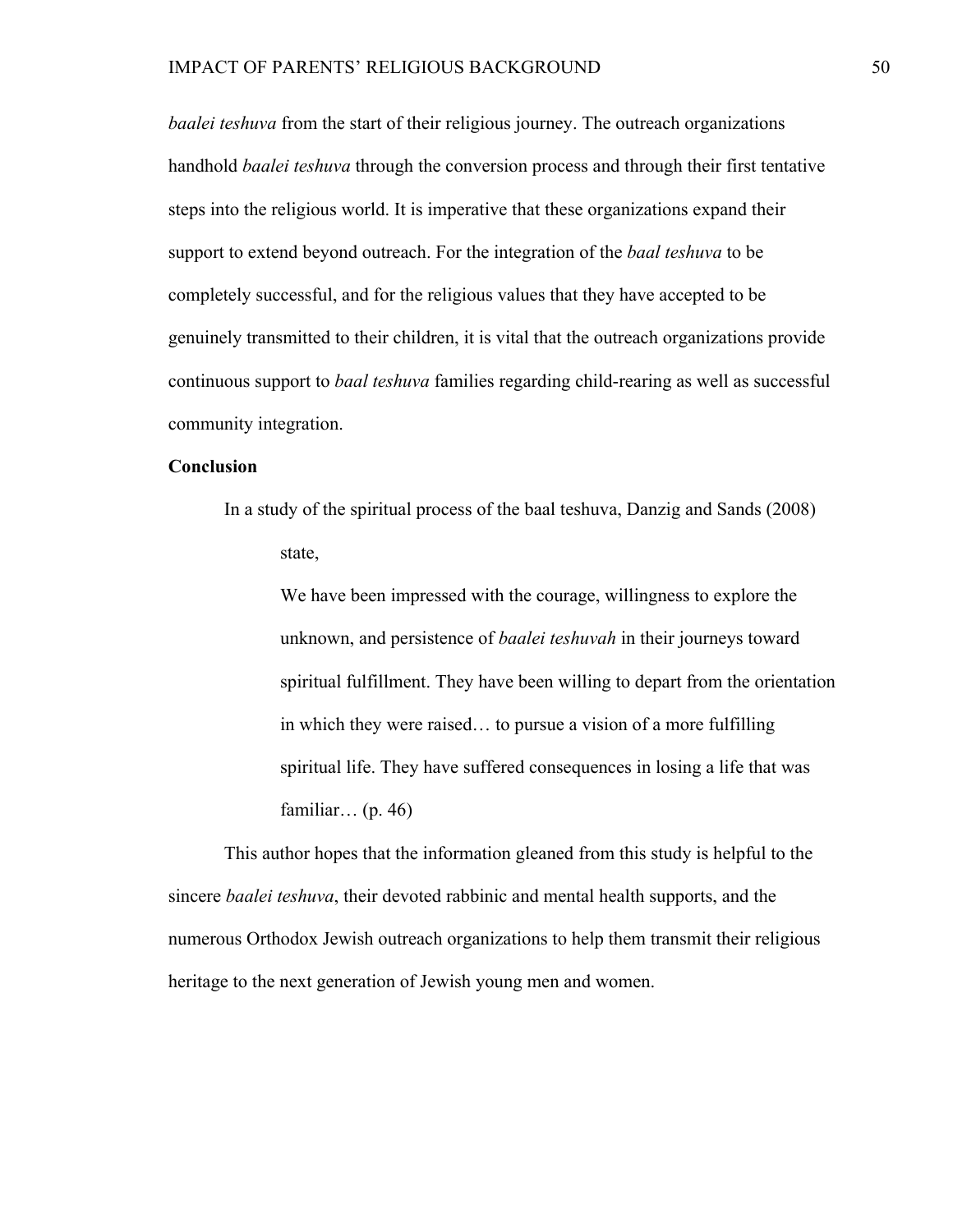*baalei teshuva* from the start of their religious journey. The outreach organizations handhold *baalei teshuva* through the conversion process and through their first tentative steps into the religious world. It is imperative that these organizations expand their support to extend beyond outreach. For the integration of the *baal teshuva* to be completely successful, and for the religious values that they have accepted to be genuinely transmitted to their children, it is vital that the outreach organizations provide continuous support to *baal teshuva* families regarding child-rearing as well as successful community integration.

**Conclusion**

In a study of the spiritual process of the baal teshuva, Danzig and Sands (2008) state,

> We have been impressed with the courage, willingness to explore the unknown, and persistence of *baalei teshuvah* in their journeys toward spiritual fulfillment. They have been willing to depart from the orientation in which they were raised… to pursue a vision of a more fulfilling spiritual life. They have suffered consequences in losing a life that was familiar… (p. 46)

This author hopes that the information gleaned from this study is helpful to the sincere *baalei teshuva*, their devoted rabbinic and mental health supports, and the numerous Orthodox Jewish outreach organizations to help them transmit their religious heritage to the next generation of Jewish young men and women.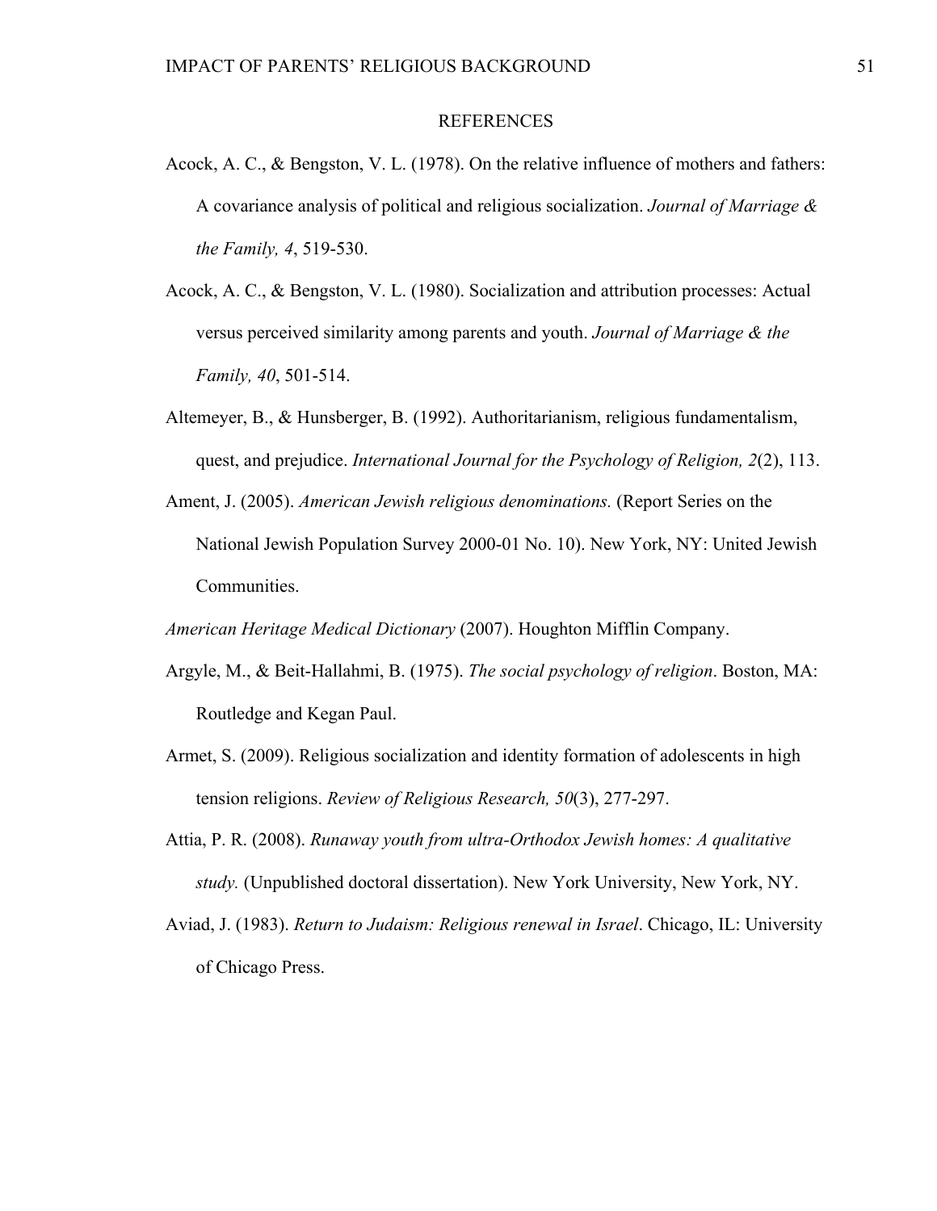# REFERENCES

Acock, A. C., & Bengston, V. L. (1978). On the relative influence of mothers and fathers: A covariance analysis of political and religious socialization. *Journal of Marriage & the Family, 4*, 519-530.

Acock, A. C., & Bengston, V. L. (1980). Socialization and attribution processes: Actual versus perceived similarity among parents and youth. *Journal of Marriage & the Family, 40*, 501-514.

Altemeyer, B., & Hunsberger, B. (1992). Authoritarianism, religious fundamentalism, quest, and prejudice. *International Journal for the Psychology of Religion, 2*(2), 113.

Ament, J. (2005). *American Jewish religious denominations.* (Report Series on the National Jewish Population Survey 2000-01 No. 10). New York, NY: United Jewish Communities.

*American Heritage Medical Dictionary* (2007). Houghton Mifflin Company.

Argyle, M., & Beit-Hallahmi, B. (1975). *The social psychology of religion*. Boston, MA: Routledge and Kegan Paul.

Armet, S. (2009). Religious socialization and identity formation of adolescents in high tension religions. *Review of Religious Research, 50*(3), 277-297.

Attia, P. R. (2008). *Runaway youth from ultra-Orthodox Jewish homes: A qualitative study.* (Unpublished doctoral dissertation). New York University, New York, NY.

Aviad, J. (1983). *Return to Judaism: Religious renewal in Israel*. Chicago, IL: University of Chicago Press.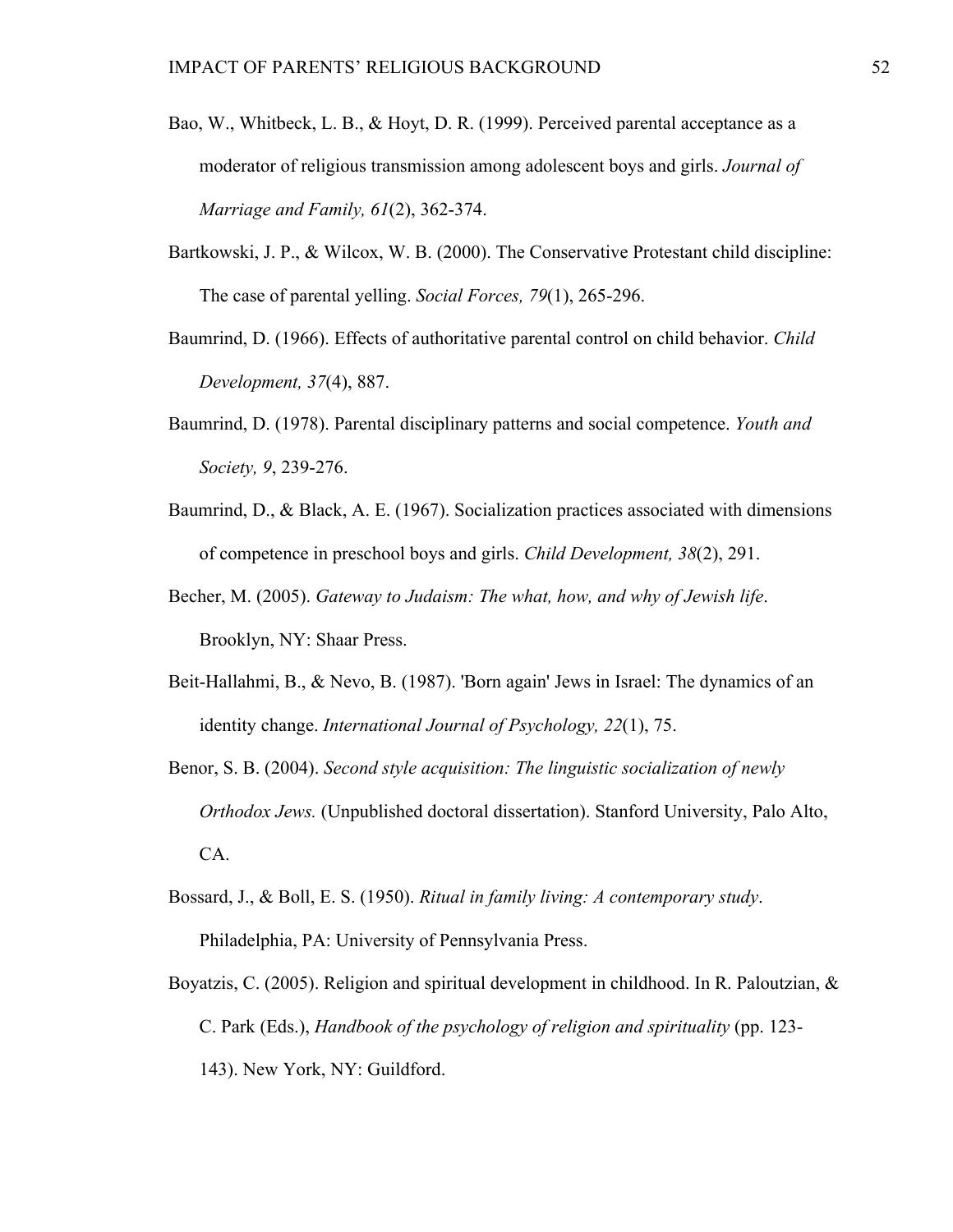Bao, W., Whitbeck, L. B., & Hoyt, D. R. (1999). Perceived parental acceptance as a moderator of religious transmission among adolescent boys and girls. *Journal of Marriage and Family, 61*(2), 362-374.

Bartkowski, J. P., & Wilcox, W. B. (2000). The Conservative Protestant child discipline: The case of parental yelling. *Social Forces, 79*(1), 265-296.

Baumrind, D. (1966). Effects of authoritative parental control on child behavior. *Child Development, 37*(4), 887.

Baumrind, D. (1978). Parental disciplinary patterns and social competence. *Youth and Society, 9*, 239-276.

Baumrind, D., & Black, A. E. (1967). Socialization practices associated with dimensions of competence in preschool boys and girls. *Child Development, 38*(2), 291.

Becher, M. (2005). *Gateway to Judaism: The what, how, and why of Jewish life*. Brooklyn, NY: Shaar Press.

Beit-Hallahmi, B., & Nevo, B. (1987). 'Born again' Jews in Israel: The dynamics of an identity change. *International Journal of Psychology, 22*(1), 75.

Benor, S. B. (2004). *Second style acquisition: The linguistic socialization of newly Orthodox Jews.* (Unpublished doctoral dissertation). Stanford University, Palo Alto, CA.

Bossard, J., & Boll, E. S. (1950). *Ritual in family living: A contemporary study*. Philadelphia, PA: University of Pennsylvania Press.

Boyatzis, C. (2005). Religion and spiritual development in childhood. In R. Paloutzian, & C. Park (Eds.), *Handbook of the psychology of religion and spirituality* (pp. 123-143). New York, NY: Guildford.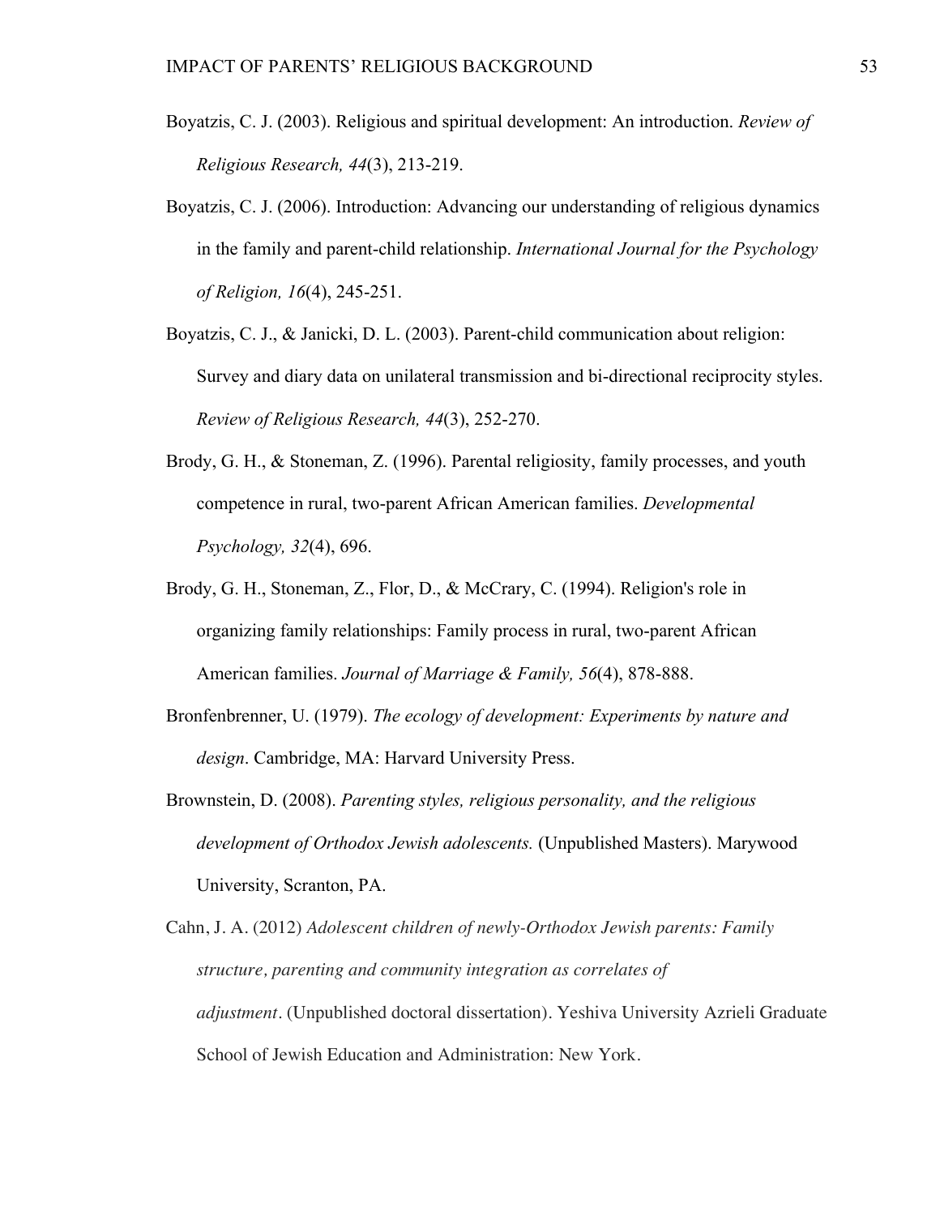Boyatzis, C. J. (2003). Religious and spiritual development: An introduction. *Review of Religious Research, 44*(3), 213-219.

Boyatzis, C. J. (2006). Introduction: Advancing our understanding of religious dynamics in the family and parent-child relationship. *International Journal for the Psychology of Religion, 16*(4), 245-251.

Boyatzis, C. J., & Janicki, D. L. (2003). Parent-child communication about religion: Survey and diary data on unilateral transmission and bi-directional reciprocity styles. *Review of Religious Research, 44*(3), 252-270.

Brody, G. H., & Stoneman, Z. (1996). Parental religiosity, family processes, and youth competence in rural, two-parent African American families. *Developmental Psychology, 32*(4), 696.

Brody, G. H., Stoneman, Z., Flor, D., & McCrary, C. (1994). Religion's role in organizing family relationships: Family process in rural, two-parent African American families. *Journal of Marriage & Family, 56*(4), 878-888.

Bronfenbrenner, U. (1979). *The ecology of development: Experiments by nature and design*. Cambridge, MA: Harvard University Press.

Brownstein, D. (2008). *Parenting styles, religious personality, and the religious development of Orthodox Jewish adolescents.* (Unpublished Masters). Marywood University, Scranton, PA.

Cahn, J. A. (2012) *Adolescent children of newly-Orthodox Jewish parents: Family structure, parenting and community integration as correlates of adjustment*. (Unpublished doctoral dissertation). Yeshiva University Azrieli Graduate School of Jewish Education and Administration: New York.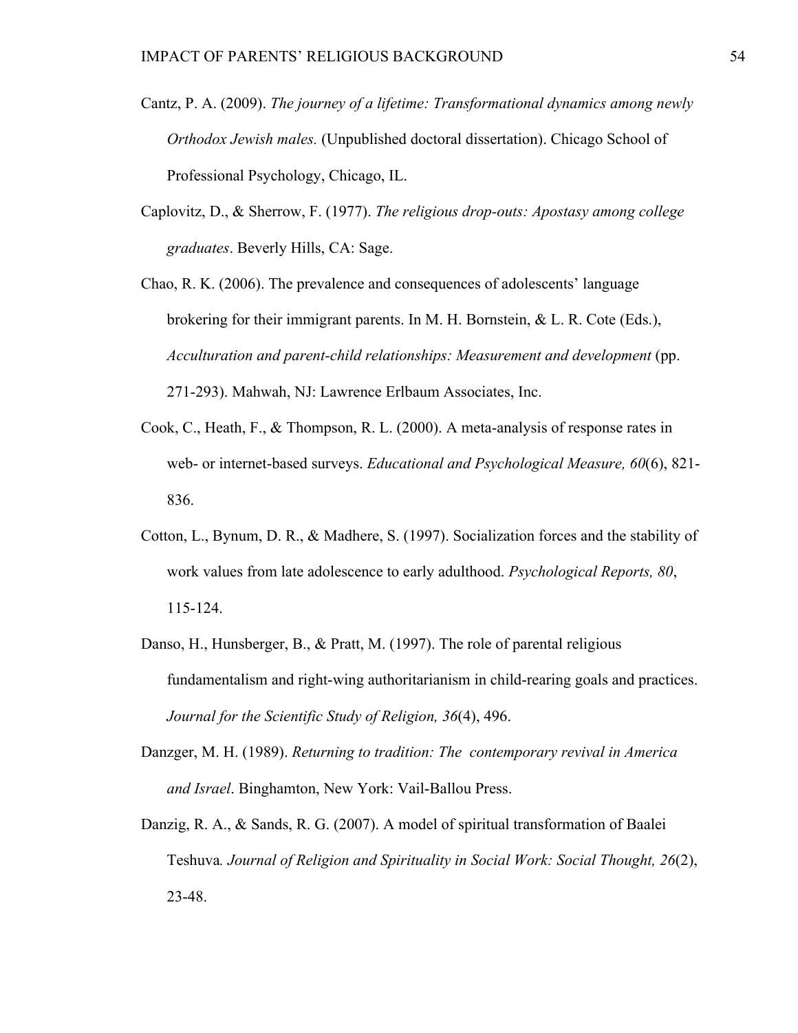Cantz, P. A. (2009). *The journey of a lifetime: Transformational dynamics among newly Orthodox Jewish males.* (Unpublished doctoral dissertation). Chicago School of Professional Psychology, Chicago, IL.

Caplovitz, D., & Sherrow, F. (1977). *The religious drop-outs: Apostasy among college graduates*. Beverly Hills, CA: Sage.

Chao, R. K. (2006). The prevalence and consequences of adolescents' language brokering for their immigrant parents. In M. H. Bornstein, & L. R. Cote (Eds.), *Acculturation and parent-child relationships: Measurement and development* (pp. 271-293). Mahwah, NJ: Lawrence Erlbaum Associates, Inc.

Cook, C., Heath, F., & Thompson, R. L. (2000). A meta-analysis of response rates in web- or internet-based surveys. *Educational and Psychological Measure, 60*(6), 821-836.

Cotton, L., Bynum, D. R., & Madhere, S. (1997). Socialization forces and the stability of work values from late adolescence to early adulthood. *Psychological Reports, 80*, 115-124.

Danso, H., Hunsberger, B., & Pratt, M. (1997). The role of parental religious fundamentalism and right-wing authoritarianism in child-rearing goals and practices. *Journal for the Scientific Study of Religion, 36*(4), 496.

Danzger, M. H. (1989). *Returning to tradition: The contemporary revival in America and Israel*. Binghamton, New York: Vail-Ballou Press.

Danzig, R. A., & Sands, R. G. (2007). A model of spiritual transformation of Baalei Teshuva*. Journal of Religion and Spirituality in Social Work: Social Thought, 26*(2), 23-48.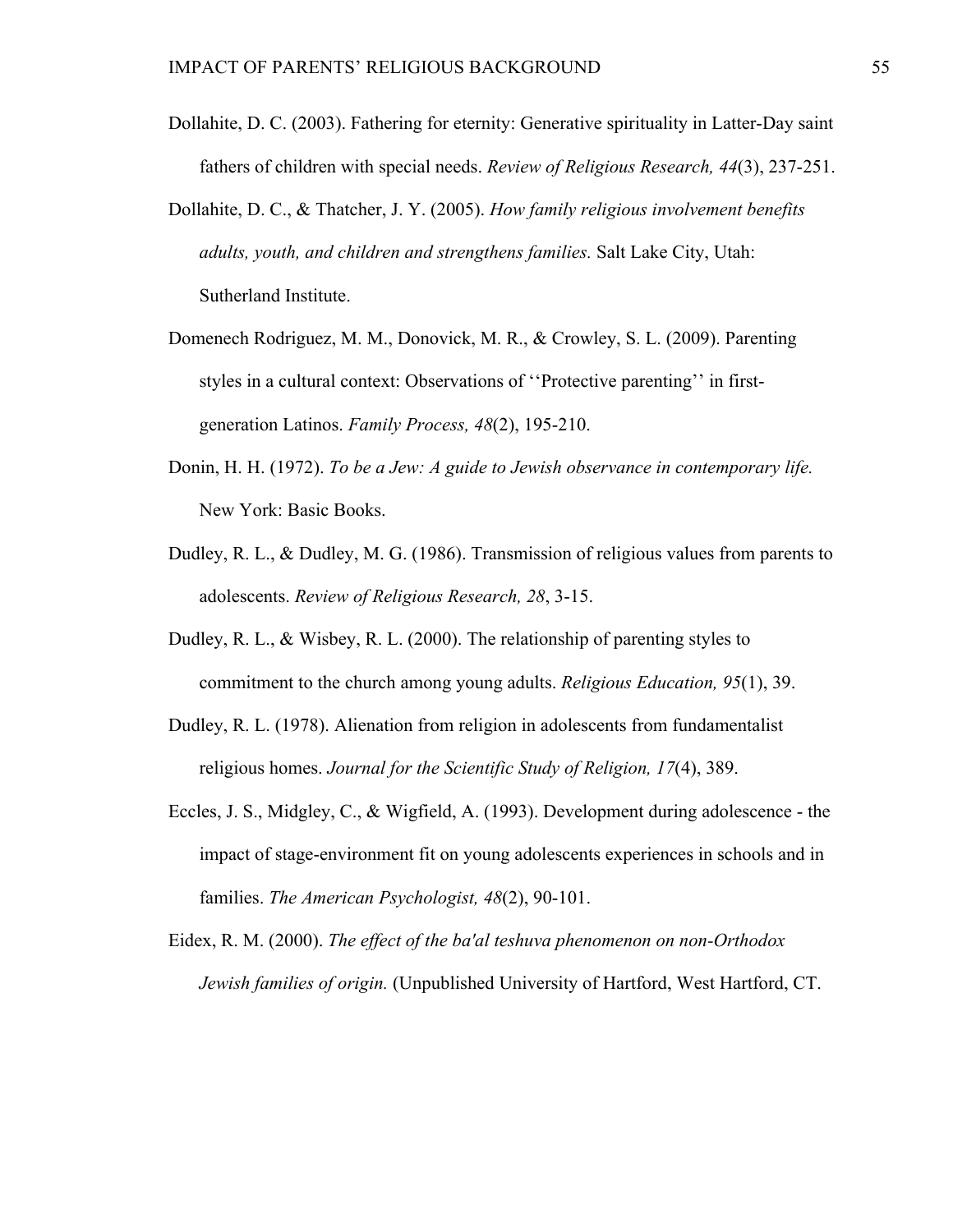Dollahite, D. C. (2003). Fathering for eternity: Generative spirituality in Latter-Day saint fathers of children with special needs. *Review of Religious Research, 44*(3), 237-251.

Dollahite, D. C., & Thatcher, J. Y. (2005). *How family religious involvement benefits adults, youth, and children and strengthens families.* Salt Lake City, Utah: Sutherland Institute.

Domenech Rodriguez, M. M., Donovick, M. R., & Crowley, S. L. (2009). Parenting styles in a cultural context: Observations of ''Protective parenting'' in first-generation Latinos. *Family Process, 48*(2), 195-210.

Donin, H. H. (1972). *To be a Jew: A guide to Jewish observance in contemporary life.* New York: Basic Books.

Dudley, R. L., & Dudley, M. G. (1986). Transmission of religious values from parents to adolescents. *Review of Religious Research, 28*, 3-15.

Dudley, R. L., & Wisbey, R. L. (2000). The relationship of parenting styles to commitment to the church among young adults. *Religious Education, 95*(1), 39.

Dudley, R. L. (1978). Alienation from religion in adolescents from fundamentalist religious homes. *Journal for the Scientific Study of Religion, 17*(4), 389.

Eccles, J. S., Midgley, C., & Wigfield, A. (1993). Development during adolescence - the impact of stage-environment fit on young adolescents experiences in schools and in families. *The American Psychologist, 48*(2), 90-101.

Eidex, R. M. (2000). *The effect of the ba'al teshuva phenomenon on non-Orthodox Jewish families of origin.* (Unpublished University of Hartford, West Hartford, CT.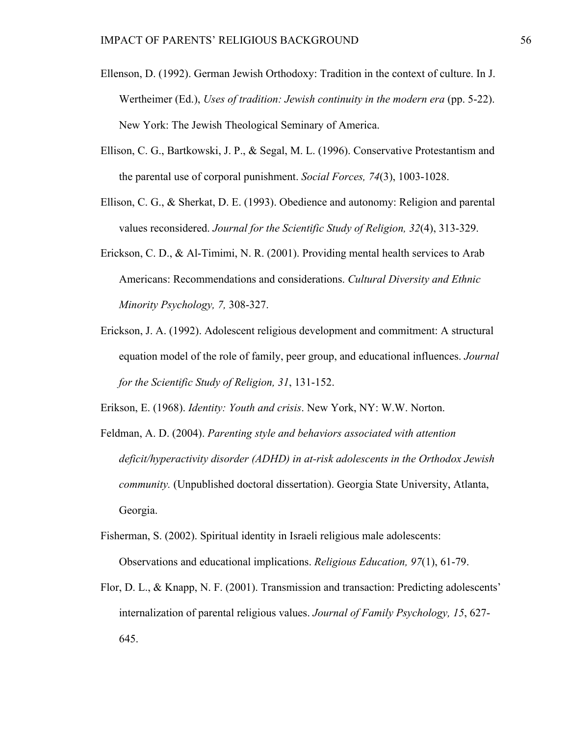Ellenson, D. (1992). German Jewish Orthodoxy: Tradition in the context of culture. In J. Wertheimer (Ed.), *Uses of tradition: Jewish continuity in the modern era* (pp. 5-22). New York: The Jewish Theological Seminary of America.

Ellison, C. G., Bartkowski, J. P., & Segal, M. L. (1996). Conservative Protestantism and the parental use of corporal punishment. *Social Forces, 74*(3), 1003-1028.

Ellison, C. G., & Sherkat, D. E. (1993). Obedience and autonomy: Religion and parental values reconsidered. *Journal for the Scientific Study of Religion, 32*(4), 313-329.

Erickson, C. D., & Al-Timimi, N. R. (2001). Providing mental health services to Arab Americans: Recommendations and considerations. *Cultural Diversity and Ethnic Minority Psychology, 7,* 308-327.

Erickson, J. A. (1992). Adolescent religious development and commitment: A structural equation model of the role of family, peer group, and educational influences. *Journal for the Scientific Study of Religion, 31*, 131-152.

Erikson, E. (1968). *Identity: Youth and crisis*. New York, NY: W.W. Norton.

Feldman, A. D. (2004). *Parenting style and behaviors associated with attention deficit/hyperactivity disorder (ADHD) in at-risk adolescents in the Orthodox Jewish community.* (Unpublished doctoral dissertation). Georgia State University, Atlanta, Georgia.

Fisherman, S. (2002). Spiritual identity in Israeli religious male adolescents: Observations and educational implications. *Religious Education, 97*(1), 61-79.

Flor, D. L., & Knapp, N. F. (2001). Transmission and transaction: Predicting adolescents' internalization of parental religious values. *Journal of Family Psychology, 15*, 627-645.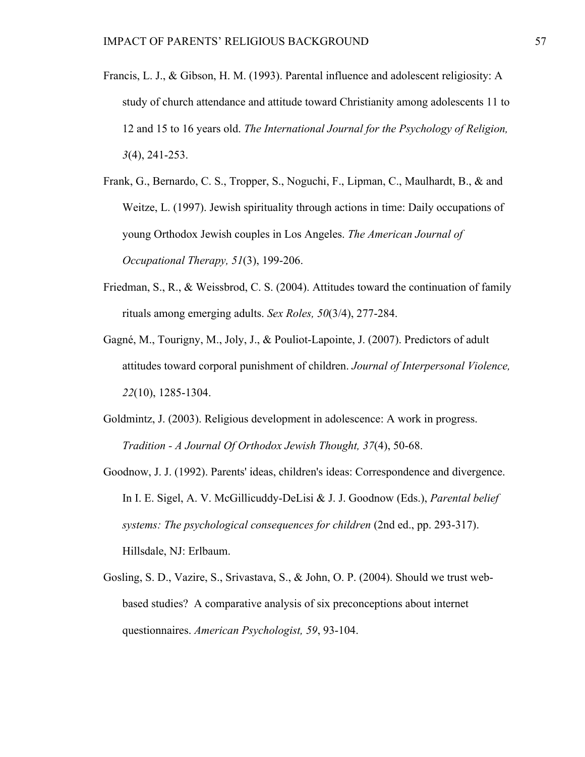Francis, L. J., & Gibson, H. M. (1993). Parental influence and adolescent religiosity: A study of church attendance and attitude toward Christianity among adolescents 11 to 12 and 15 to 16 years old. *The International Journal for the Psychology of Religion, 3*(4), 241-253.

Frank, G., Bernardo, C. S., Tropper, S., Noguchi, F., Lipman, C., Maulhardt, B., & and Weitze, L. (1997). Jewish spirituality through actions in time: Daily occupations of young Orthodox Jewish couples in Los Angeles. *The American Journal of Occupational Therapy, 51*(3), 199-206.

Friedman, S., R., & Weissbrod, C. S. (2004). Attitudes toward the continuation of family rituals among emerging adults. *Sex Roles, 50*(3/4), 277-284.

Gagné, M., Tourigny, M., Joly, J., & Pouliot-Lapointe, J. (2007). Predictors of adult attitudes toward corporal punishment of children. *Journal of Interpersonal Violence, 22*(10), 1285-1304.

Goldmintz, J. (2003). Religious development in adolescence: A work in progress. *Tradition - A Journal Of Orthodox Jewish Thought, 37*(4), 50-68.

Goodnow, J. J. (1992). Parents' ideas, children's ideas: Correspondence and divergence. In I. E. Sigel, A. V. McGillicuddy-DeLisi & J. J. Goodnow (Eds.), *Parental belief systems: The psychological consequences for children* (2nd ed., pp. 293-317). Hillsdale, NJ: Erlbaum.

Gosling, S. D., Vazire, S., Srivastava, S., & John, O. P. (2004). Should we trust web-based studies? A comparative analysis of six preconceptions about internet questionnaires. *American Psychologist, 59*, 93-104.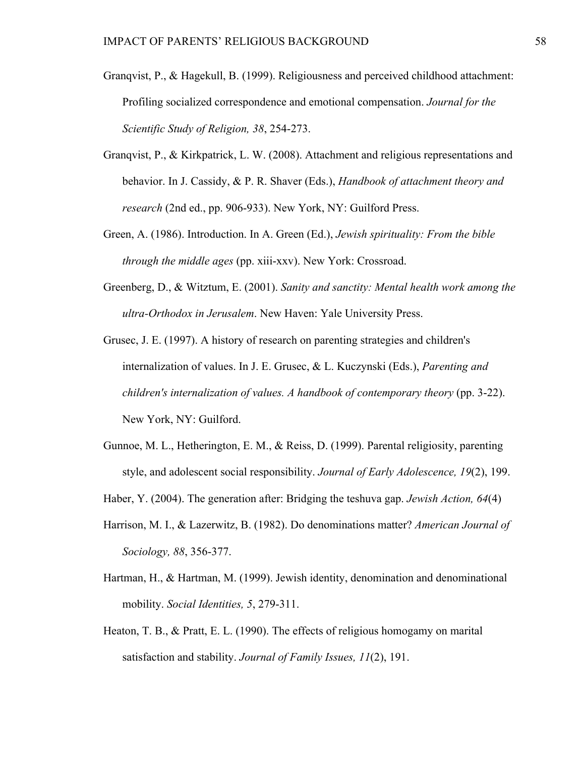Granqvist, P., & Hagekull, B. (1999). Religiousness and perceived childhood attachment: Profiling socialized correspondence and emotional compensation. *Journal for the Scientific Study of Religion, 38*, 254-273.

Granqvist, P., & Kirkpatrick, L. W. (2008). Attachment and religious representations and behavior. In J. Cassidy, & P. R. Shaver (Eds.), *Handbook of attachment theory and research* (2nd ed., pp. 906-933). New York, NY: Guilford Press.

Green, A. (1986). Introduction. In A. Green (Ed.), *Jewish spirituality: From the bible through the middle ages* (pp. xiii-xxv). New York: Crossroad.

Greenberg, D., & Witztum, E. (2001). *Sanity and sanctity: Mental health work among the ultra-Orthodox in Jerusalem*. New Haven: Yale University Press.

Grusec, J. E. (1997). A history of research on parenting strategies and children's internalization of values. In J. E. Grusec, & L. Kuczynski (Eds.), *Parenting and children's internalization of values. A handbook of contemporary theory* (pp. 3-22). New York, NY: Guilford.

Gunnoe, M. L., Hetherington, E. M., & Reiss, D. (1999). Parental religiosity, parenting style, and adolescent social responsibility. *Journal of Early Adolescence, 19*(2), 199.

Haber, Y. (2004). The generation after: Bridging the teshuva gap. *Jewish Action, 64*(4)

Harrison, M. I., & Lazerwitz, B. (1982). Do denominations matter? *American Journal of Sociology, 88*, 356-377.

Hartman, H., & Hartman, M. (1999). Jewish identity, denomination and denominational mobility. *Social Identities, 5*, 279-311.

Heaton, T. B., & Pratt, E. L. (1990). The effects of religious homogamy on marital satisfaction and stability. *Journal of Family Issues, 11*(2), 191.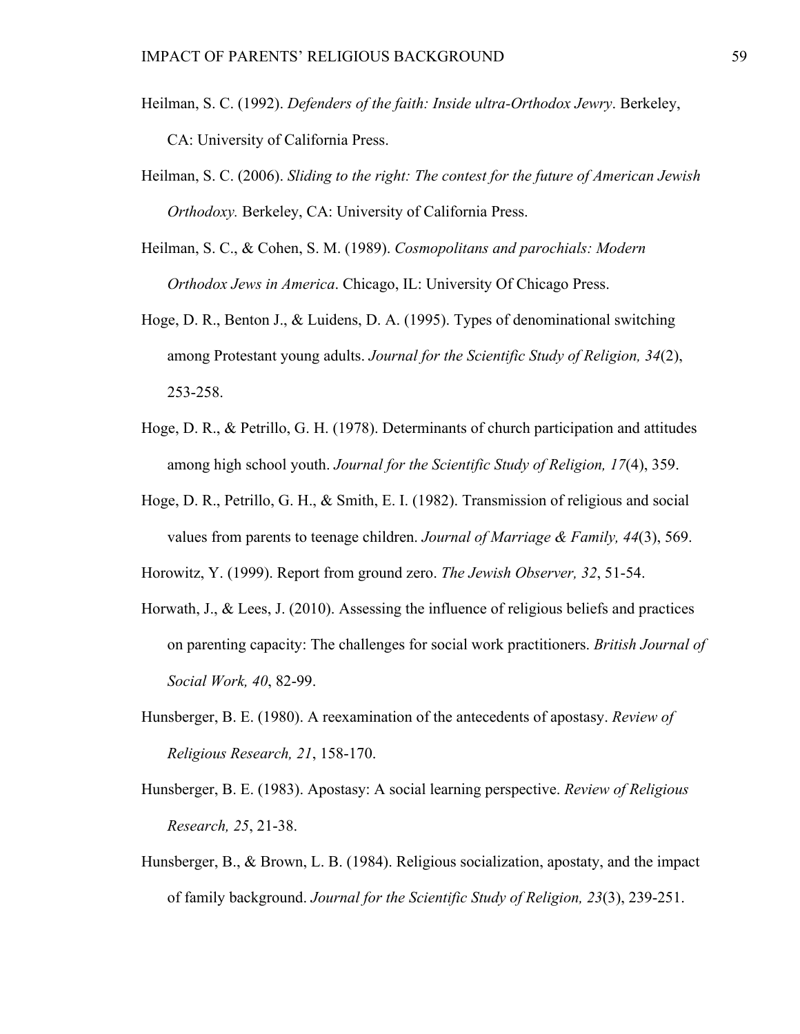Heilman, S. C. (1992). *Defenders of the faith: Inside ultra-Orthodox Jewry*. Berkeley, CA: University of California Press.

Heilman, S. C. (2006). *Sliding to the right: The contest for the future of American Jewish Orthodoxy.* Berkeley, CA: University of California Press.

Heilman, S. C., & Cohen, S. M. (1989). *Cosmopolitans and parochials: Modern Orthodox Jews in America*. Chicago, IL: University Of Chicago Press.

Hoge, D. R., Benton J., & Luidens, D. A. (1995). Types of denominational switching among Protestant young adults. *Journal for the Scientific Study of Religion, 34*(2), 253-258.

Hoge, D. R., & Petrillo, G. H. (1978). Determinants of church participation and attitudes among high school youth. *Journal for the Scientific Study of Religion, 17*(4), 359.

Hoge, D. R., Petrillo, G. H., & Smith, E. I. (1982). Transmission of religious and social values from parents to teenage children. *Journal of Marriage & Family, 44*(3), 569.

Horowitz, Y. (1999). Report from ground zero. *The Jewish Observer, 32*, 51-54.

Horwath, J., & Lees, J. (2010). Assessing the influence of religious beliefs and practices on parenting capacity: The challenges for social work practitioners. *British Journal of Social Work, 40*, 82-99.

Hunsberger, B. E. (1980). A reexamination of the antecedents of apostasy. *Review of Religious Research, 21*, 158-170.

Hunsberger, B. E. (1983). Apostasy: A social learning perspective. *Review of Religious Research, 25*, 21-38.

Hunsberger, B., & Brown, L. B. (1984). Religious socialization, apostaty, and the impact of family background. *Journal for the Scientific Study of Religion, 23*(3), 239-251.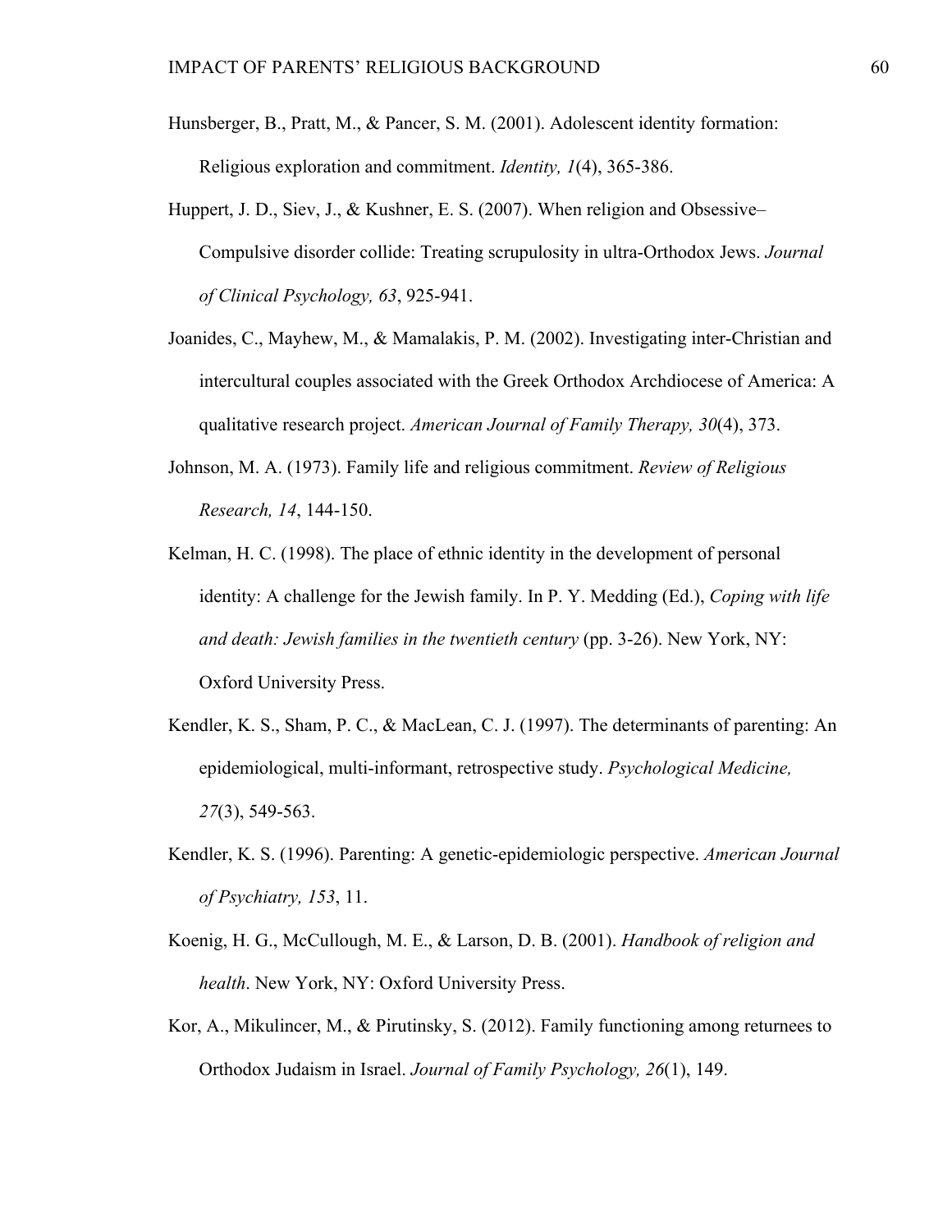Hunsberger, B., Pratt, M., & Pancer, S. M. (2001). Adolescent identity formation: Religious exploration and commitment. *Identity, 1*(4), 365-386.

Huppert, J. D., Siev, J., & Kushner, E. S. (2007). When religion and Obsessive–Compulsive disorder collide: Treating scrupulosity in ultra-Orthodox Jews. *Journal of Clinical Psychology, 63*, 925-941.

Joanides, C., Mayhew, M., & Mamalakis, P. M. (2002). Investigating inter-Christian and intercultural couples associated with the Greek Orthodox Archdiocese of America: A qualitative research project. *American Journal of Family Therapy, 30*(4), 373.

Johnson, M. A. (1973). Family life and religious commitment. *Review of Religious Research, 14*, 144-150.

Kelman, H. C. (1998). The place of ethnic identity in the development of personal identity: A challenge for the Jewish family. In P. Y. Medding (Ed.), *Coping with life and death: Jewish families in the twentieth century* (pp. 3-26). New York, NY: Oxford University Press.

Kendler, K. S., Sham, P. C., & MacLean, C. J. (1997). The determinants of parenting: An epidemiological, multi-informant, retrospective study. *Psychological Medicine, 27*(3), 549-563.

Kendler, K. S. (1996). Parenting: A genetic-epidemiologic perspective. *American Journal of Psychiatry, 153*, 11.

Koenig, H. G., McCullough, M. E., & Larson, D. B. (2001). *Handbook of religion and health*. New York, NY: Oxford University Press.

Kor, A., Mikulincer, M., & Pirutinsky, S. (2012). Family functioning among returnees to Orthodox Judaism in Israel. *Journal of Family Psychology, 26*(1), 149.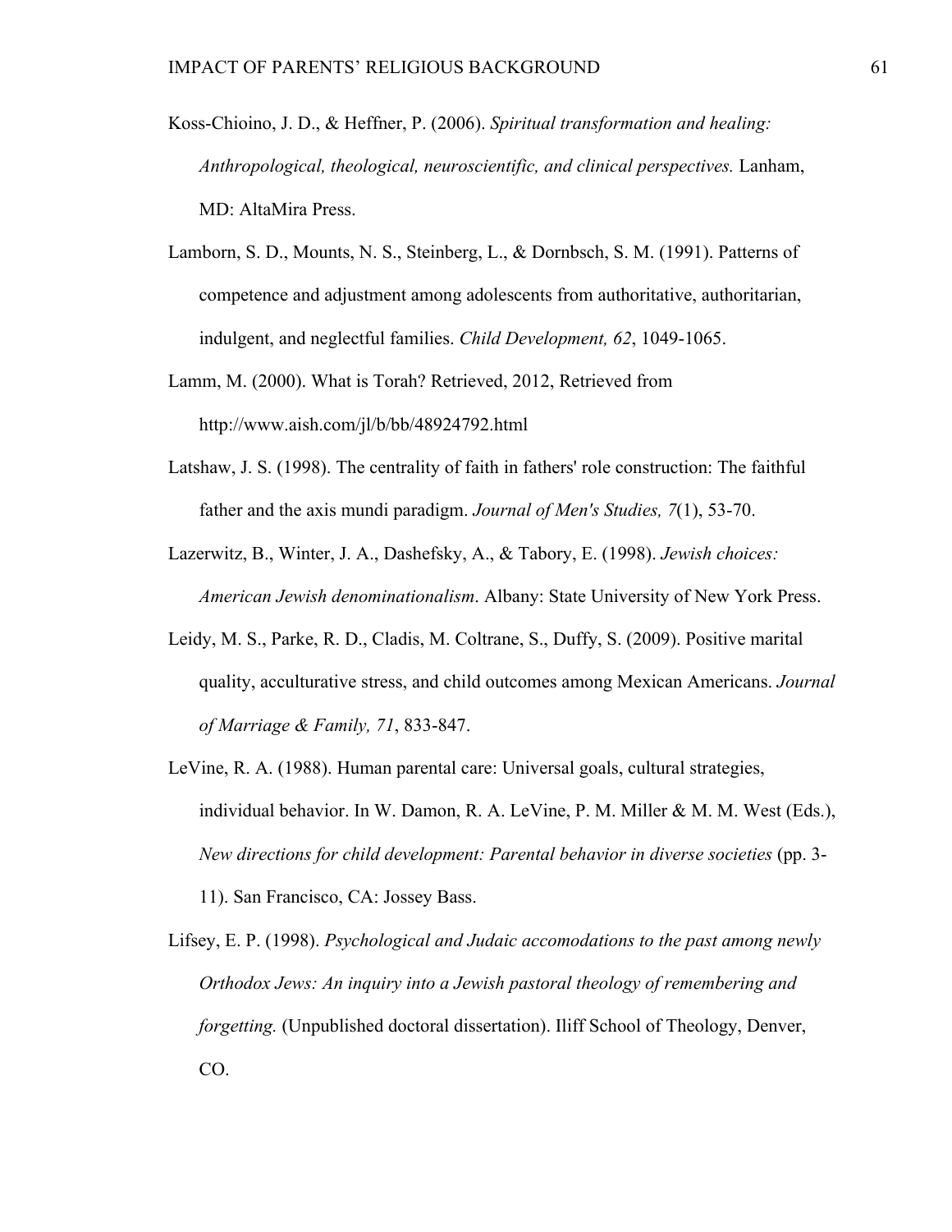Koss-Chioino, J. D., & Heffner, P. (2006). *Spiritual transformation and healing: Anthropological, theological, neuroscientific, and clinical perspectives.* Lanham, MD: AltaMira Press.

Lamborn, S. D., Mounts, N. S., Steinberg, L., & Dornbsch, S. M. (1991). Patterns of competence and adjustment among adolescents from authoritative, authoritarian, indulgent, and neglectful families. *Child Development, 62*, 1049-1065.

Lamm, M. (2000). What is Torah? Retrieved, 2012, Retrieved from http://www.aish.com/jl/b/bb/48924792.html

Latshaw, J. S. (1998). The centrality of faith in fathers' role construction: The faithful father and the axis mundi paradigm. *Journal of Men's Studies, 7*(1), 53-70.

Lazerwitz, B., Winter, J. A., Dashefsky, A., & Tabory, E. (1998). *Jewish choices: American Jewish denominationalism*. Albany: State University of New York Press.

Leidy, M. S., Parke, R. D., Cladis, M. Coltrane, S., Duffy, S. (2009). Positive marital quality, acculturative stress, and child outcomes among Mexican Americans. *Journal of Marriage & Family, 71*, 833-847.

LeVine, R. A. (1988). Human parental care: Universal goals, cultural strategies, individual behavior. In W. Damon, R. A. LeVine, P. M. Miller & M. M. West (Eds.), *New directions for child development: Parental behavior in diverse societies* (pp. 3-11). San Francisco, CA: Jossey Bass.

Lifsey, E. P. (1998). *Psychological and Judaic accomodations to the past among newly Orthodox Jews: An inquiry into a Jewish pastoral theology of remembering and forgetting.* (Unpublished doctoral dissertation). Iliff School of Theology, Denver, CO.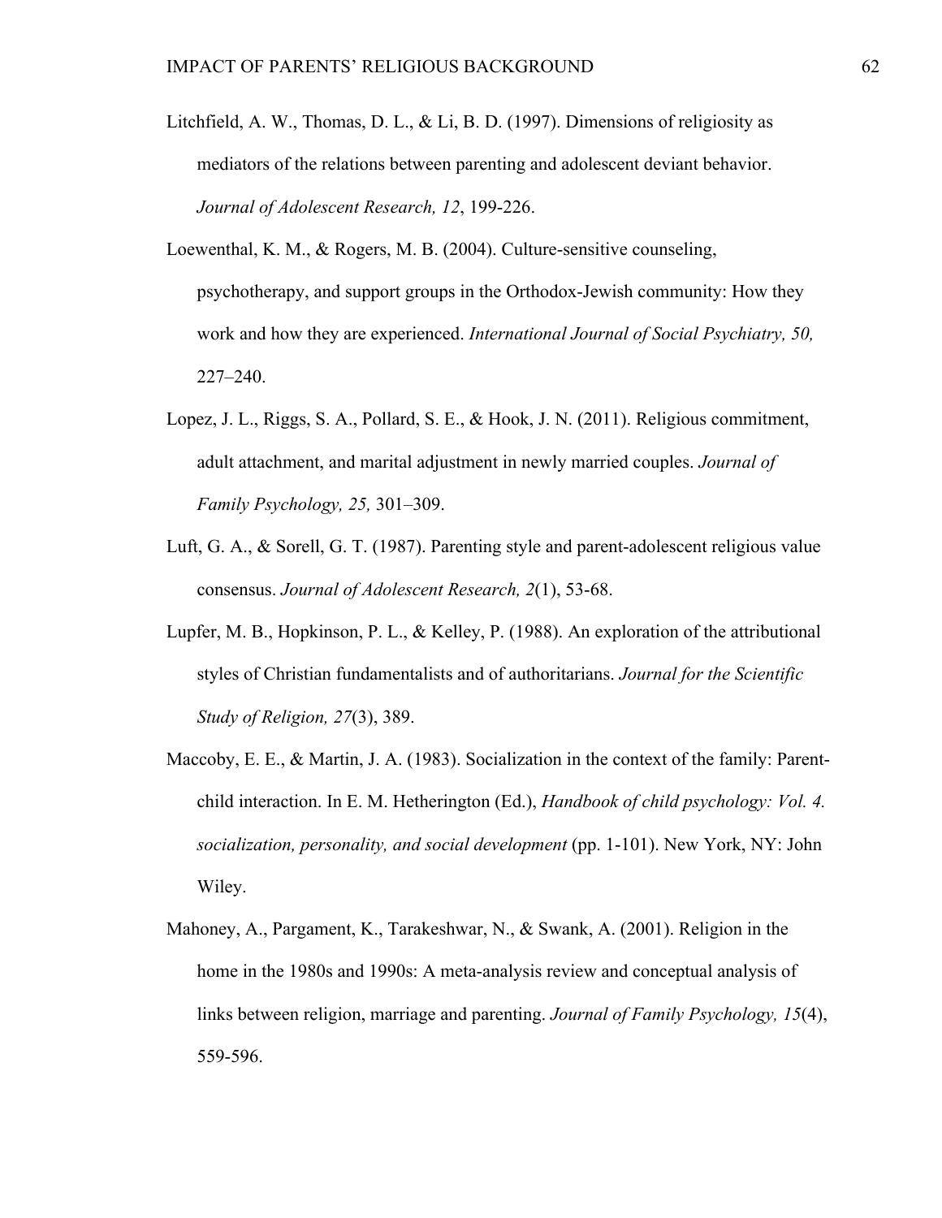Litchfield, A. W., Thomas, D. L., & Li, B. D. (1997). Dimensions of religiosity as mediators of the relations between parenting and adolescent deviant behavior. *Journal of Adolescent Research, 12*, 199-226.

Loewenthal, K. M., & Rogers, M. B. (2004). Culture-sensitive counseling, psychotherapy, and support groups in the Orthodox-Jewish community: How they work and how they are experienced. *International Journal of Social Psychiatry, 50,* 227–240.

Lopez, J. L., Riggs, S. A., Pollard, S. E., & Hook, J. N. (2011). Religious commitment, adult attachment, and marital adjustment in newly married couples. *Journal of Family Psychology, 25,* 301–309.

Luft, G. A., & Sorell, G. T. (1987). Parenting style and parent-adolescent religious value consensus. *Journal of Adolescent Research, 2*(1), 53-68.

Lupfer, M. B., Hopkinson, P. L., & Kelley, P. (1988). An exploration of the attributional styles of Christian fundamentalists and of authoritarians. *Journal for the Scientific Study of Religion, 27*(3), 389.

Maccoby, E. E., & Martin, J. A. (1983). Socialization in the context of the family: Parent-child interaction. In E. M. Hetherington (Ed.), *Handbook of child psychology: Vol. 4. socialization, personality, and social development* (pp. 1-101). New York, NY: John Wiley.

Mahoney, A., Pargament, K., Tarakeshwar, N., & Swank, A. (2001). Religion in the home in the 1980s and 1990s: A meta-analysis review and conceptual analysis of links between religion, marriage and parenting. *Journal of Family Psychology, 15*(4), 559-596.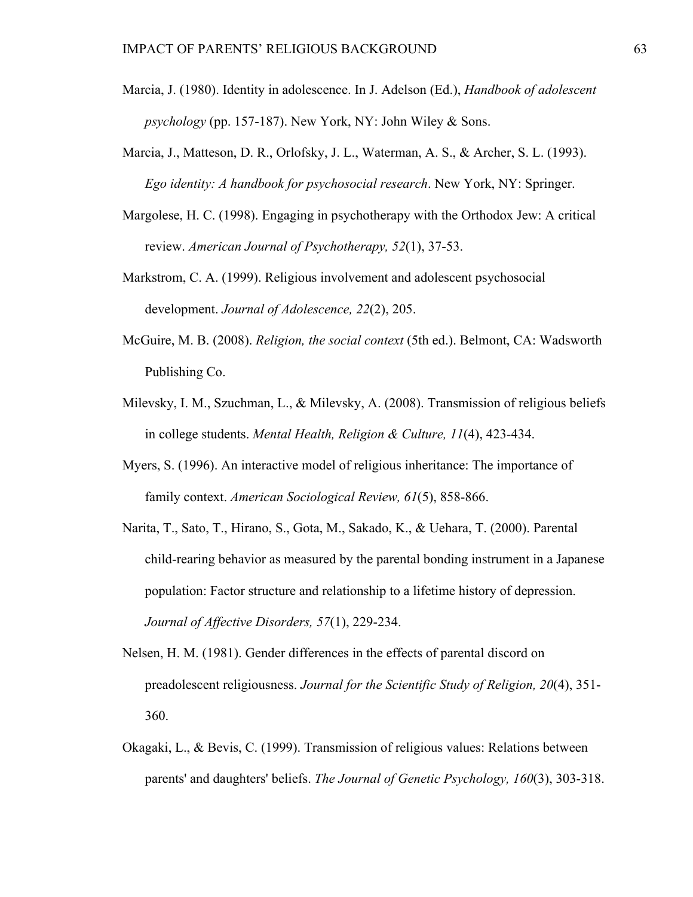Marcia, J. (1980). Identity in adolescence. In J. Adelson (Ed.), *Handbook of adolescent psychology* (pp. 157-187). New York, NY: John Wiley & Sons.

Marcia, J., Matteson, D. R., Orlofsky, J. L., Waterman, A. S., & Archer, S. L. (1993). *Ego identity: A handbook for psychosocial research*. New York, NY: Springer.

Margolese, H. C. (1998). Engaging in psychotherapy with the Orthodox Jew: A critical review. *American Journal of Psychotherapy, 52*(1), 37-53.

Markstrom, C. A. (1999). Religious involvement and adolescent psychosocial development. *Journal of Adolescence, 22*(2), 205.

McGuire, M. B. (2008). *Religion, the social context* (5th ed.). Belmont, CA: Wadsworth Publishing Co.

Milevsky, I. M., Szuchman, L., & Milevsky, A. (2008). Transmission of religious beliefs in college students. *Mental Health, Religion & Culture, 11*(4), 423-434.

Myers, S. (1996). An interactive model of religious inheritance: The importance of family context. *American Sociological Review, 61*(5), 858-866.

Narita, T., Sato, T., Hirano, S., Gota, M., Sakado, K., & Uehara, T. (2000). Parental child-rearing behavior as measured by the parental bonding instrument in a Japanese population: Factor structure and relationship to a lifetime history of depression. *Journal of Affective Disorders, 57*(1), 229-234.

Nelsen, H. M. (1981). Gender differences in the effects of parental discord on preadolescent religiousness. *Journal for the Scientific Study of Religion, 20*(4), 351-360.

Okagaki, L., & Bevis, C. (1999). Transmission of religious values: Relations between parents' and daughters' beliefs. *The Journal of Genetic Psychology, 160*(3), 303-318.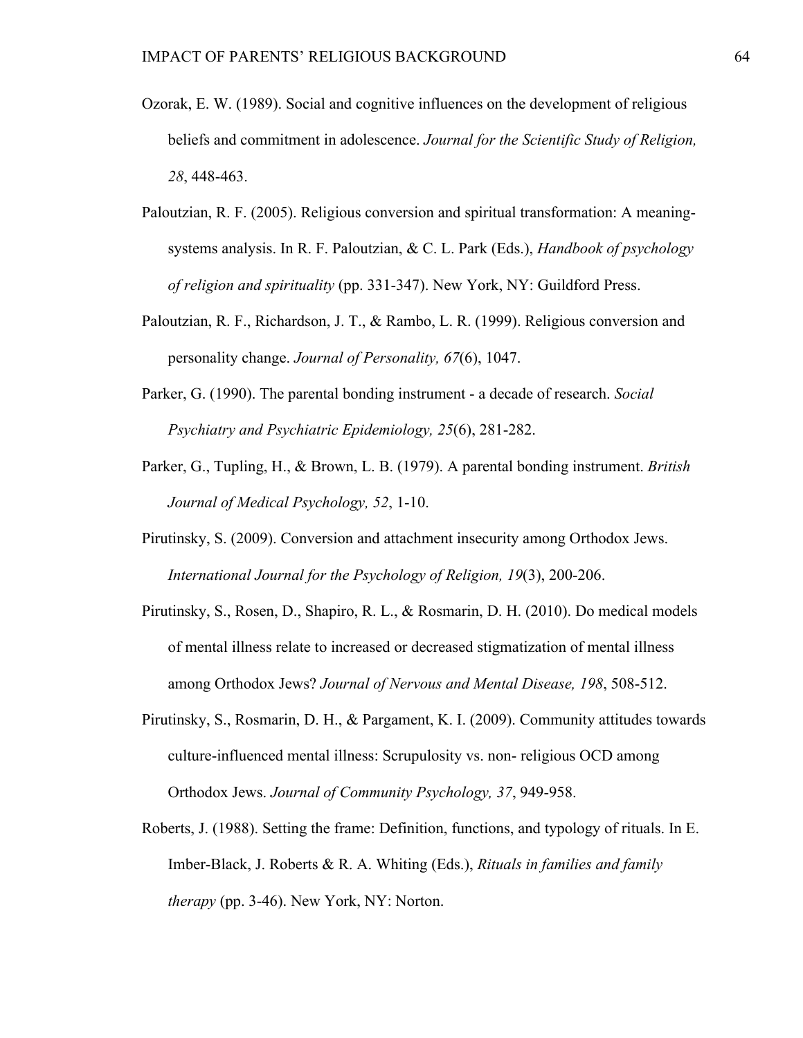Ozorak, E. W. (1989). Social and cognitive influences on the development of religious beliefs and commitment in adolescence. *Journal for the Scientific Study of Religion, 28*, 448-463.

Paloutzian, R. F. (2005). Religious conversion and spiritual transformation: A meaning-systems analysis. In R. F. Paloutzian, & C. L. Park (Eds.), *Handbook of psychology of religion and spirituality* (pp. 331-347). New York, NY: Guildford Press.

Paloutzian, R. F., Richardson, J. T., & Rambo, L. R. (1999). Religious conversion and personality change. *Journal of Personality, 67*(6), 1047.

Parker, G. (1990). The parental bonding instrument - a decade of research. *Social Psychiatry and Psychiatric Epidemiology, 25*(6), 281-282.

Parker, G., Tupling, H., & Brown, L. B. (1979). A parental bonding instrument. *British Journal of Medical Psychology, 52*, 1-10.

Pirutinsky, S. (2009). Conversion and attachment insecurity among Orthodox Jews. *International Journal for the Psychology of Religion, 19*(3), 200-206.

Pirutinsky, S., Rosen, D., Shapiro, R. L., & Rosmarin, D. H. (2010). Do medical models of mental illness relate to increased or decreased stigmatization of mental illness among Orthodox Jews? *Journal of Nervous and Mental Disease, 198*, 508-512.

Pirutinsky, S., Rosmarin, D. H., & Pargament, K. I. (2009). Community attitudes towards culture-influenced mental illness: Scrupulosity vs. non- religious OCD among Orthodox Jews. *Journal of Community Psychology, 37*, 949-958.

Roberts, J. (1988). Setting the frame: Definition, functions, and typology of rituals. In E. Imber-Black, J. Roberts & R. A. Whiting (Eds.), *Rituals in families and family therapy* (pp. 3-46). New York, NY: Norton.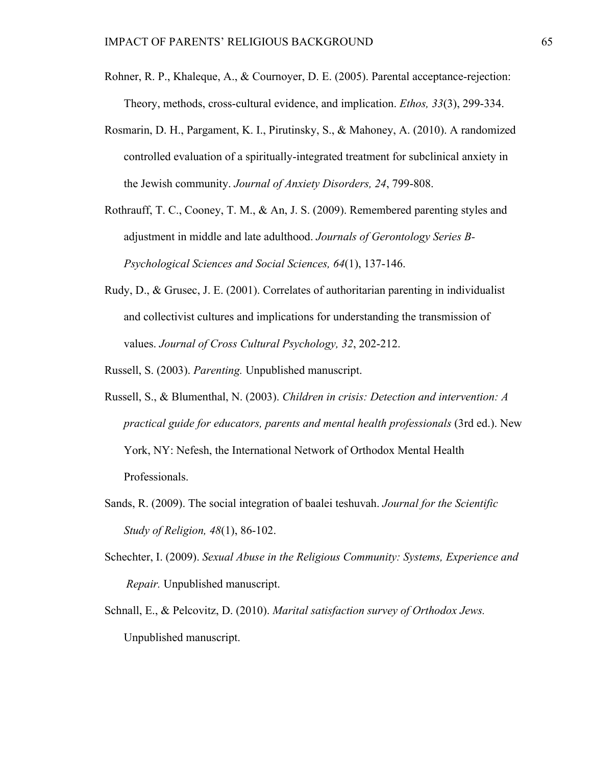Rohner, R. P., Khaleque, A., & Cournoyer, D. E. (2005). Parental acceptance-rejection: Theory, methods, cross-cultural evidence, and implication. *Ethos, 33*(3), 299-334.

Rosmarin, D. H., Pargament, K. I., Pirutinsky, S., & Mahoney, A. (2010). A randomized controlled evaluation of a spiritually-integrated treatment for subclinical anxiety in the Jewish community. *Journal of Anxiety Disorders, 24*, 799-808.

Rothrauff, T. C., Cooney, T. M., & An, J. S. (2009). Remembered parenting styles and adjustment in middle and late adulthood. *Journals of Gerontology Series B-Psychological Sciences and Social Sciences, 64*(1), 137-146.

Rudy, D., & Grusec, J. E. (2001). Correlates of authoritarian parenting in individualist and collectivist cultures and implications for understanding the transmission of values. *Journal of Cross Cultural Psychology, 32*, 202-212.

Russell, S. (2003). *Parenting.* Unpublished manuscript.

Russell, S., & Blumenthal, N. (2003). *Children in crisis: Detection and intervention: A practical guide for educators, parents and mental health professionals* (3rd ed.). New York, NY: Nefesh, the International Network of Orthodox Mental Health Professionals.

Sands, R. (2009). The social integration of baalei teshuvah. *Journal for the Scientific Study of Religion, 48*(1), 86-102.

Schechter, I. (2009). *Sexual Abuse in the Religious Community: Systems, Experience and Repair.* Unpublished manuscript.

Schnall, E., & Pelcovitz, D. (2010). *Marital satisfaction survey of Orthodox Jews.* Unpublished manuscript.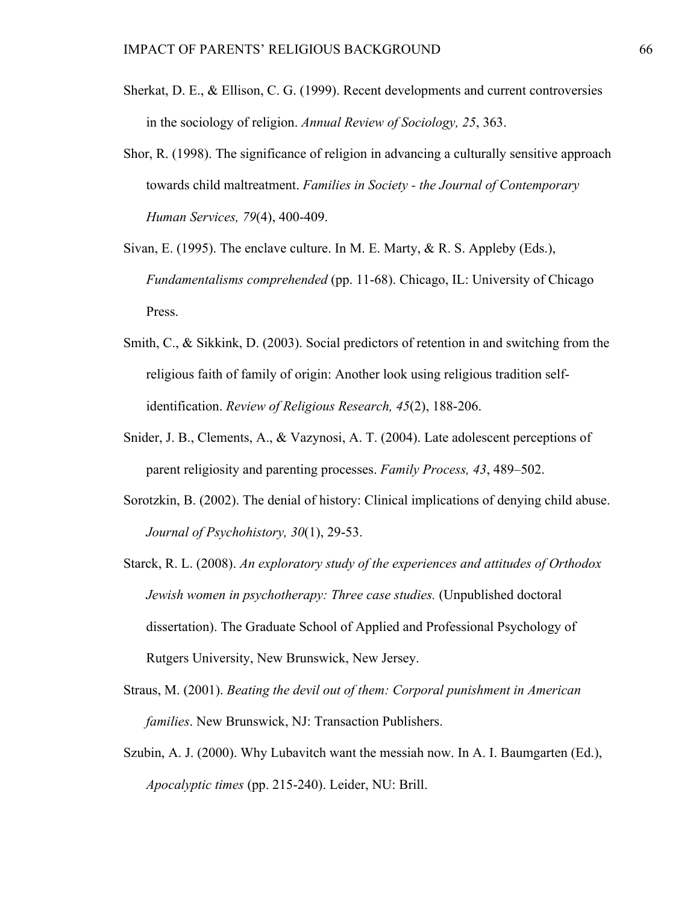Sherkat, D. E., & Ellison, C. G. (1999). Recent developments and current controversies in the sociology of religion. *Annual Review of Sociology, 25*, 363.

Shor, R. (1998). The significance of religion in advancing a culturally sensitive approach towards child maltreatment. *Families in Society - the Journal of Contemporary Human Services, 79*(4), 400-409.

Sivan, E. (1995). The enclave culture. In M. E. Marty, & R. S. Appleby (Eds.), *Fundamentalisms comprehended* (pp. 11-68). Chicago, IL: University of Chicago Press.

Smith, C., & Sikkink, D. (2003). Social predictors of retention in and switching from the religious faith of family of origin: Another look using religious tradition self-identification. *Review of Religious Research, 45*(2), 188-206.

Snider, J. B., Clements, A., & Vazynosi, A. T. (2004). Late adolescent perceptions of parent religiosity and parenting processes. *Family Process, 43*, 489–502.

Sorotzkin, B. (2002). The denial of history: Clinical implications of denying child abuse. *Journal of Psychohistory, 30*(1), 29-53.

Starck, R. L. (2008). *An exploratory study of the experiences and attitudes of Orthodox Jewish women in psychotherapy: Three case studies.* (Unpublished doctoral dissertation). The Graduate School of Applied and Professional Psychology of Rutgers University, New Brunswick, New Jersey.

Straus, M. (2001). *Beating the devil out of them: Corporal punishment in American families*. New Brunswick, NJ: Transaction Publishers.

Szubin, A. J. (2000). Why Lubavitch want the messiah now. In A. I. Baumgarten (Ed.), *Apocalyptic times* (pp. 215-240). Leider, NU: Brill.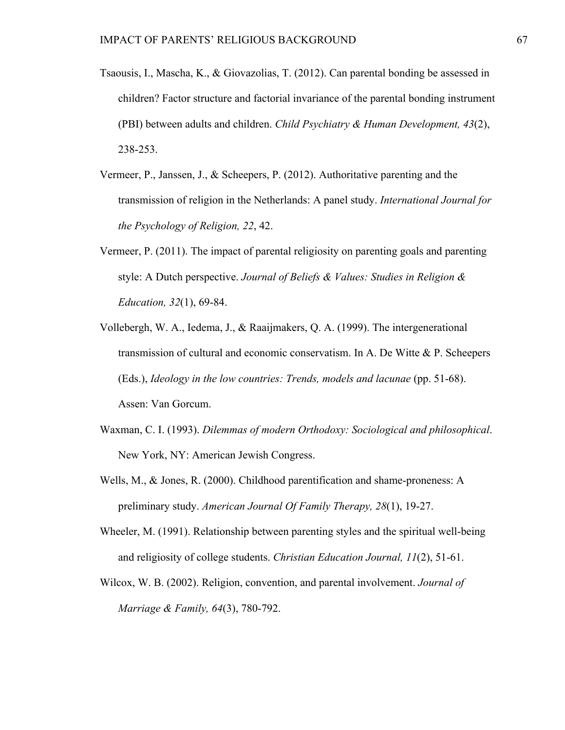Tsaousis, I., Mascha, K., & Giovazolias, T. (2012). Can parental bonding be assessed in children? Factor structure and factorial invariance of the parental bonding instrument (PBI) between adults and children. *Child Psychiatry & Human Development, 43*(2), 238-253.

Vermeer, P., Janssen, J., & Scheepers, P. (2012). Authoritative parenting and the transmission of religion in the Netherlands: A panel study. *International Journal for the Psychology of Religion, 22*, 42.

Vermeer, P. (2011). The impact of parental religiosity on parenting goals and parenting style: A Dutch perspective. *Journal of Beliefs & Values: Studies in Religion & Education, 32*(1), 69-84.

Vollebergh, W. A., Iedema, J., & Raaijmakers, Q. A. (1999). The intergenerational transmission of cultural and economic conservatism. In A. De Witte & P. Scheepers (Eds.), *Ideology in the low countries: Trends, models and lacunae* (pp. 51-68). Assen: Van Gorcum.

Waxman, C. I. (1993). *Dilemmas of modern Orthodoxy: Sociological and philosophical*. New York, NY: American Jewish Congress.

Wells, M., & Jones, R. (2000). Childhood parentification and shame-proneness: A preliminary study. *American Journal Of Family Therapy, 28*(1), 19-27.

Wheeler, M. (1991). Relationship between parenting styles and the spiritual well-being and religiosity of college students. *Christian Education Journal, 11*(2), 51-61.

Wilcox, W. B. (2002). Religion, convention, and parental involvement. *Journal of Marriage & Family, 64*(3), 780-792.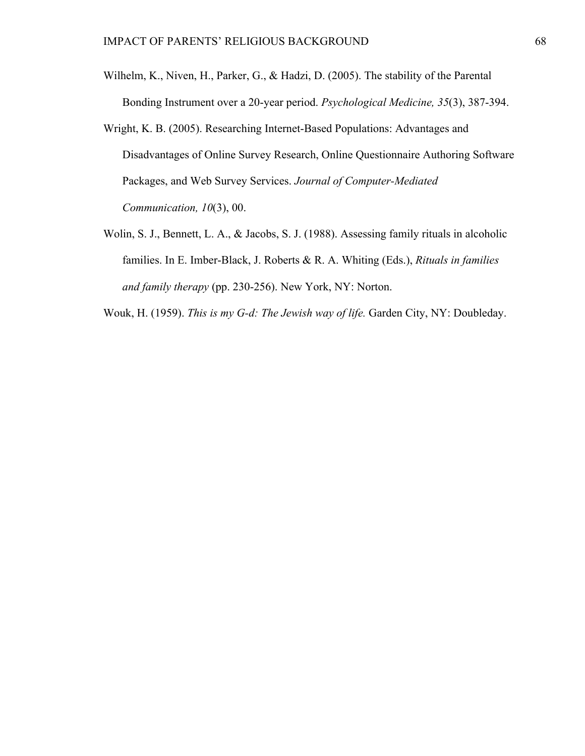Wilhelm, K., Niven, H., Parker, G., & Hadzi, D. (2005). The stability of the Parental Bonding Instrument over a 20-year period. *Psychological Medicine, 35*(3), 387-394.

Wright, K. B. (2005). Researching Internet-Based Populations: Advantages and Disadvantages of Online Survey Research, Online Questionnaire Authoring Software Packages, and Web Survey Services. *Journal of Computer-Mediated Communication, 10*(3), 00.

Wolin, S. J., Bennett, L. A., & Jacobs, S. J. (1988). Assessing family rituals in alcoholic families. In E. Imber-Black, J. Roberts & R. A. Whiting (Eds.), *Rituals in families and family therapy* (pp. 230-256). New York, NY: Norton.

Wouk, H. (1959). *This is my G-d: The Jewish way of life.* Garden City, NY: Doubleday.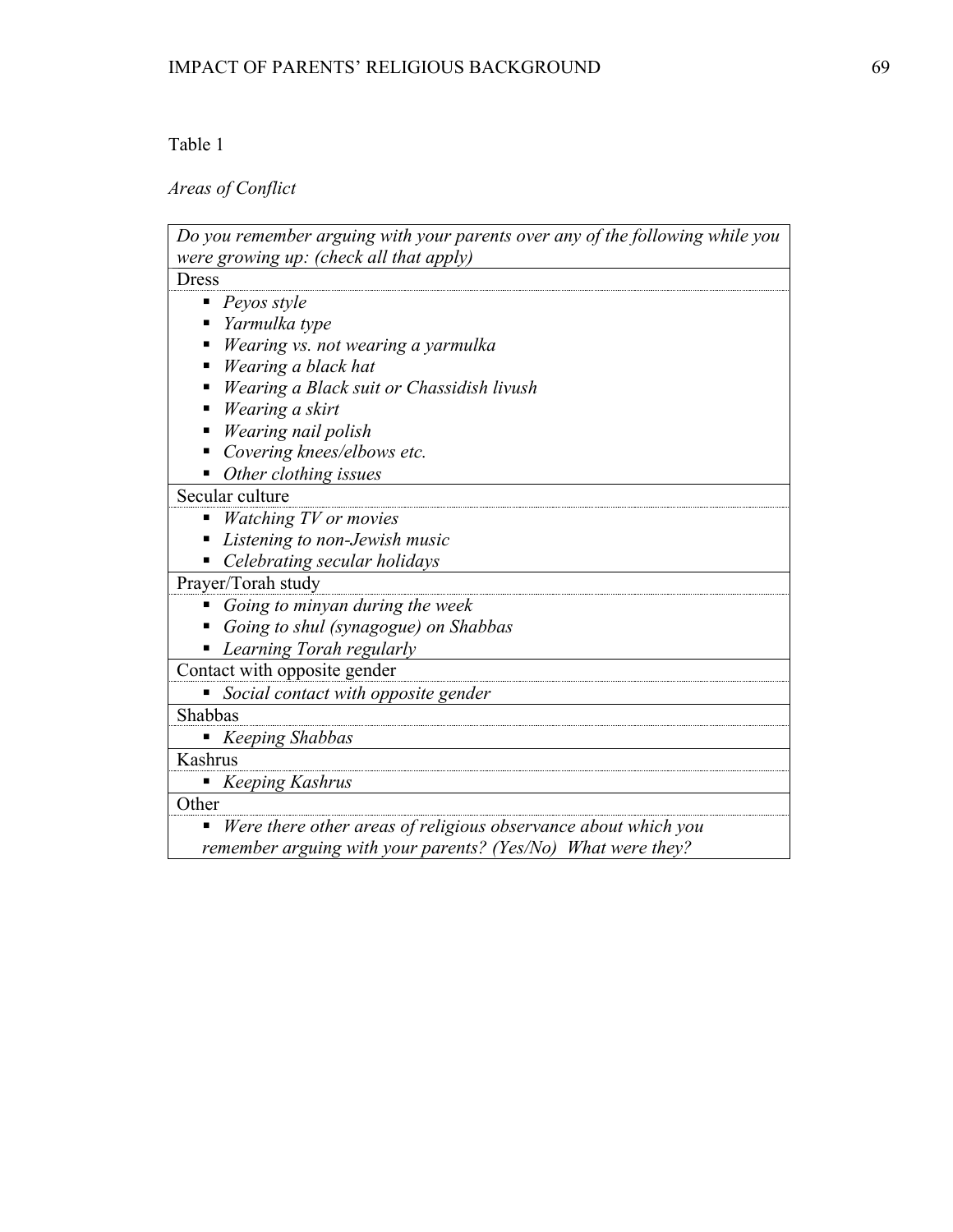Table 1

*Areas of Conflict*

| *Do you remember arguing with your parents over any of the following while you were growing up: (check all that apply)* |
|---|
| Dress |
| ▪ *Peyos style*<br>▪ *Yarmulka type*<br>▪ *Wearing vs. not wearing a yarmulka*<br>▪ *Wearing a black hat*<br>▪ *Wearing a Black suit or Chassidish livush*<br>▪ *Wearing a skirt*<br>▪ *Wearing nail polish*<br>▪ *Covering knees/elbows etc.*<br>▪ *Other clothing issues* |
| Secular culture |
| ▪ *Watching TV or movies*<br>▪ *Listening to non-Jewish music*<br>▪ *Celebrating secular holidays* |
| Prayer/Torah study |
| ▪ *Going to minyan during the week*<br>▪ *Going to shul (synagogue) on Shabbas*<br>▪ *Learning Torah regularly* |
| Contact with opposite gender |
| ▪ *Social contact with opposite gender* |
| Shabbas |
| ▪ *Keeping Shabbas* |
| Kashrus |
| ▪ *Keeping Kashrus* |
| Other |
| ▪ *Were there other areas of religious observance about which you remember arguing with your parents? (Yes/No) What were they?* |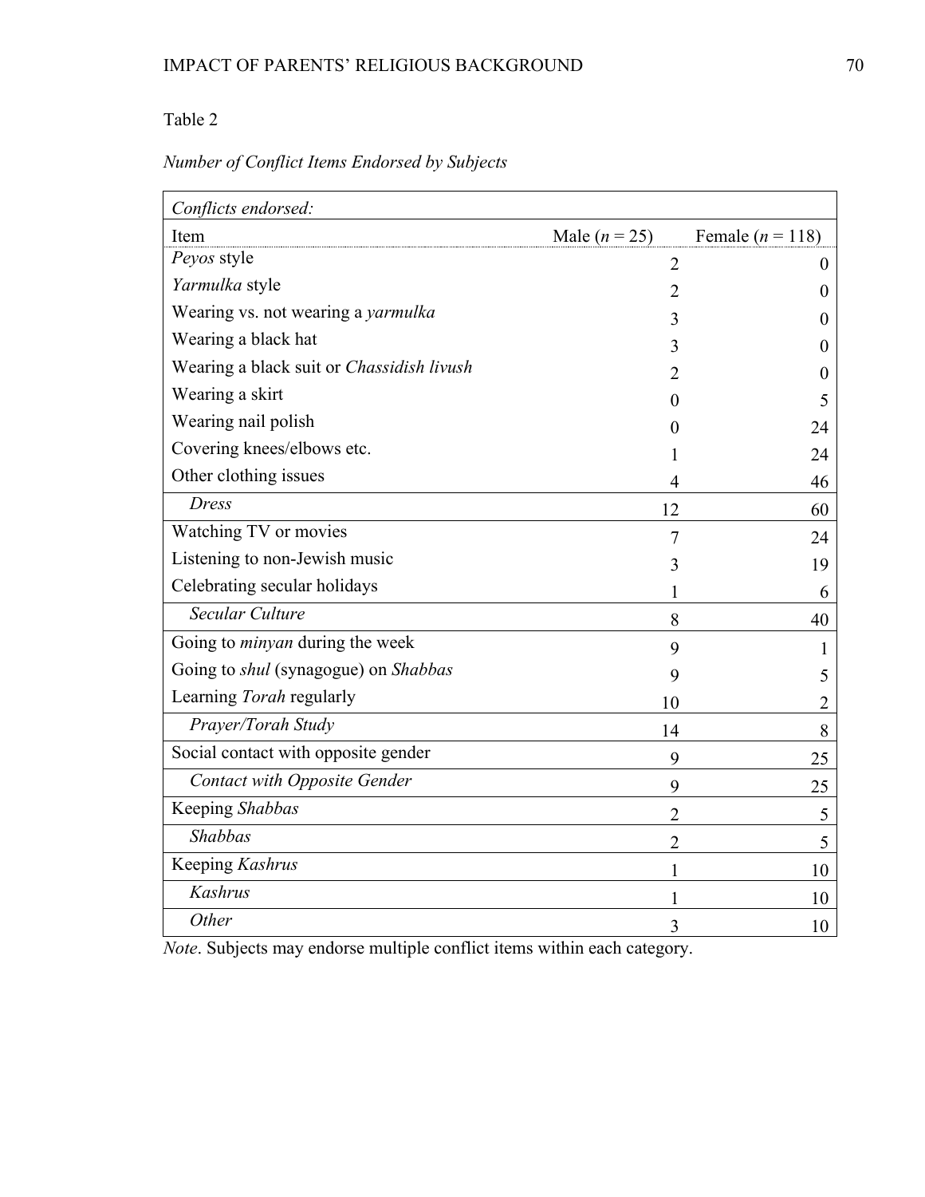Table 2

*Number of Conflict Items Endorsed by Subjects*

| *Conflicts endorsed:* | | |
|---|---|---|
| Item | Male ($n$ = 25) | Female ($n$ = 118) |
| *Peyos* style | 2 | 0 |
| *Yarmulka* style | 2 | 0 |
| Wearing vs. not wearing a *yarmulka* | 3 | 0 |
| Wearing a black hat | 3 | 0 |
| Wearing a black suit or *Chassidish livush* | 2 | 0 |
| Wearing a skirt | 0 | 5 |
| Wearing nail polish | 0 | 24 |
| Covering knees/elbows etc. | 1 | 24 |
| Other clothing issues | 4 | 46 |
| *Dress* | 12 | 60 |
| Watching TV or movies | 7 | 24 |
| Listening to non-Jewish music | 3 | 19 |
| Celebrating secular holidays | 1 | 6 |
| *Secular Culture* | 8 | 40 |
| Going to *minyan* during the week | 9 | 1 |
| Going to *shul* (synagogue) on *Shabbas* | 9 | 5 |
| Learning *Torah* regularly | 10 | 2 |
| *Prayer/Torah Study* | 14 | 8 |
| Social contact with opposite gender | 9 | 25 |
| *Contact with Opposite Gender* | 9 | 25 |
| Keeping *Shabbas* | 2 | 5 |
| *Shabbas* | 2 | 5 |
| Keeping *Kashrus* | 1 | 10 |
| *Kashrus* | 1 | 10 |
| *Other* | 3 | 10 |

*Note*. Subjects may endorse multiple conflict items within each category.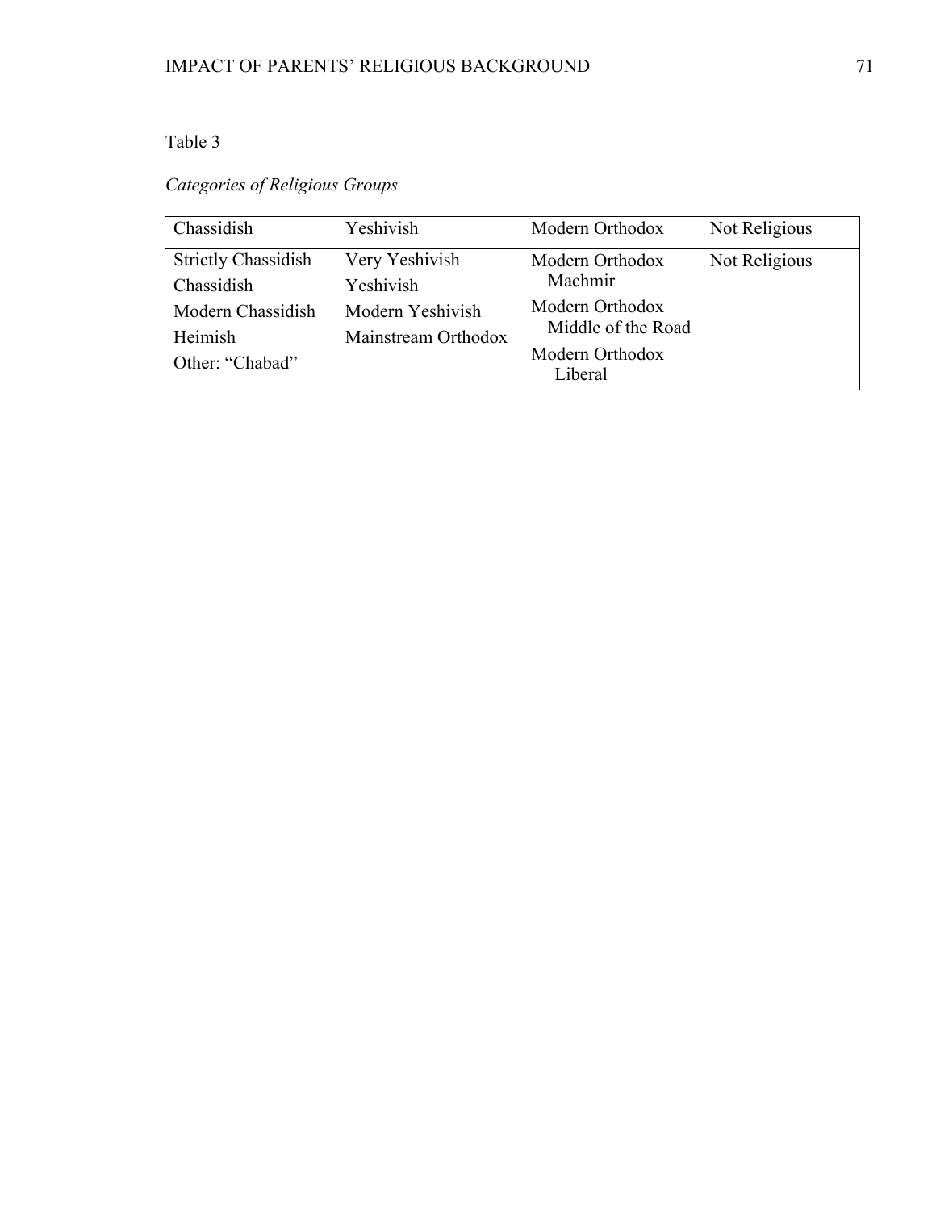Table 3

*Categories of Religious Groups*

| Chassidish | Yeshivish | Modern Orthodox | Not Religious |
|---|---|---|---|
| Strictly Chassidish | Very Yeshivish | Modern Orthodox Machmir | Not Religious |
| Chassidish | Yeshivish | Modern Orthodox Middle of the Road | |
| Modern Chassidish | Modern Yeshivish | Modern Orthodox Liberal | |
| Heimish | Mainstream Orthodox | | |
| Other: "Chabad" | | | |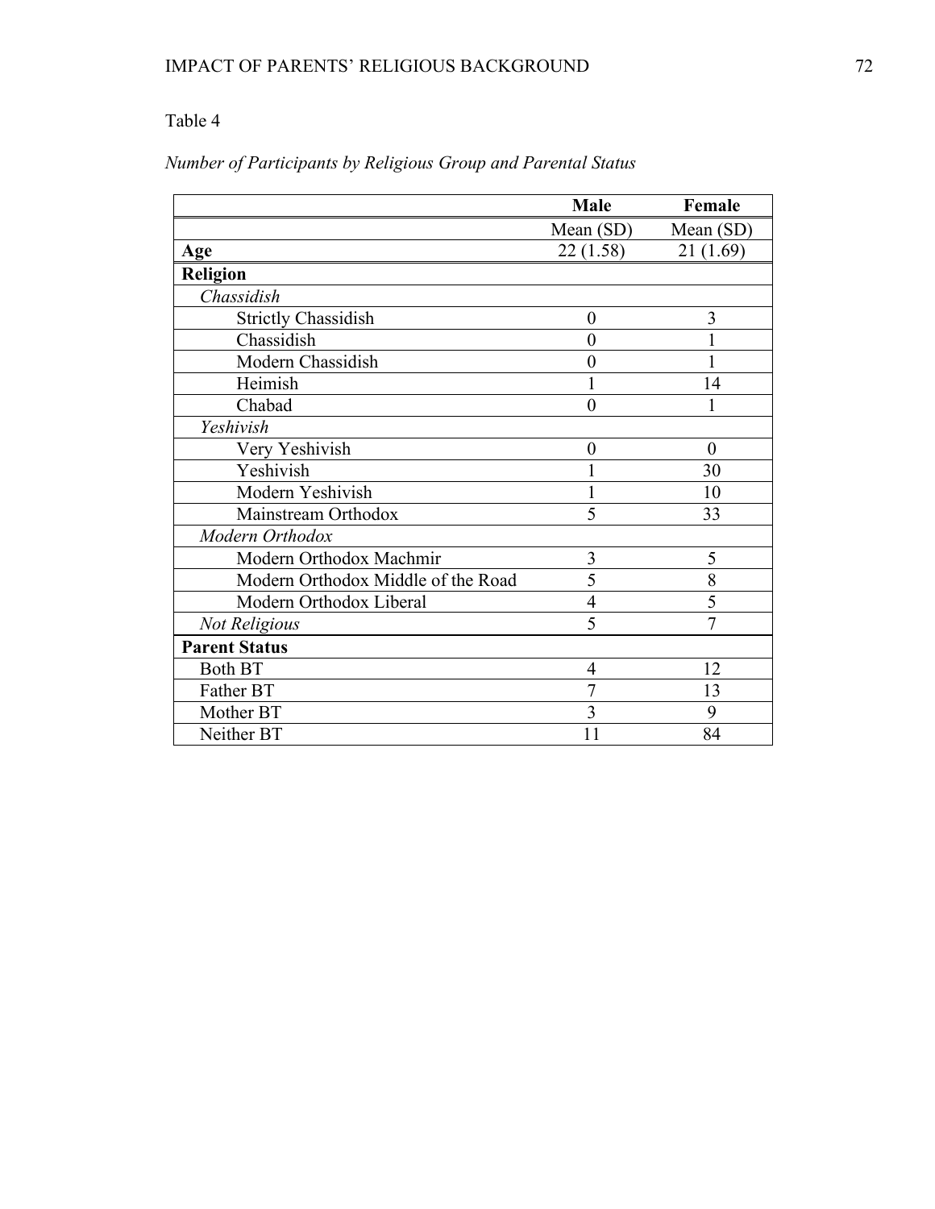Table 4

*Number of Participants by Religious Group and Parental Status*

| | **Male** | **Female** |
|---|---|---|
| | Mean (SD) | Mean (SD) |
| **Age** | 22 (1.58) | 21 (1.69) |
| **Religion** | | |
| *Chassidish* | | |
| Strictly Chassidish | 0 | 3 |
| Chassidish | 0 | 1 |
| Modern Chassidish | 0 | 1 |
| Heimish | 1 | 14 |
| Chabad | 0 | 1 |
| *Yeshivish* | | |
| Very Yeshivish | 0 | 0 |
| Yeshivish | 1 | 30 |
| Modern Yeshivish | 1 | 10 |
| Mainstream Orthodox | 5 | 33 |
| *Modern Orthodox* | | |
| Modern Orthodox Machmir | 3 | 5 |
| Modern Orthodox Middle of the Road | 5 | 8 |
| Modern Orthodox Liberal | 4 | 5 |
| *Not Religious* | 5 | 7 |
| **Parent Status** | | |
| Both BT | 4 | 12 |
| Father BT | 7 | 13 |
| Mother BT | 3 | 9 |
| Neither BT | 11 | 84 |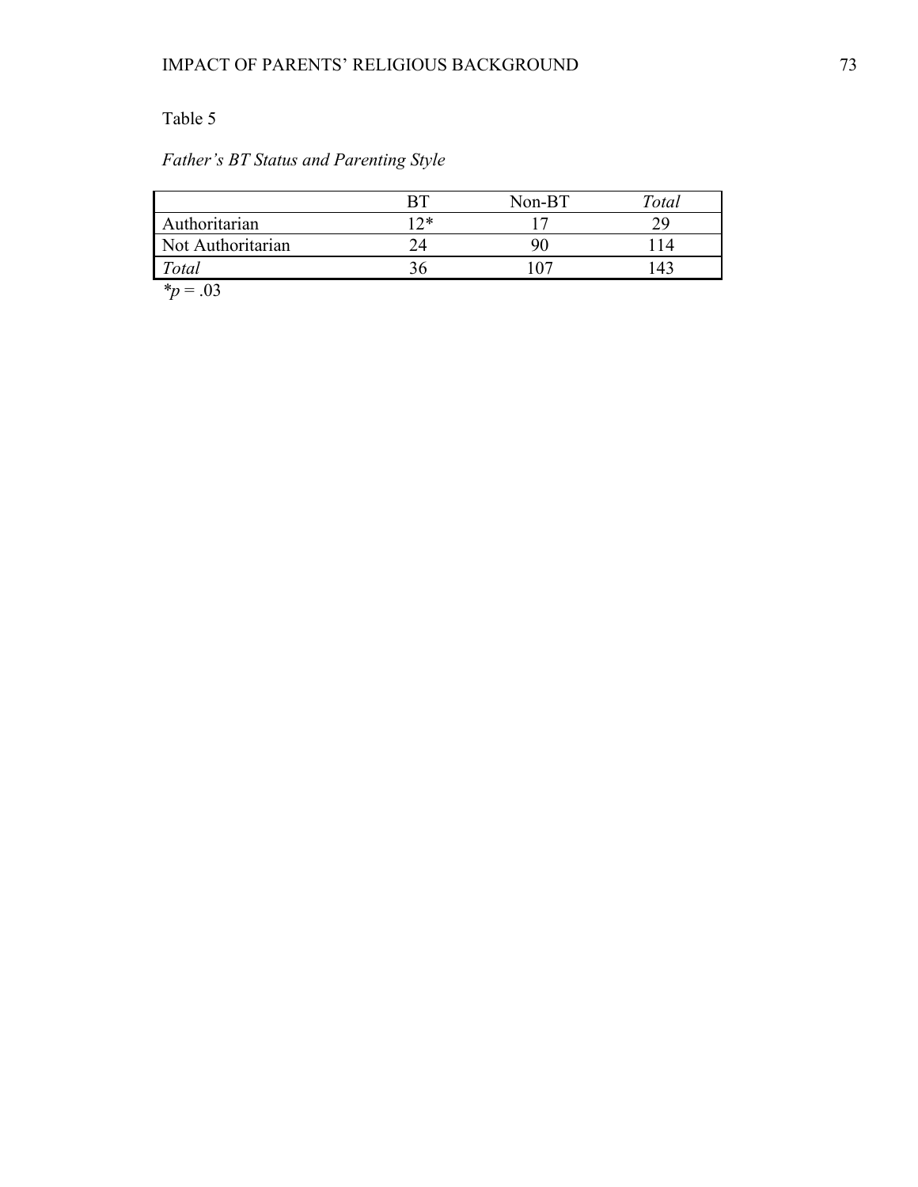Table 5

*Father's BT Status and Parenting Style*

| | BT | Non-BT | *Total* |
|---|---|---|---|
| Authoritarian | 12* | 17 | 29 |
| Not Authoritarian | 24 | 90 | 114 |
| *Total* | 36 | 107 | 143 |

*$p = .03$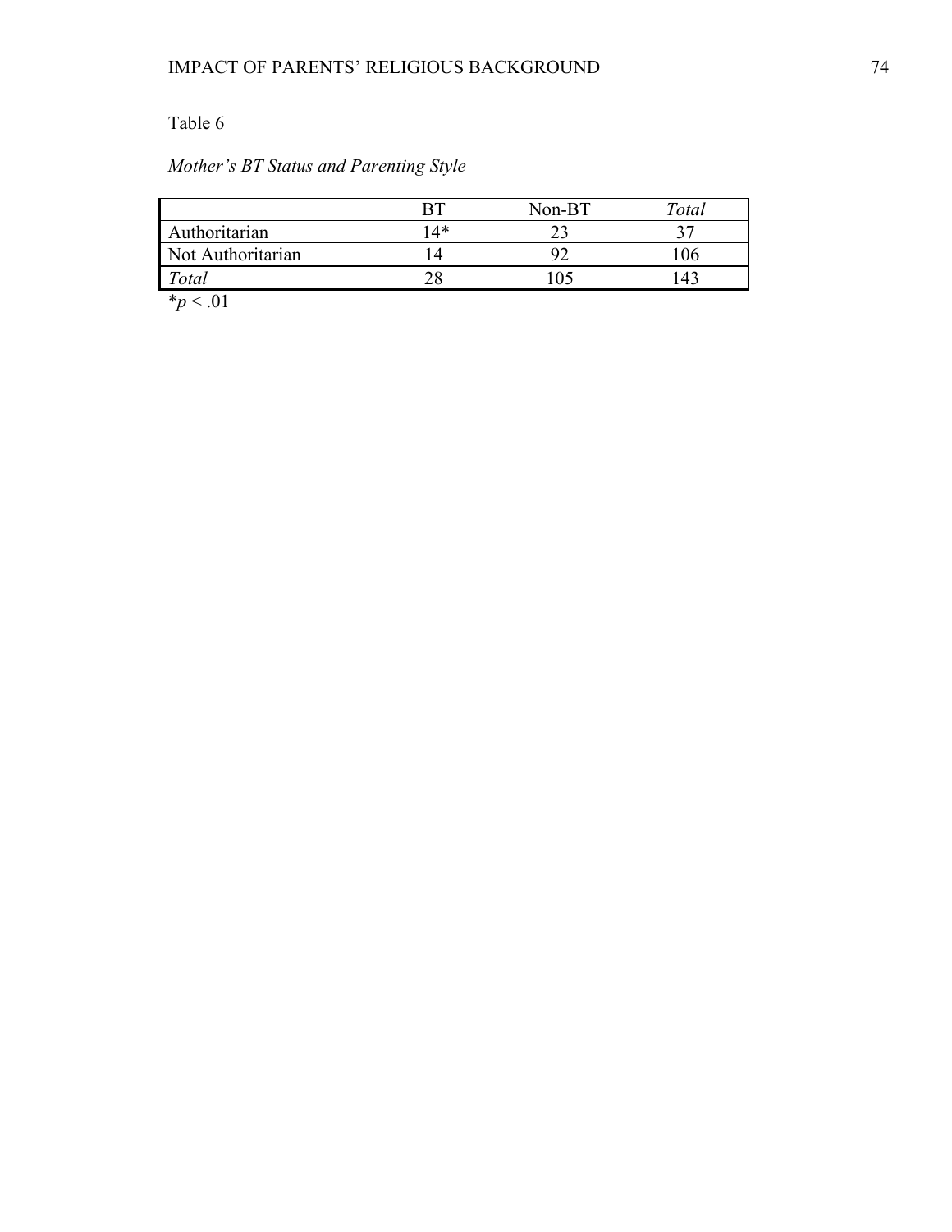Table 6

*Mother's BT Status and Parenting Style*

| | BT | Non-BT | *Total* |
|---|---|---|---|
| Authoritarian | 14* | 23 | 37 |
| Not Authoritarian | 14 | 92 | 106 |
| *Total* | 28 | 105 | 143 |

*$p < .01$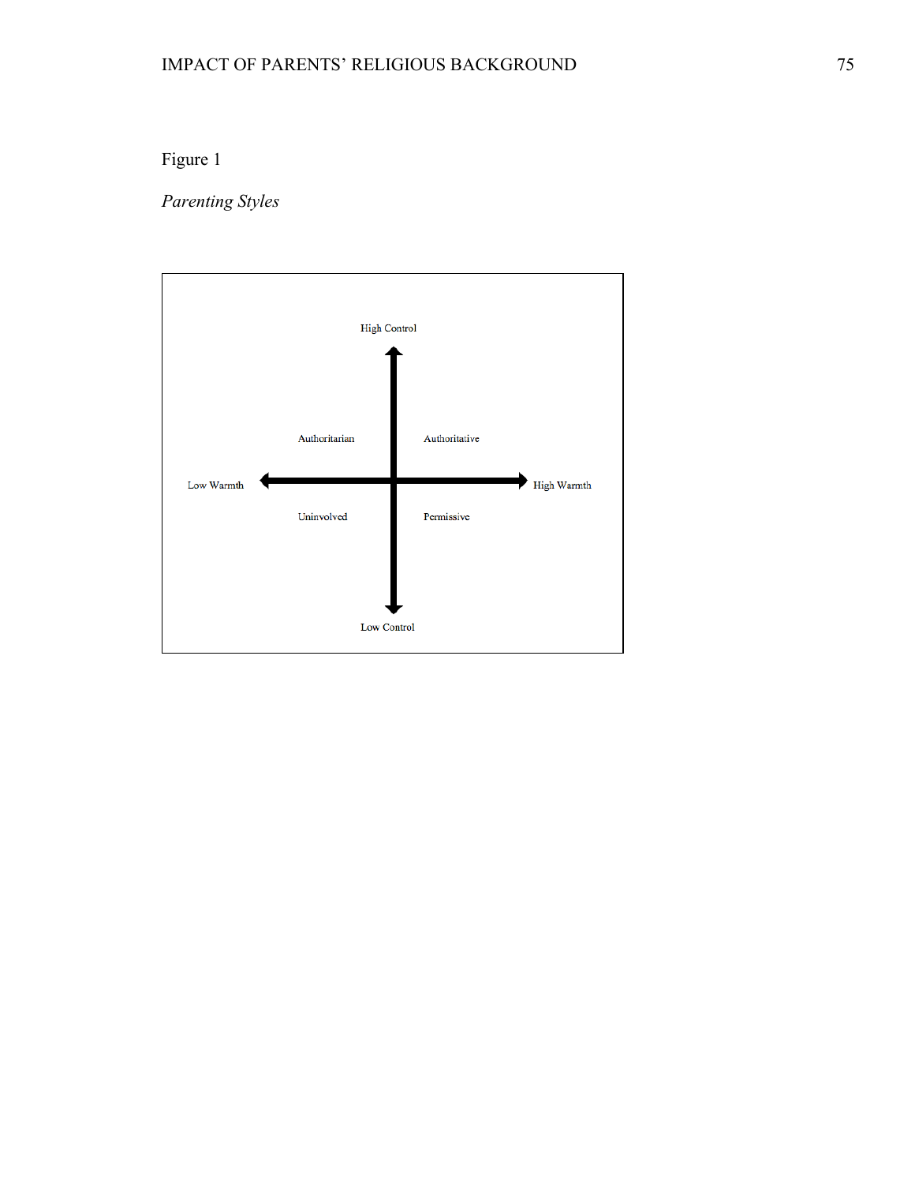Figure 1

*Parenting Styles*

High Control

Authoritarian | Authoritative

Low Warmth | High Warmth

Uninvolved | Permissive

Low Control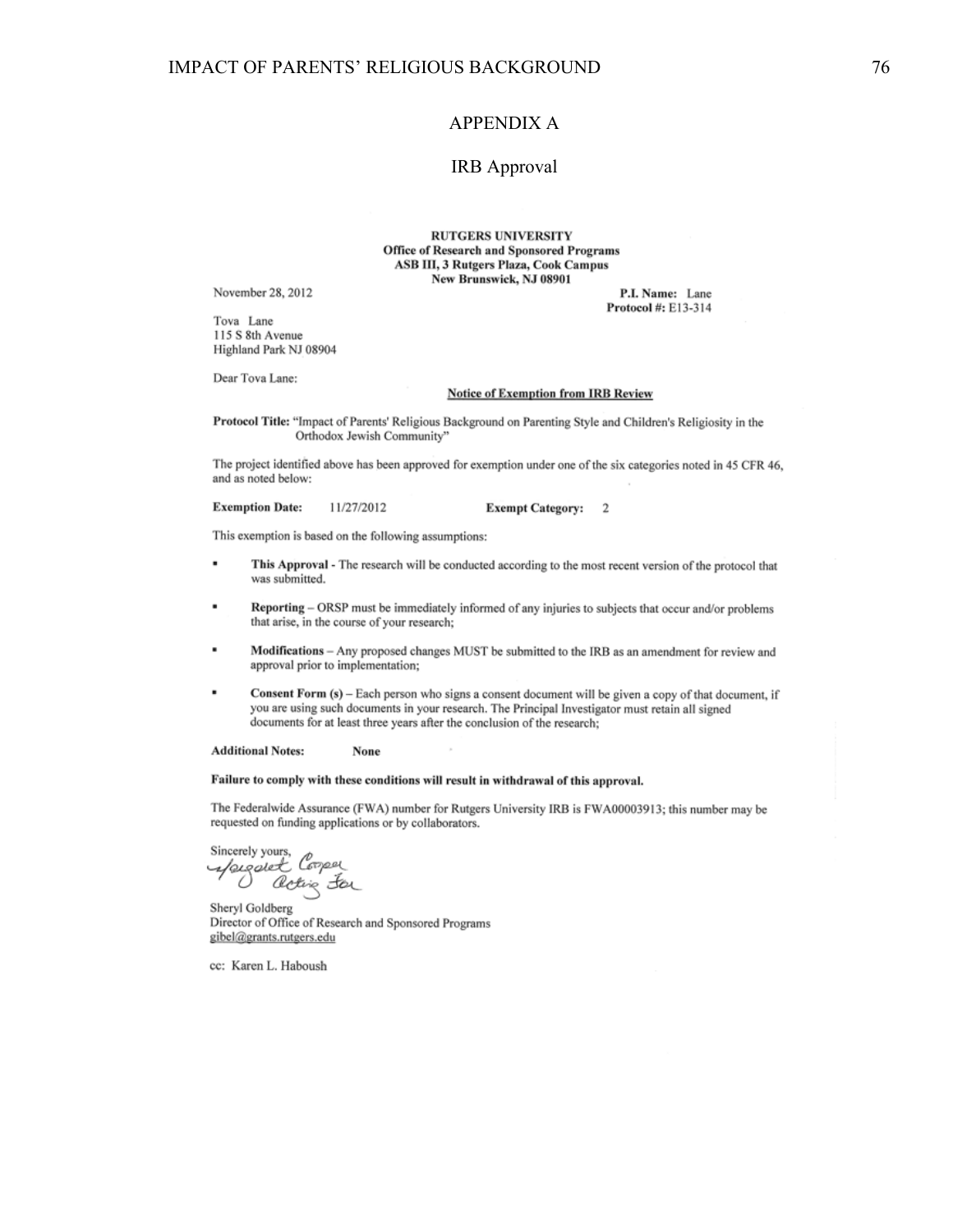# APPENDIX A

## IRB Approval

**RUTGERS UNIVERSITY**
**Office of Research and Sponsored Programs**
**ASB III, 3 Rutgers Plaza, Cook Campus**
**New Brunswick, NJ 08901**

November 28, 2012

**P.I. Name:** Lane
**Protocol #:** E13-314

Tova Lane
115 S 8th Avenue
Highland Park NJ 08904

Dear Tova Lane:

**Notice of Exemption from IRB Review**

**Protocol Title:** "Impact of Parents' Religious Background on Parenting Style and Children's Religiosity in the Orthodox Jewish Community"

The project identified above has been approved for exemption under one of the six categories noted in 45 CFR 46, and as noted below:

**Exemption Date:** 11/27/2012 **Exempt Category:** 2

This exemption is based on the following assumptions:

- **This Approval** - The research will be conducted according to the most recent version of the protocol that was submitted.
- **Reporting** – ORSP must be immediately informed of any injuries to subjects that occur and/or problems that arise, in the course of your research;
- **Modifications** – Any proposed changes MUST be submitted to the IRB as an amendment for review and approval prior to implementation;
- **Consent Form (s)** – Each person who signs a consent document will be given a copy of that document, if you are using such documents in your research. The Principal Investigator must retain all signed documents for at least three years after the conclusion of the research;

**Additional Notes:** None

**Failure to comply with these conditions will result in withdrawal of this approval.**

The Federalwide Assurance (FWA) number for Rutgers University IRB is FWA00003913; this number may be requested on funding applications or by collaborators.

Sincerely yours,
Margaret Cooper
Acting For

Sheryl Goldberg
Director of Office of Research and Sponsored Programs
gibel@grants.rutgers.edu

cc: Karen L. Haboush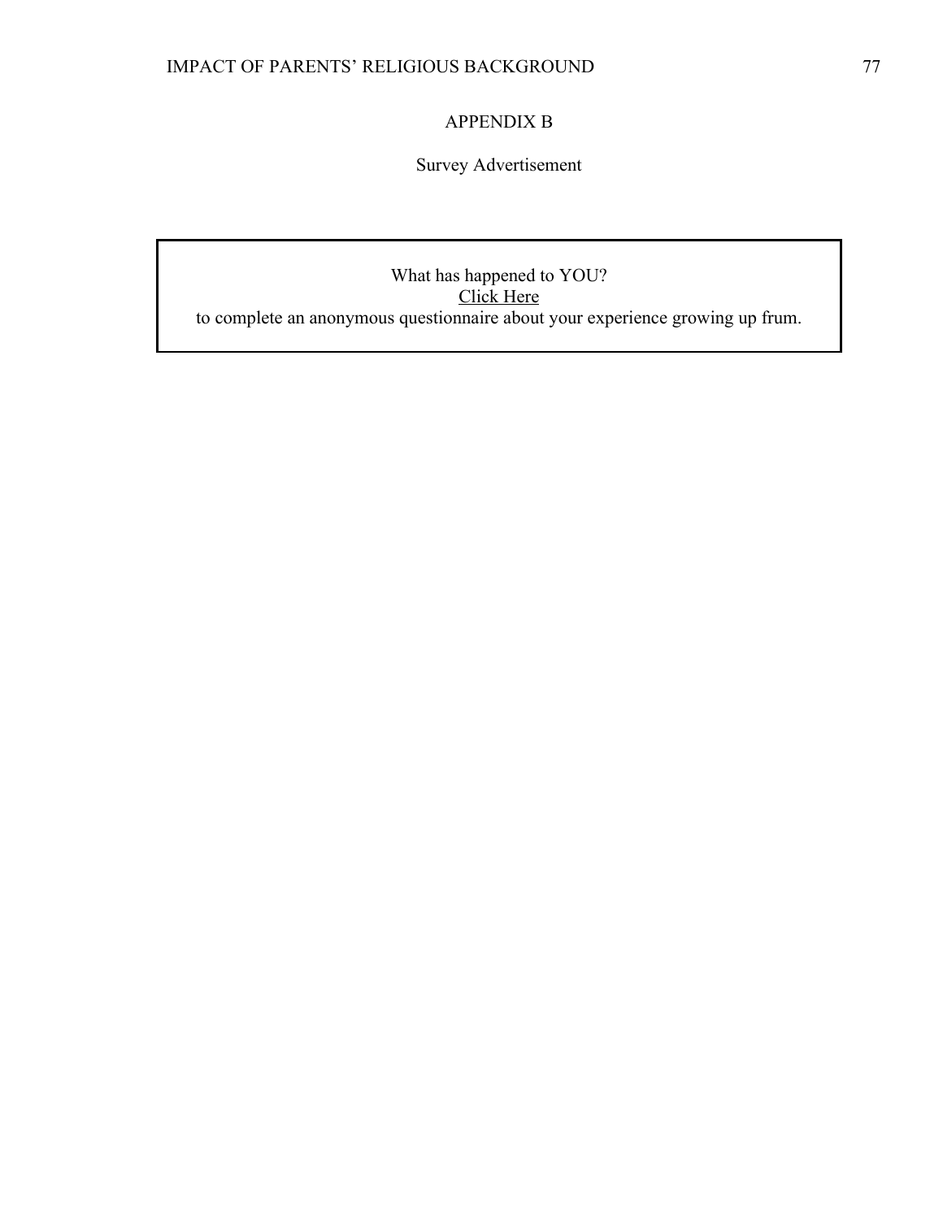# APPENDIX B

## Survey Advertisement

What has happened to YOU?
Click Here
to complete an anonymous questionnaire about your experience growing up frum.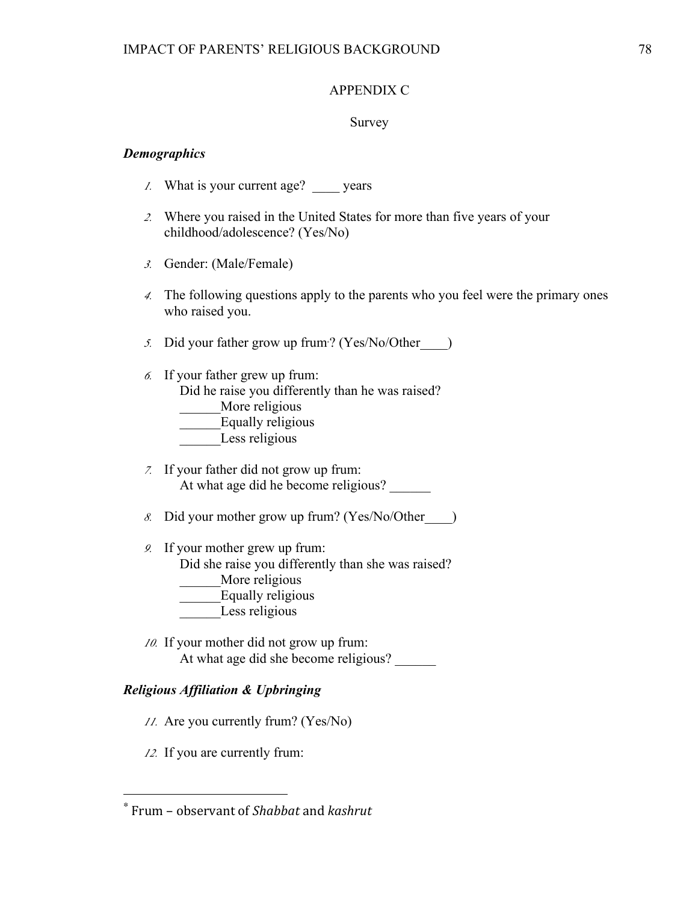# APPENDIX C

## Survey

### *Demographics*

1. What is your current age? ____ years

2. Where you raised in the United States for more than five years of your childhood/adolescence? (Yes/No)

3. Gender: (Male/Female)

4. The following questions apply to the parents who you feel were the primary ones who raised you.

5. Did your father grow up frum[*]? (Yes/No/Other____)

6. If your father grew up frum:
   Did he raise you differently than he was raised?
   ______More religious
   ______Equally religious
   ______Less religious

7. If your father did not grow up frum:
   At what age did he become religious? ______

8. Did your mother grow up frum? (Yes/No/Other____)

9. If your mother grew up frum:
   Did she raise you differently than she was raised?
   ______More religious
   ______Equally religious
   ______Less religious

10. If your mother did not grow up frum:
    At what age did she become religious? ______

### *Religious Affiliation & Upbringing*

11. Are you currently frum? (Yes/No)

12. If you are currently frum:

---

[*] Frum – observant of *Shabbat* and *kashrut*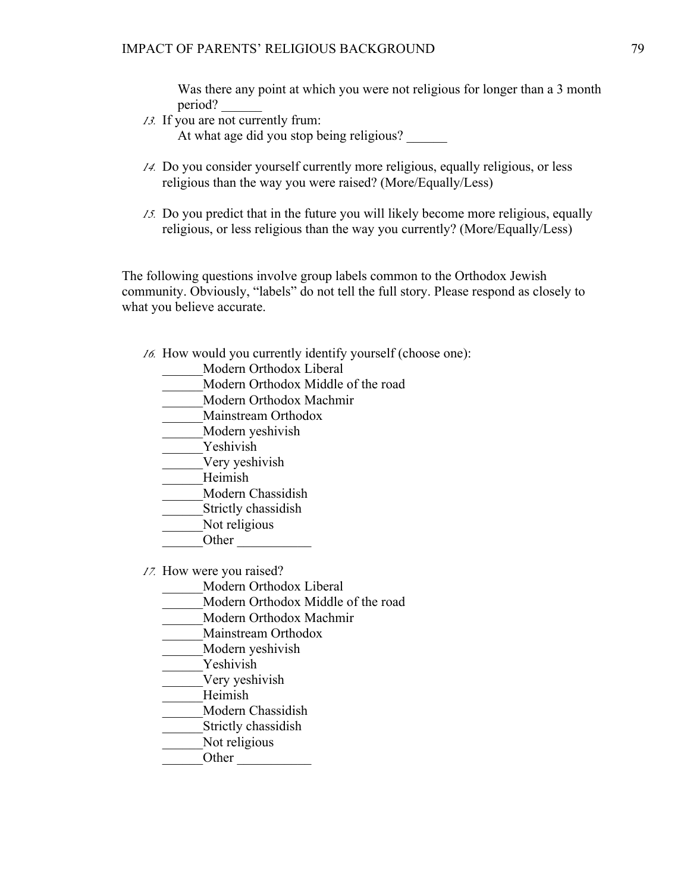Was there any point at which you were not religious for longer than a 3 month period? ______

13. If you are not currently frum:
    At what age did you stop being religious? ______

14. Do you consider yourself currently more religious, equally religious, or less religious than the way you were raised? (More/Equally/Less)

15. Do you predict that in the future you will likely become more religious, equally religious, or less religious than the way you currently? (More/Equally/Less)

The following questions involve group labels common to the Orthodox Jewish community. Obviously, "labels" do not tell the full story. Please respond as closely to what you believe accurate.

16. How would you currently identify yourself (choose one):
    ______Modern Orthodox Liberal
    ______Modern Orthodox Middle of the road
    ______Modern Orthodox Machmir
    ______Mainstream Orthodox
    ______Modern yeshivish
    ______Yeshivish
    ______Very yeshivish
    ______Heimish
    ______Modern Chassidish
    ______Strictly chassidish
    ______Not religious
    ______Other ___________

17. How were you raised?
    ______Modern Orthodox Liberal
    ______Modern Orthodox Middle of the road
    ______Modern Orthodox Machmir
    ______Mainstream Orthodox
    ______Modern yeshivish
    ______Yeshivish
    ______Very yeshivish
    ______Heimish
    ______Modern Chassidish
    ______Strictly chassidish
    ______Not religious
    ______Other ___________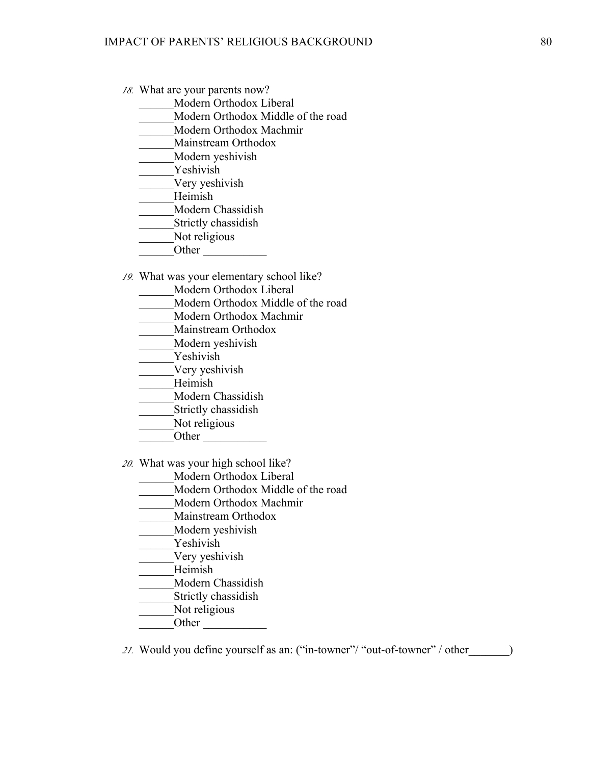18. What are your parents now?
    ______Modern Orthodox Liberal
    ______Modern Orthodox Middle of the road
    ______Modern Orthodox Machmir
    ______Mainstream Orthodox
    ______Modern yeshivish
    ______Yeshivish
    ______Very yeshivish
    ______Heimish
    ______Modern Chassidish
    ______Strictly chassidish
    ______Not religious
    ______Other ___________

19. What was your elementary school like?
    ______Modern Orthodox Liberal
    ______Modern Orthodox Middle of the road
    ______Modern Orthodox Machmir
    ______Mainstream Orthodox
    ______Modern yeshivish
    ______Yeshivish
    ______Very yeshivish
    ______Heimish
    ______Modern Chassidish
    ______Strictly chassidish
    ______Not religious
    ______Other ___________

20. What was your high school like?
    ______Modern Orthodox Liberal
    ______Modern Orthodox Middle of the road
    ______Modern Orthodox Machmir
    ______Mainstream Orthodox
    ______Modern yeshivish
    ______Yeshivish
    ______Very yeshivish
    ______Heimish
    ______Modern Chassidish
    ______Strictly chassidish
    ______Not religious
    ______Other ___________

21. Would you define yourself as an: ("in-towner"/ "out-of-towner" / other_______)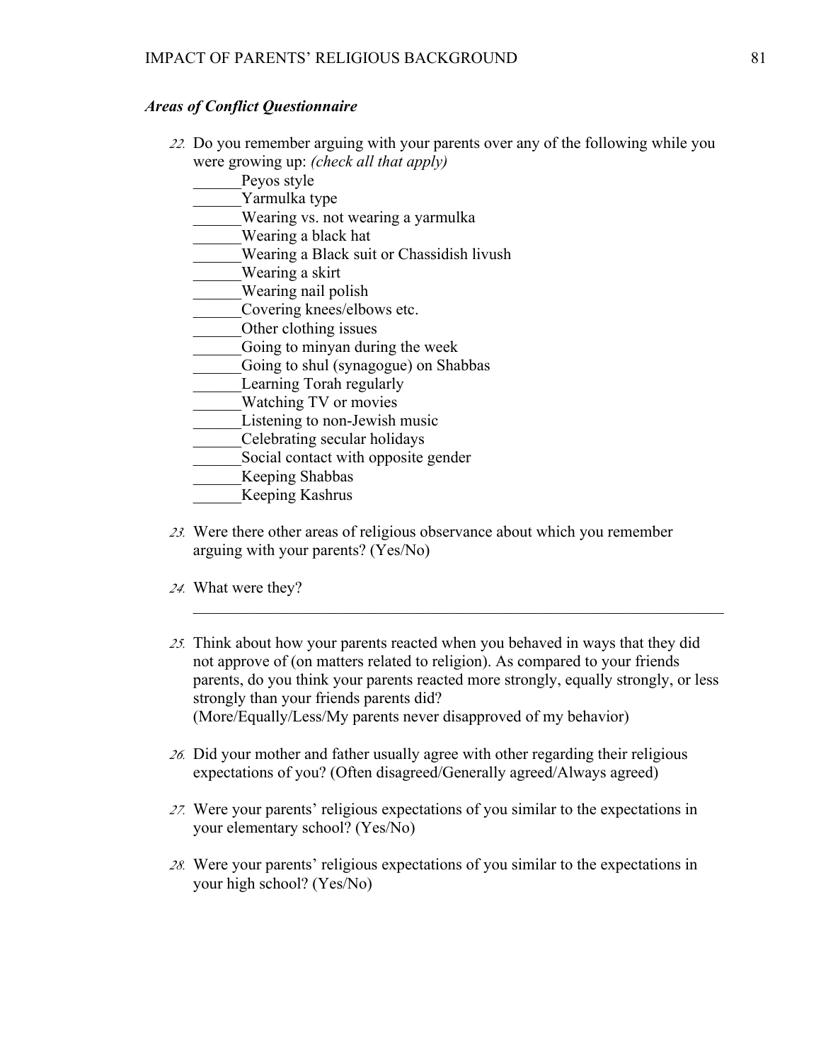### *Areas of Conflict Questionnaire*

22. Do you remember arguing with your parents over any of the following while you were growing up: *(check all that apply)*

    ______Peyos style
    ______Yarmulka type
    ______Wearing vs. not wearing a yarmulka
    ______Wearing a black hat
    ______Wearing a Black suit or Chassidish livush
    ______Wearing a skirt
    ______Wearing nail polish
    ______Covering knees/elbows etc.
    ______Other clothing issues
    ______Going to minyan during the week
    ______Going to shul (synagogue) on Shabbas
    ______Learning Torah regularly
    ______Watching TV or movies
    ______Listening to non-Jewish music
    ______Celebrating secular holidays
    ______Social contact with opposite gender
    ______Keeping Shabbas
    ______Keeping Kashrus

23. Were there other areas of religious observance about which you remember arguing with your parents? (Yes/No)

24. What were they?

    ______________________________________________________________________

25. Think about how your parents reacted when you behaved in ways that they did not approve of (on matters related to religion). As compared to your friends parents, do you think your parents reacted more strongly, equally strongly, or less strongly than your friends parents did?
    (More/Equally/Less/My parents never disapproved of my behavior)

26. Did your mother and father usually agree with other regarding their religious expectations of you? (Often disagreed/Generally agreed/Always agreed)

27. Were your parents' religious expectations of you similar to the expectations in your elementary school? (Yes/No)

28. Were your parents' religious expectations of you similar to the expectations in your high school? (Yes/No)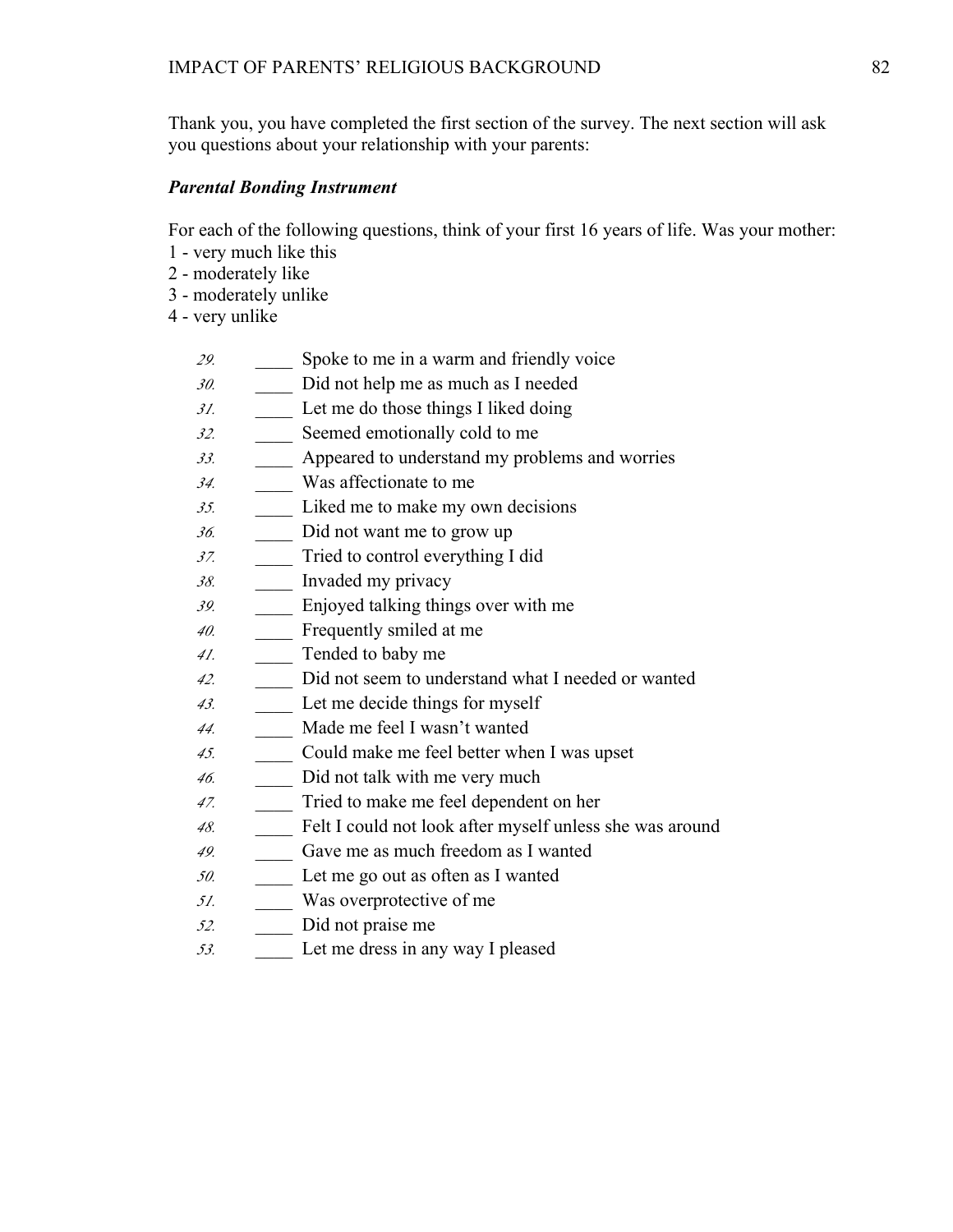Thank you, you have completed the first section of the survey. The next section will ask you questions about your relationship with your parents:

***Parental Bonding Instrument***

For each of the following questions, think of your first 16 years of life. Was your mother:
1 - very much like this
2 - moderately like
3 - moderately unlike
4 - very unlike

29. ____ Spoke to me in a warm and friendly voice
30. ____ Did not help me as much as I needed
31. ____ Let me do those things I liked doing
32. ____ Seemed emotionally cold to me
33. ____ Appeared to understand my problems and worries
34. ____ Was affectionate to me
35. ____ Liked me to make my own decisions
36. ____ Did not want me to grow up
37. ____ Tried to control everything I did
38. ____ Invaded my privacy
39. ____ Enjoyed talking things over with me
40. ____ Frequently smiled at me
41. ____ Tended to baby me
42. ____ Did not seem to understand what I needed or wanted
43. ____ Let me decide things for myself
44. ____ Made me feel I wasn't wanted
45. ____ Could make me feel better when I was upset
46. ____ Did not talk with me very much
47. ____ Tried to make me feel dependent on her
48. ____ Felt I could not look after myself unless she was around
49. ____ Gave me as much freedom as I wanted
50. ____ Let me go out as often as I wanted
51. ____ Was overprotective of me
52. ____ Did not praise me
53. ____ Let me dress in any way I pleased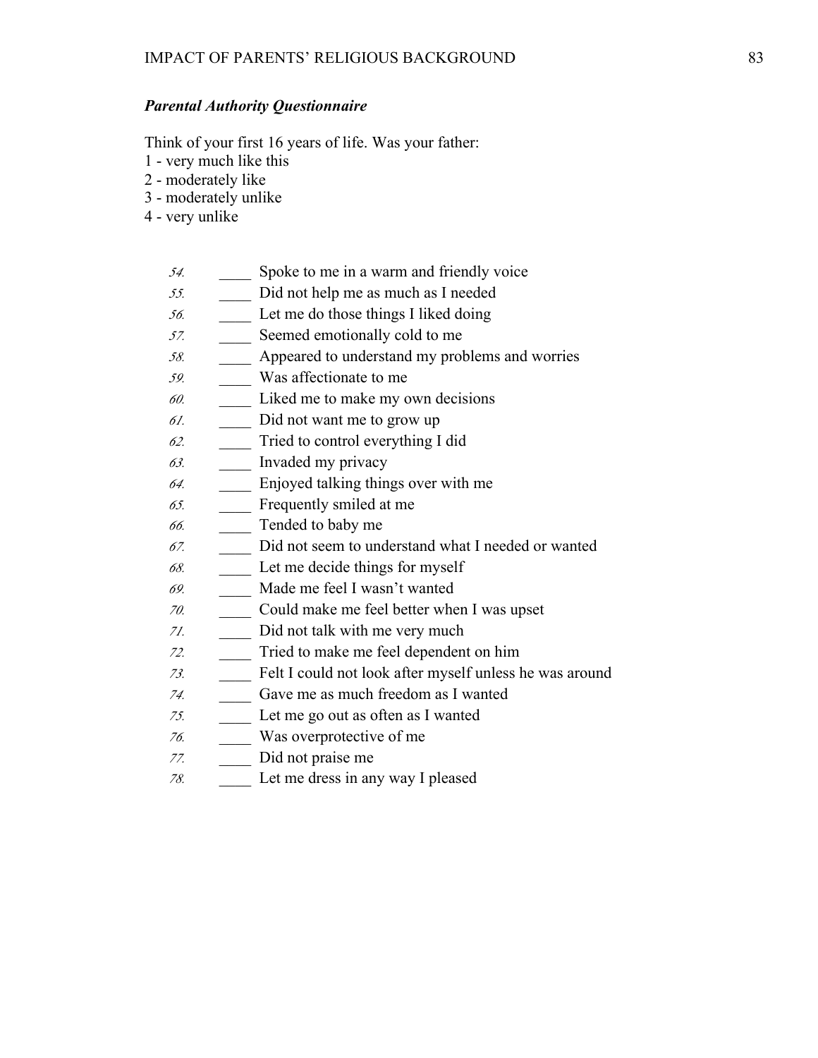***Parental Authority Questionnaire***

Think of your first 16 years of life. Was your father:
1 - very much like this
2 - moderately like
3 - moderately unlike
4 - very unlike

*54.* ____ Spoke to me in a warm and friendly voice
*55.* ____ Did not help me as much as I needed
*56.* ____ Let me do those things I liked doing
*57.* ____ Seemed emotionally cold to me
*58.* ____ Appeared to understand my problems and worries
*59.* ____ Was affectionate to me
*60.* ____ Liked me to make my own decisions
*61.* ____ Did not want me to grow up
*62.* ____ Tried to control everything I did
*63.* ____ Invaded my privacy
*64.* ____ Enjoyed talking things over with me
*65.* ____ Frequently smiled at me
*66.* ____ Tended to baby me
*67.* ____ Did not seem to understand what I needed or wanted
*68.* ____ Let me decide things for myself
*69.* ____ Made me feel I wasn't wanted
*70.* ____ Could make me feel better when I was upset
*71.* ____ Did not talk with me very much
*72.* ____ Tried to make me feel dependent on him
*73.* ____ Felt I could not look after myself unless he was around
*74.* ____ Gave me as much freedom as I wanted
*75.* ____ Let me go out as often as I wanted
*76.* ____ Was overprotective of me
*77.* ____ Did not praise me
*78.* ____ Let me dress in any way I pleased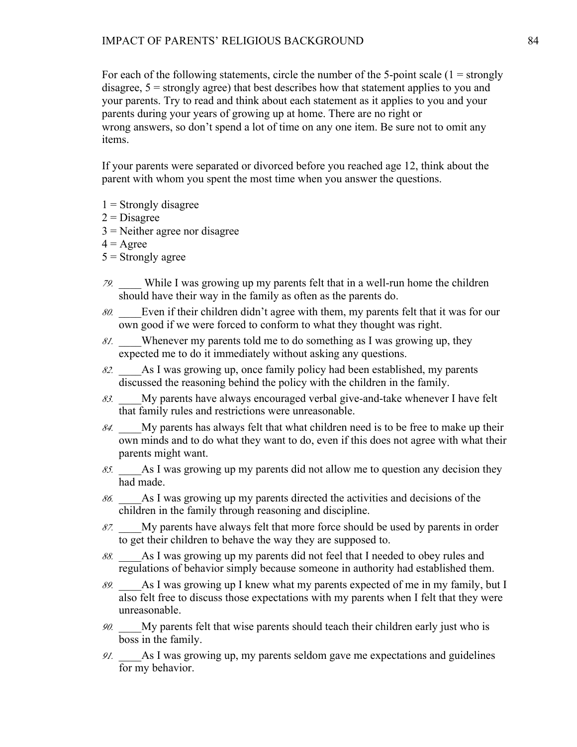For each of the following statements, circle the number of the 5-point scale (1 = strongly disagree, 5 = strongly agree) that best describes how that statement applies to you and your parents. Try to read and think about each statement as it applies to you and your parents during your years of growing up at home. There are no right or wrong answers, so don't spend a lot of time on any one item. Be sure not to omit any items.

If your parents were separated or divorced before you reached age 12, think about the parent with whom you spent the most time when you answer the questions.

1 = Strongly disagree
2 = Disagree
3 = Neither agree nor disagree
4 = Agree
5 = Strongly agree

79. ____ While I was growing up my parents felt that in a well-run home the children should have their way in the family as often as the parents do.
80. ____Even if their children didn't agree with them, my parents felt that it was for our own good if we were forced to conform to what they thought was right.
81. ____Whenever my parents told me to do something as I was growing up, they expected me to do it immediately without asking any questions.
82. ____As I was growing up, once family policy had been established, my parents discussed the reasoning behind the policy with the children in the family.
83. ____My parents have always encouraged verbal give-and-take whenever I have felt that family rules and restrictions were unreasonable.
84. ____My parents has always felt that what children need is to be free to make up their own minds and to do what they want to do, even if this does not agree with what their parents might want.
85. ____As I was growing up my parents did not allow me to question any decision they had made.
86. ____As I was growing up my parents directed the activities and decisions of the children in the family through reasoning and discipline.
87. ____My parents have always felt that more force should be used by parents in order to get their children to behave the way they are supposed to.
88. ____As I was growing up my parents did not feel that I needed to obey rules and regulations of behavior simply because someone in authority had established them.
89. ____As I was growing up I knew what my parents expected of me in my family, but I also felt free to discuss those expectations with my parents when I felt that they were unreasonable.
90. ____My parents felt that wise parents should teach their children early just who is boss in the family.
91. ____As I was growing up, my parents seldom gave me expectations and guidelines for my behavior.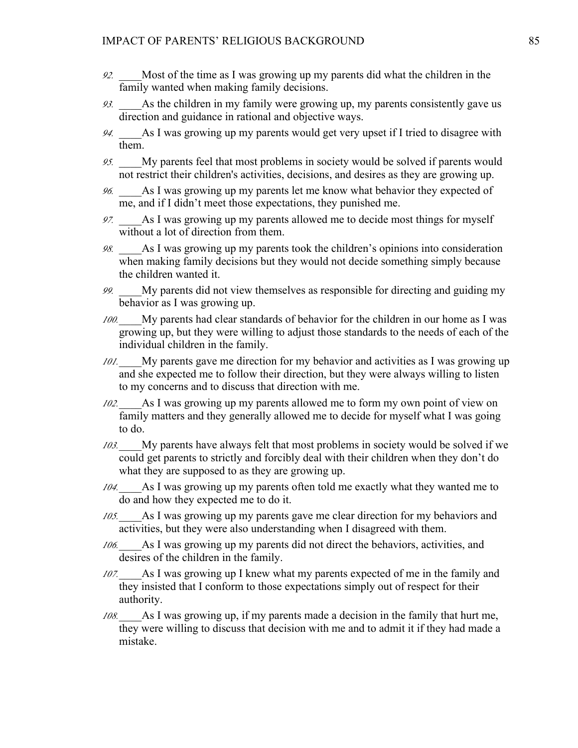92. ____Most of the time as I was growing up my parents did what the children in the family wanted when making family decisions.

93. ____As the children in my family were growing up, my parents consistently gave us direction and guidance in rational and objective ways.

94. ____As I was growing up my parents would get very upset if I tried to disagree with them.

95. ____My parents feel that most problems in society would be solved if parents would not restrict their children's activities, decisions, and desires as they are growing up.

96. ____As I was growing up my parents let me know what behavior they expected of me, and if I didn't meet those expectations, they punished me.

97. ____As I was growing up my parents allowed me to decide most things for myself without a lot of direction from them.

98. ____As I was growing up my parents took the children's opinions into consideration when making family decisions but they would not decide something simply because the children wanted it.

99. ____My parents did not view themselves as responsible for directing and guiding my behavior as I was growing up.

100. ____My parents had clear standards of behavior for the children in our home as I was growing up, but they were willing to adjust those standards to the needs of each of the individual children in the family.

101. ____My parents gave me direction for my behavior and activities as I was growing up and she expected me to follow their direction, but they were always willing to listen to my concerns and to discuss that direction with me.

102. ____As I was growing up my parents allowed me to form my own point of view on family matters and they generally allowed me to decide for myself what I was going to do.

103. ____My parents have always felt that most problems in society would be solved if we could get parents to strictly and forcibly deal with their children when they don't do what they are supposed to as they are growing up.

104. ____As I was growing up my parents often told me exactly what they wanted me to do and how they expected me to do it.

105. ____As I was growing up my parents gave me clear direction for my behaviors and activities, but they were also understanding when I disagreed with them.

106. ____As I was growing up my parents did not direct the behaviors, activities, and desires of the children in the family.

107. ____As I was growing up I knew what my parents expected of me in the family and they insisted that I conform to those expectations simply out of respect for their authority.

108. ____As I was growing up, if my parents made a decision in the family that hurt me, they were willing to discuss that decision with me and to admit it if they had made a mistake.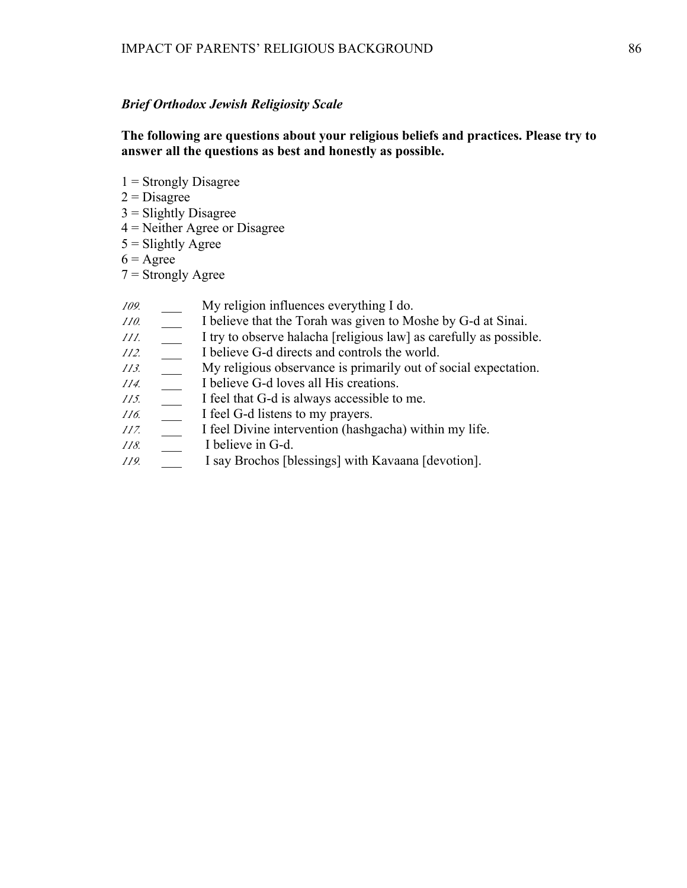*Brief Orthodox Jewish Religiosity Scale*

**The following are questions about your religious beliefs and practices. Please try to answer all the questions as best and honestly as possible.**

1 = Strongly Disagree
2 = Disagree
3 = Slightly Disagree
4 = Neither Agree or Disagree
5 = Slightly Agree
6 = Agree
7 = Strongly Agree

*109.* ___ My religion influences everything I do.
*110.* ___ I believe that the Torah was given to Moshe by G-d at Sinai.
*111.* ___ I try to observe halacha [religious law] as carefully as possible.
*112.* ___ I believe G-d directs and controls the world.
*113.* ___ My religious observance is primarily out of social expectation.
*114.* ___ I believe G-d loves all His creations.
*115.* ___ I feel that G-d is always accessible to me.
*116.* ___ I feel G-d listens to my prayers.
*117.* ___ I feel Divine intervention (hashgacha) within my life.
*118.* ___ I believe in G-d.
*119.* ___ I say Brochos [blessings] with Kavaana [devotion].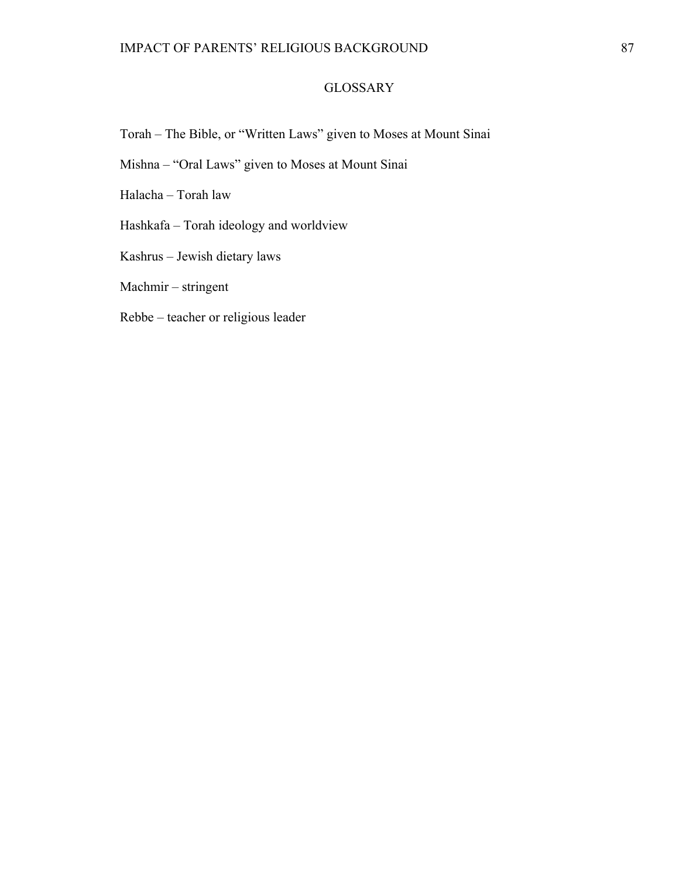## GLOSSARY

Torah – The Bible, or "Written Laws" given to Moses at Mount Sinai

Mishna – "Oral Laws" given to Moses at Mount Sinai

Halacha – Torah law

Hashkafa – Torah ideology and worldview

Kashrus – Jewish dietary laws

Machmir – stringent

Rebbe – teacher or religious leader